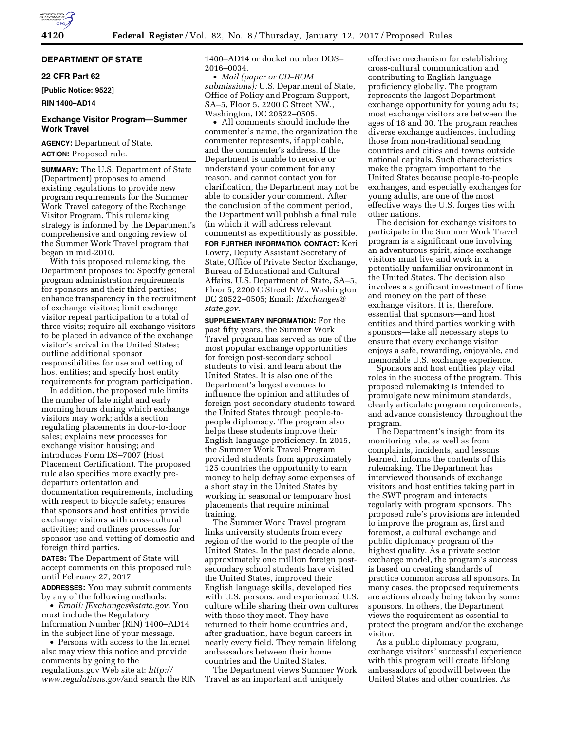# DEPARTMENT OF STATE

## 22 CFR Part 62

**[Public Notice: 9522]**

**RIN 1400–AD14**

## Exchange Visitor Program—Summer Work Travel

**AGENCY:** Department of State.

**ACTION:** Proposed rule.

**SUMMARY:** The U.S. Department of State (Department) proposes to amend existing regulations to provide new program requirements for the Summer Work Travel category of the Exchange Visitor Program. This rulemaking strategy is informed by the Department's comprehensive and ongoing review of the Summer Work Travel program that began in mid-2010.

With this proposed rulemaking, the Department proposes to: Specify general program administration requirements for sponsors and their third parties; enhance transparency in the recruitment of exchange visitors; limit exchange visitor repeat participation to a total of three visits; require all exchange visitors to be placed in advance of the exchange visitor's arrival in the United States; outline additional sponsor responsibilities for use and vetting of host entities; and specify host entity requirements for program participation.

In addition, the proposed rule limits the number of late night and early morning hours during which exchange visitors may work; adds a section regulating placements in door-to-door sales; explains new processes for exchange visitor housing; and introduces Form DS–7007 (Host Placement Certification). The proposed rule also specifies more exactly pre-departure orientation and documentation requirements, including with respect to bicycle safety; ensures that sponsors and host entities provide exchange visitors with cross-cultural activities; and outlines processes for sponsor use and vetting of domestic and foreign third parties.

**DATES:** The Department of State will accept comments on this proposed rule until February 27, 2017.

**ADDRESSES:** You may submit comments by any of the following methods:

- *Email: JExchanges@state.gov.* You must include the Regulatory Information Number (RIN) 1400–AD14 in the subject line of your message.
- Persons with access to the Internet also may view this notice and provide comments by going to the regulations.gov Web site at: *http://www.regulations.gov/*and search the RIN 1400–AD14 or docket number DOS–2016–0034.
- *Mail (paper or CD–ROM submissions):* U.S. Department of State, Office of Policy and Program Support, SA–5, Floor 5, 2200 C Street NW., Washington, DC 20522–0505.
- All comments should include the commenter's name, the organization the commenter represents, if applicable, and the commenter's address. If the Department is unable to receive or understand your comment for any reason, and cannot contact you for clarification, the Department may not be able to consider your comment. After the conclusion of the comment period, the Department will publish a final rule (in which it will address relevant comments) as expeditiously as possible.

**FOR FURTHER INFORMATION CONTACT:** Keri Lowry, Deputy Assistant Secretary of State, Office of Private Sector Exchange, Bureau of Educational and Cultural Affairs, U.S. Department of State, SA–5, Floor 5, 2200 C Street NW., Washington, DC 20522–0505; Email: *JExchanges@state.gov.*

**SUPPLEMENTARY INFORMATION:** For the past fifty years, the Summer Work Travel program has served as one of the most popular exchange opportunities for foreign post-secondary school students to visit and learn about the United States. It is also one of the Department's largest avenues to influence the opinion and attitudes of foreign post-secondary students toward the United States through people-to-people diplomacy. The program also helps these students improve their English language proficiency. In 2015, the Summer Work Travel Program provided students from approximately 125 countries the opportunity to earn money to help defray some expenses of a short stay in the United States by working in seasonal or temporary host placements that require minimal training.

The Summer Work Travel program links university students from every region of the world to the people of the United States. In the past decade alone, approximately one million foreign post-secondary school students have visited the United States, improved their English language skills, developed ties with U.S. persons, and experienced U.S. culture while sharing their own cultures with those they meet. They have returned to their home countries and, after graduation, have begun careers in nearly every field. They remain lifelong ambassadors between their home countries and the United States.

The Department views Summer Work Travel as an important and uniquely effective mechanism for establishing cross-cultural communication and contributing to English language proficiency globally. The program represents the largest Department exchange opportunity for young adults; most exchange visitors are between the ages of 18 and 30. The program reaches diverse exchange audiences, including those from non-traditional sending countries and cities and towns outside national capitals. Such characteristics make the program important to the United States because people-to-people exchanges, and especially exchanges for young adults, are one of the most effective ways the U.S. forges ties with other nations.

The decision for exchange visitors to participate in the Summer Work Travel program is a significant one involving an adventurous spirit, since exchange visitors must live and work in a potentially unfamiliar environment in the United States. The decision also involves a significant investment of time and money on the part of these exchange visitors. It is, therefore, essential that sponsors—and host entities and third parties working with sponsors—take all necessary steps to ensure that every exchange visitor enjoys a safe, rewarding, enjoyable, and memorable U.S. exchange experience.

Sponsors and host entities play vital roles in the success of the program. This proposed rulemaking is intended to promulgate new minimum standards, clearly articulate program requirements, and advance consistency throughout the program.

The Department's insight from its monitoring role, as well as from complaints, incidents, and lessons learned, informs the contents of this rulemaking. The Department has interviewed thousands of exchange visitors and host entities taking part in the SWT program and interacts regularly with program sponsors. The proposed rule's provisions are intended to improve the program as, first and foremost, a cultural exchange and public diplomacy program of the highest quality. As a private sector exchange model, the program's success is based on creating standards of practice common across all sponsors. In many cases, the proposed requirements are actions already being taken by some sponsors. In others, the Department views the requirement as essential to protect the program and/or the exchange visitor.

As a public diplomacy program, exchange visitors' successful experience with this program will create lifelong ambassadors of goodwill between the United States and other countries. As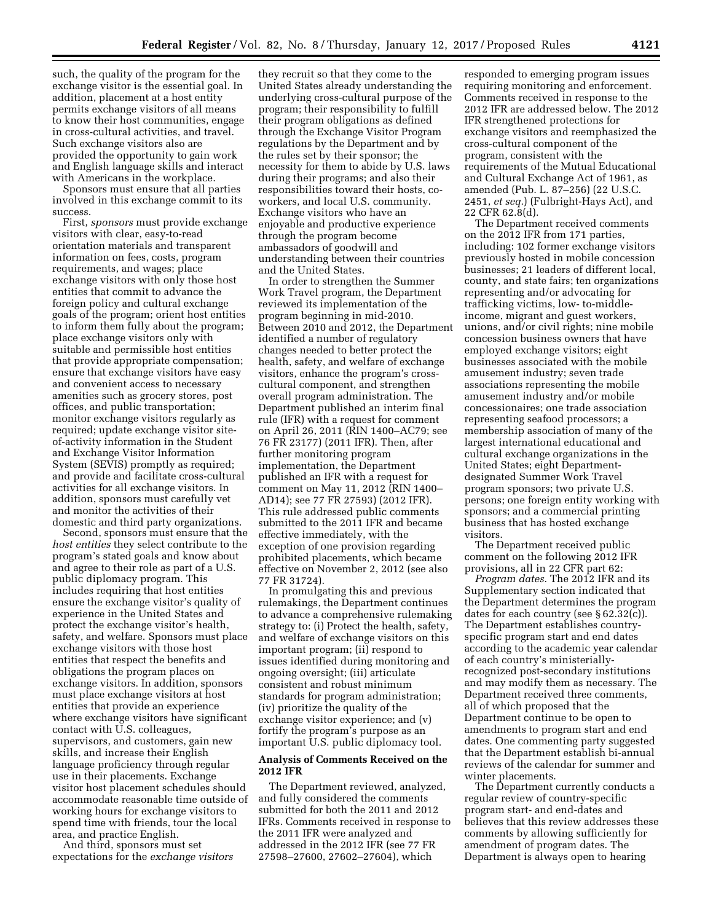such, the quality of the program for the exchange visitor is the essential goal. In addition, placement at a host entity permits exchange visitors of all means to know their host communities, engage in cross-cultural activities, and travel. Such exchange visitors also are provided the opportunity to gain work and English language skills and interact with Americans in the workplace.

Sponsors must ensure that all parties involved in this exchange commit to its success.

First, *sponsors* must provide exchange visitors with clear, easy-to-read orientation materials and transparent information on fees, costs, program requirements, and wages; place exchange visitors with only those host entities that commit to advance the foreign policy and cultural exchange goals of the program; orient host entities to inform them fully about the program; place exchange visitors only with suitable and permissible host entities that provide appropriate compensation; ensure that exchange visitors have easy and convenient access to necessary amenities such as grocery stores, post offices, and public transportation; monitor exchange visitors regularly as required; update exchange visitor site-of-activity information in the Student and Exchange Visitor Information System (SEVIS) promptly as required; and provide and facilitate cross-cultural activities for all exchange visitors. In addition, sponsors must carefully vet and monitor the activities of their domestic and third party organizations.

Second, sponsors must ensure that the *host entities* they select contribute to the program's stated goals and know about and agree to their role as part of a U.S. public diplomacy program. This includes requiring that host entities ensure the exchange visitor's quality of experience in the United States and protect the exchange visitor's health, safety, and welfare. Sponsors must place exchange visitors with those host entities that respect the benefits and obligations the program places on exchange visitors. In addition, sponsors must place exchange visitors at host entities that provide an experience where exchange visitors have significant contact with U.S. colleagues, supervisors, and customers, gain new skills, and increase their English language proficiency through regular use in their placements. Exchange visitor host placement schedules should accommodate reasonable time outside of working hours for exchange visitors to spend time with friends, tour the local area, and practice English.

And third, sponsors must set expectations for the *exchange visitors* they recruit so that they come to the United States already understanding the underlying cross-cultural purpose of the program; their responsibility to fulfill their program obligations as defined through the Exchange Visitor Program regulations by the Department and by the rules set by their sponsor; the necessity for them to abide by U.S. laws during their programs; and also their responsibilities toward their hosts, co-workers, and local U.S. community. Exchange visitors who have an enjoyable and productive experience through the program become ambassadors of goodwill and understanding between their countries and the United States.

In order to strengthen the Summer Work Travel program, the Department reviewed its implementation of the program beginning in mid-2010. Between 2010 and 2012, the Department identified a number of regulatory changes needed to better protect the health, safety, and welfare of exchange visitors, enhance the program's cross-cultural component, and strengthen overall program administration. The Department published an interim final rule (IFR) with a request for comment on April 26, 2011 (RIN 1400–AC79; see 76 FR 23177) (2011 IFR). Then, after further monitoring program implementation, the Department published an IFR with a request for comment on May 11, 2012 (RIN 1400–AD14); see 77 FR 27593) (2012 IFR). This rule addressed public comments submitted to the 2011 IFR and became effective immediately, with the exception of one provision regarding prohibited placements, which became effective on November 2, 2012 (see also 77 FR 31724).

In promulgating this and previous rulemakings, the Department continues to advance a comprehensive rulemaking strategy to: (i) Protect the health, safety, and welfare of exchange visitors on this important program; (ii) respond to issues identified during monitoring and ongoing oversight; (iii) articulate consistent and robust minimum standards for program administration; (iv) prioritize the quality of the exchange visitor experience; and (v) fortify the program's purpose as an important U.S. public diplomacy tool.

## Analysis of Comments Received on the 2012 IFR

The Department reviewed, analyzed, and fully considered the comments submitted for both the 2011 and 2012 IFRs. Comments received in response to the 2011 IFR were analyzed and addressed in the 2012 IFR (see 77 FR 27598–27600, 27602–27604), which responded to emerging program issues requiring monitoring and enforcement. Comments received in response to the 2012 IFR are addressed below. The 2012 IFR strengthened protections for exchange visitors and reemphasized the cross-cultural component of the program, consistent with the requirements of the Mutual Educational and Cultural Exchange Act of 1961, as amended (Pub. L. 87–256) (22 U.S.C. 2451, *et seq.*) (Fulbright-Hays Act), and 22 CFR 62.8(d).

The Department received comments on the 2012 IFR from 171 parties, including: 102 former exchange visitors previously hosted in mobile concession businesses; 21 leaders of different local, county, and state fairs; ten organizations representing and/or advocating for trafficking victims, low- to-middle-income, migrant and guest workers, unions, and/or civil rights; nine mobile concession business owners that have employed exchange visitors; eight businesses associated with the mobile amusement industry; seven trade associations representing the mobile amusement industry and/or mobile concessionaires; one trade association representing seafood processors; a membership association of many of the largest international educational and cultural exchange organizations in the United States; eight Department-designated Summer Work Travel program sponsors; two private U.S. persons; one foreign entity working with sponsors; and a commercial printing business that has hosted exchange visitors.

The Department received public comment on the following 2012 IFR provisions, all in 22 CFR part 62:

*Program dates.* The 2012 IFR and its Supplementary section indicated that the Department determines the program dates for each country (see § 62.32(c)). The Department establishes country-specific program start and end dates according to the academic year calendar of each country's ministerially-recognized post-secondary institutions and may modify them as necessary. The Department received three comments, all of which proposed that the Department continue to be open to amendments to program start and end dates. One commenting party suggested that the Department establish bi-annual reviews of the calendar for summer and winter placements.

The Department currently conducts a regular review of country-specific program start- and end-dates and believes that this review addresses these comments by allowing sufficiently for amendment of program dates. The Department is always open to hearing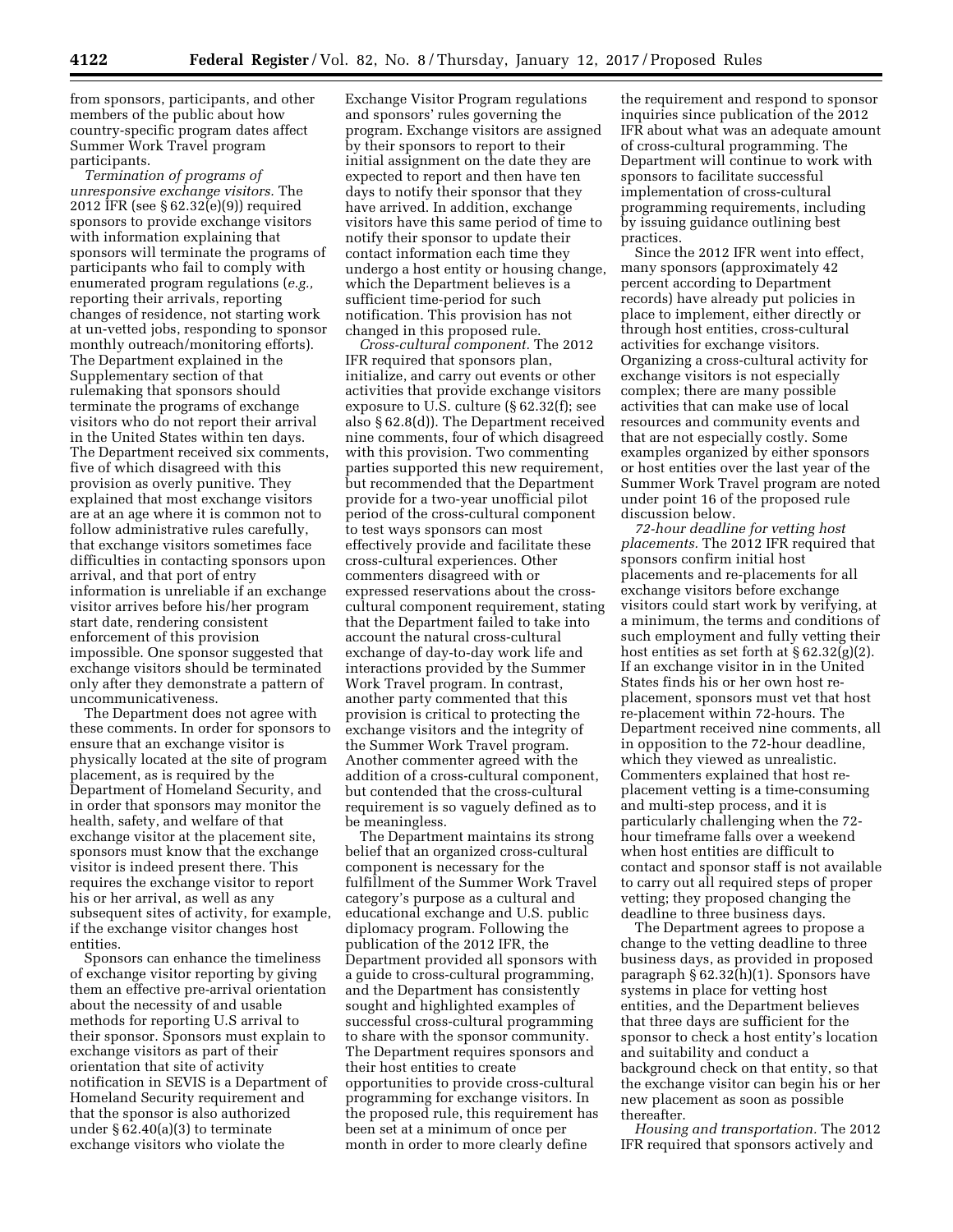from sponsors, participants, and other members of the public about how country-specific program dates affect Summer Work Travel program participants.

*Termination of programs of unresponsive exchange visitors.* The 2012 IFR (see § 62.32(e)(9)) required sponsors to provide exchange visitors with information explaining that sponsors will terminate the programs of participants who fail to comply with enumerated program regulations (*e.g.,* reporting their arrivals, reporting changes of residence, not starting work at un-vetted jobs, responding to sponsor monthly outreach/monitoring efforts). The Department explained in the Supplementary section of that rulemaking that sponsors should terminate the programs of exchange visitors who do not report their arrival in the United States within ten days. The Department received six comments, five of which disagreed with this provision as overly punitive. They explained that most exchange visitors are at an age where it is common not to follow administrative rules carefully, that exchange visitors sometimes face difficulties in contacting sponsors upon arrival, and that port of entry information is unreliable if an exchange visitor arrives before his/her program start date, rendering consistent enforcement of this provision impossible. One sponsor suggested that exchange visitors should be terminated only after they demonstrate a pattern of uncommunicativeness.

The Department does not agree with these comments. In order for sponsors to ensure that an exchange visitor is physically located at the site of program placement, as is required by the Department of Homeland Security, and in order that sponsors may monitor the health, safety, and welfare of that exchange visitor at the placement site, sponsors must know that the exchange visitor is indeed present there. This requires the exchange visitor to report his or her arrival, as well as any subsequent sites of activity, for example, if the exchange visitor changes host entities.

Sponsors can enhance the timeliness of exchange visitor reporting by giving them an effective pre-arrival orientation about the necessity of and usable methods for reporting U.S arrival to their sponsor. Sponsors must explain to exchange visitors as part of their orientation that site of activity notification in SEVIS is a Department of Homeland Security requirement and that the sponsor is also authorized under § 62.40(a)(3) to terminate exchange visitors who violate the Exchange Visitor Program regulations and sponsors' rules governing the program. Exchange visitors are assigned by their sponsors to report to their initial assignment on the date they are expected to report and then have ten days to notify their sponsor that they have arrived. In addition, exchange visitors have this same period of time to notify their sponsor to update their contact information each time they undergo a host entity or housing change, which the Department believes is a sufficient time-period for such notification. This provision has not changed in this proposed rule.

*Cross-cultural component.* The 2012 IFR required that sponsors plan, initialize, and carry out events or other activities that provide exchange visitors exposure to U.S. culture (§ 62.32(f); see also § 62.8(d)). The Department received nine comments, four of which disagreed with this provision. Two commenting parties supported this new requirement, but recommended that the Department provide for a two-year unofficial pilot period of the cross-cultural component to test ways sponsors can most effectively provide and facilitate these cross-cultural experiences. Other commenters disagreed with or expressed reservations about the cross-cultural component requirement, stating that the Department failed to take into account the natural cross-cultural exchange of day-to-day work life and interactions provided by the Summer Work Travel program. In contrast, another party commented that this provision is critical to protecting the exchange visitors and the integrity of the Summer Work Travel program. Another commenter agreed with the addition of a cross-cultural component, but contended that the cross-cultural requirement is so vaguely defined as to be meaningless.

The Department maintains its strong belief that an organized cross-cultural component is necessary for the fulfillment of the Summer Work Travel category's purpose as a cultural and educational exchange and U.S. public diplomacy program. Following the publication of the 2012 IFR, the Department provided all sponsors with a guide to cross-cultural programming, and the Department has consistently sought and highlighted examples of successful cross-cultural programming to share with the sponsor community. The Department requires sponsors and their host entities to create opportunities to provide cross-cultural programming for exchange visitors. In the proposed rule, this requirement has been set at a minimum of once per month in order to more clearly define the requirement and respond to sponsor inquiries since publication of the 2012 IFR about what was an adequate amount of cross-cultural programming. The Department will continue to work with sponsors to facilitate successful implementation of cross-cultural programming requirements, including by issuing guidance outlining best practices.

Since the 2012 IFR went into effect, many sponsors (approximately 42 percent according to Department records) have already put policies in place to implement, either directly or through host entities, cross-cultural activities for exchange visitors. Organizing a cross-cultural activity for exchange visitors is not especially complex; there are many possible activities that can make use of local resources and community events and that are not especially costly. Some examples organized by either sponsors or host entities over the last year of the Summer Work Travel program are noted under point 16 of the proposed rule discussion below.

*72-hour deadline for vetting host placements.* The 2012 IFR required that sponsors confirm initial host placements and re-placements for all exchange visitors before exchange visitors could start work by verifying, at a minimum, the terms and conditions of such employment and fully vetting their host entities as set forth at § 62.32(g)(2). If an exchange visitor in in the United States finds his or her own host re-placement, sponsors must vet that host re-placement within 72-hours. The Department received nine comments, all in opposition to the 72-hour deadline, which they viewed as unrealistic. Commenters explained that host re-placement vetting is a time-consuming and multi-step process, and it is particularly challenging when the 72-hour timeframe falls over a weekend when host entities are difficult to contact and sponsor staff is not available to carry out all required steps of proper vetting; they proposed changing the deadline to three business days.

The Department agrees to propose a change to the vetting deadline to three business days, as provided in proposed paragraph § 62.32(h)(1). Sponsors have systems in place for vetting host entities, and the Department believes that three days are sufficient for the sponsor to check a host entity's location and suitability and conduct a background check on that entity, so that the exchange visitor can begin his or her new placement as soon as possible thereafter.

*Housing and transportation.* The 2012 IFR required that sponsors actively and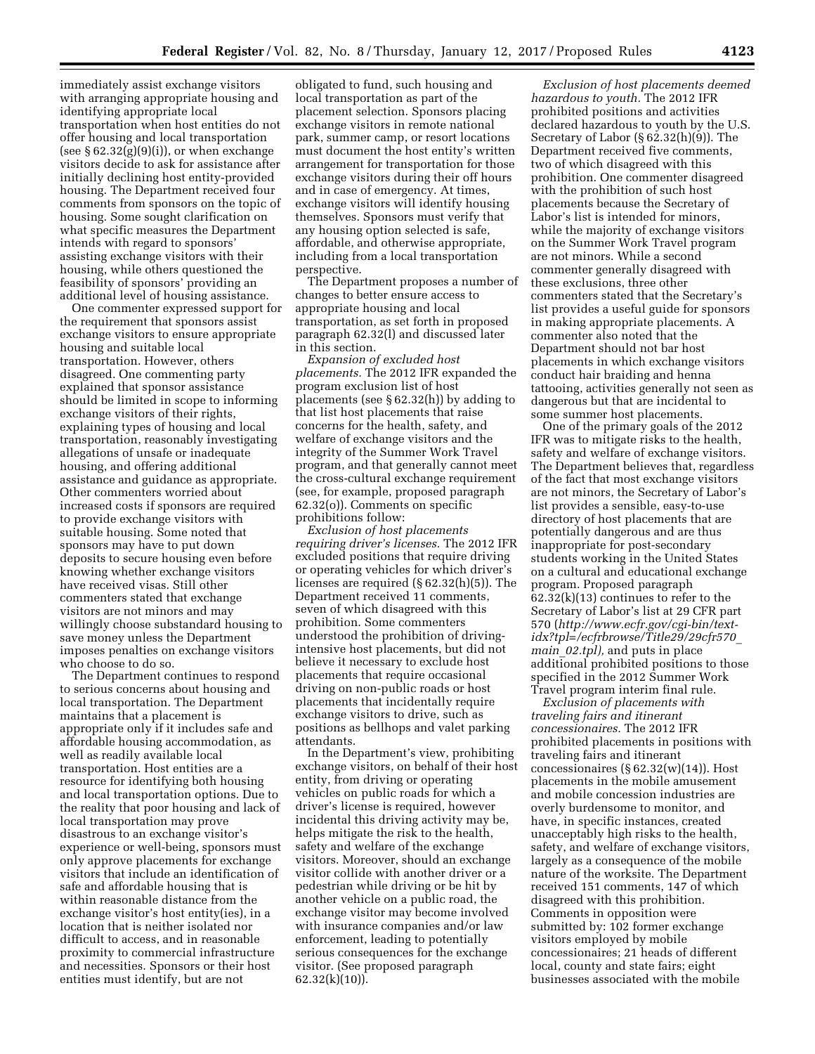immediately assist exchange visitors with arranging appropriate housing and identifying appropriate local transportation when host entities do not offer housing and local transportation (see § 62.32(g)(9)(i)), or when exchange visitors decide to ask for assistance after initially declining host entity-provided housing. The Department received four comments from sponsors on the topic of housing. Some sought clarification on what specific measures the Department intends with regard to sponsors' assisting exchange visitors with their housing, while others questioned the feasibility of sponsors' providing an additional level of housing assistance.

One commenter expressed support for the requirement that sponsors assist exchange visitors to ensure appropriate housing and suitable local transportation. However, others disagreed. One commenting party explained that sponsor assistance should be limited in scope to informing exchange visitors of their rights, explaining types of housing and local transportation, reasonably investigating allegations of unsafe or inadequate housing, and offering additional assistance and guidance as appropriate. Other commenters worried about increased costs if sponsors are required to provide exchange visitors with suitable housing. Some noted that sponsors may have to put down deposits to secure housing even before knowing whether exchange visitors have received visas. Still other commenters stated that exchange visitors are not minors and may willingly choose substandard housing to save money unless the Department imposes penalties on exchange visitors who choose to do so.

The Department continues to respond to serious concerns about housing and local transportation. The Department maintains that a placement is appropriate only if it includes safe and affordable housing accommodation, as well as readily available local transportation. Host entities are a resource for identifying both housing and local transportation options. Due to the reality that poor housing and lack of local transportation may prove disastrous to an exchange visitor's experience or well-being, sponsors must only approve placements for exchange visitors that include an identification of safe and affordable housing that is within reasonable distance from the exchange visitor's host entity(ies), in a location that is neither isolated nor difficult to access, and in reasonable proximity to commercial infrastructure and necessities. Sponsors or their host entities must identify, but are not obligated to fund, such housing and local transportation as part of the placement selection. Sponsors placing exchange visitors in remote national park, summer camp, or resort locations must document the host entity's written arrangement for transportation for those exchange visitors during their off hours and in case of emergency. At times, exchange visitors will identify housing themselves. Sponsors must verify that any housing option selected is safe, affordable, and otherwise appropriate, including from a local transportation perspective.

The Department proposes a number of changes to better ensure access to appropriate housing and local transportation, as set forth in proposed paragraph 62.32(l) and discussed later in this section.

*Expansion of excluded host placements.* The 2012 IFR expanded the program exclusion list of host placements (see § 62.32(h)) by adding to that list host placements that raise concerns for the health, safety, and welfare of exchange visitors and the integrity of the Summer Work Travel program, and that generally cannot meet the cross-cultural exchange requirement (see, for example, proposed paragraph 62.32(o)). Comments on specific prohibitions follow:

*Exclusion of host placements requiring driver's licenses.* The 2012 IFR excluded positions that require driving or operating vehicles for which driver's licenses are required (§ 62.32(h)(5)). The Department received 11 comments, seven of which disagreed with this prohibition. Some commenters understood the prohibition of driving-intensive host placements, but did not believe it necessary to exclude host placements that require occasional driving on non-public roads or host placements that incidentally require exchange visitors to drive, such as positions as bellhops and valet parking attendants.

In the Department's view, prohibiting exchange visitors, on behalf of their host entity, from driving or operating vehicles on public roads for which a driver's license is required, however incidental this driving activity may be, helps mitigate the risk to the health, safety and welfare of the exchange visitors. Moreover, should an exchange visitor collide with another driver or a pedestrian while driving or be hit by another vehicle on a public road, the exchange visitor may become involved with insurance companies and/or law enforcement, leading to potentially serious consequences for the exchange visitor. (See proposed paragraph 62.32(k)(10)).

*Exclusion of host placements deemed hazardous to youth.* The 2012 IFR prohibited positions and activities declared hazardous to youth by the U.S. Secretary of Labor (§ 62.32(h)(9)). The Department received five comments, two of which disagreed with this prohibition. One commenter disagreed with the prohibition of such host placements because the Secretary of Labor's list is intended for minors, while the majority of exchange visitors on the Summer Work Travel program are not minors. While a second commenter generally disagreed with these exclusions, three other commenters stated that the Secretary's list provides a useful guide for sponsors in making appropriate placements. A commenter also noted that the Department should not bar host placements in which exchange visitors conduct hair braiding and henna tattooing, activities generally not seen as dangerous but that are incidental to some summer host placements.

One of the primary goals of the 2012 IFR was to mitigate risks to the health, safety and welfare of exchange visitors. The Department believes that, regardless of the fact that most exchange visitors are not minors, the Secretary of Labor's list provides a sensible, easy-to-use directory of host placements that are potentially dangerous and are thus inappropriate for post-secondary students working in the United States on a cultural and educational exchange program. Proposed paragraph 62.32(k)(13) continues to refer to the Secretary of Labor's list at 29 CFR part 570 (*http://www.ecfr.gov/cgi-bin/text-idx?tpl=/ecfrbrowse/Title29/29cfr570_main_02.tpl),* and puts in place additional prohibited positions to those specified in the 2012 Summer Work Travel program interim final rule.

*Exclusion of placements with traveling fairs and itinerant concessionaires.* The 2012 IFR prohibited placements in positions with traveling fairs and itinerant concessionaires (§ 62.32(w)(14)). Host placements in the mobile amusement and mobile concession industries are overly burdensome to monitor, and have, in specific instances, created unacceptably high risks to the health, safety, and welfare of exchange visitors, largely as a consequence of the mobile nature of the worksite. The Department received 151 comments, 147 of which disagreed with this prohibition. Comments in opposition were submitted by: 102 former exchange visitors employed by mobile concessionaires; 21 heads of different local, county and state fairs; eight businesses associated with the mobile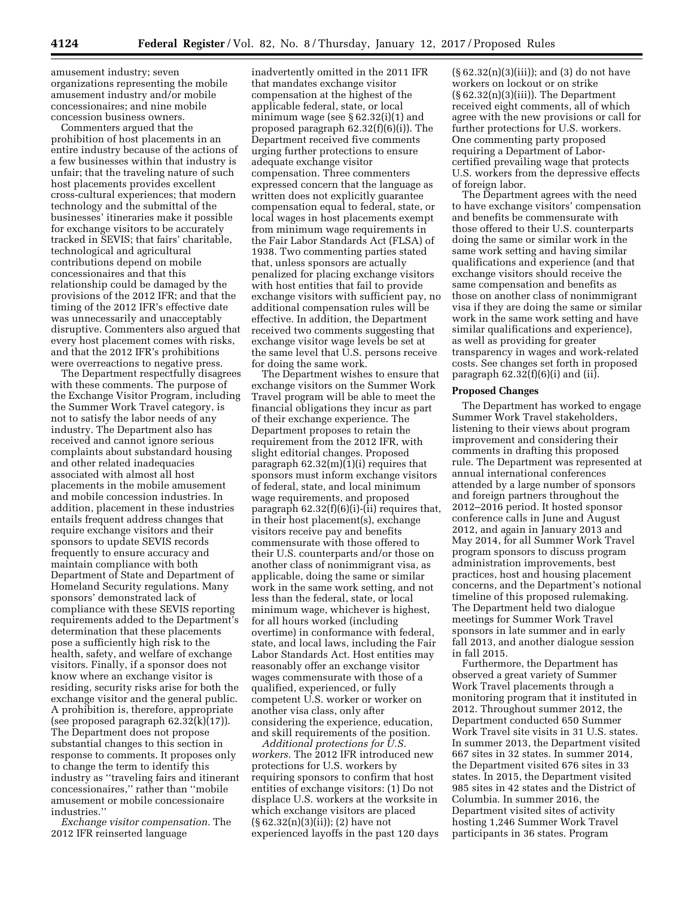amusement industry; seven organizations representing the mobile amusement industry and/or mobile concessionaires; and nine mobile concession business owners.

Commenters argued that the prohibition of host placements in an entire industry because of the actions of a few businesses within that industry is unfair; that the traveling nature of such host placements provides excellent cross-cultural experiences; that modern technology and the submittal of the businesses' itineraries make it possible for exchange visitors to be accurately tracked in SEVIS; that fairs' charitable, technological and agricultural contributions depend on mobile concessionaires and that this relationship could be damaged by the provisions of the 2012 IFR; and that the timing of the 2012 IFR's effective date was unnecessarily and unacceptably disruptive. Commenters also argued that every host placement comes with risks, and that the 2012 IFR's prohibitions were overreactions to negative press.

The Department respectfully disagrees with these comments. The purpose of the Exchange Visitor Program, including the Summer Work Travel category, is not to satisfy the labor needs of any industry. The Department also has received and cannot ignore serious complaints about substandard housing and other related inadequacies associated with almost all host placements in the mobile amusement and mobile concession industries. In addition, placement in these industries entails frequent address changes that require exchange visitors and their sponsors to update SEVIS records frequently to ensure accuracy and maintain compliance with both Department of State and Department of Homeland Security regulations. Many sponsors' demonstrated lack of compliance with these SEVIS reporting requirements added to the Department's determination that these placements pose a sufficiently high risk to the health, safety, and welfare of exchange visitors. Finally, if a sponsor does not know where an exchange visitor is residing, security risks arise for both the exchange visitor and the general public. A prohibition is, therefore, appropriate (see proposed paragraph 62.32(k)(17)). The Department does not propose substantial changes to this section in response to comments. It proposes only to change the term to identify this industry as "traveling fairs and itinerant concessionaires," rather than "mobile amusement or mobile concessionaire industries."

*Exchange visitor compensation.* The 2012 IFR reinserted language inadvertently omitted in the 2011 IFR that mandates exchange visitor compensation at the highest of the applicable federal, state, or local minimum wage (see § 62.32(i)(1) and proposed paragraph 62.32(f)(6)(i)). The Department received five comments urging further protections to ensure adequate exchange visitor compensation. Three commenters expressed concern that the language as written does not explicitly guarantee compensation equal to federal, state, or local wages in host placements exempt from minimum wage requirements in the Fair Labor Standards Act (FLSA) of 1938. Two commenting parties stated that, unless sponsors are actually penalized for placing exchange visitors with host entities that fail to provide exchange visitors with sufficient pay, no additional compensation rules will be effective. In addition, the Department received two comments suggesting that exchange visitor wage levels be set at the same level that U.S. persons receive for doing the same work.

The Department wishes to ensure that exchange visitors on the Summer Work Travel program will be able to meet the financial obligations they incur as part of their exchange experience. The Department proposes to retain the requirement from the 2012 IFR, with slight editorial changes. Proposed paragraph 62.32(m)(1)(i) requires that sponsors must inform exchange visitors of federal, state, and local minimum wage requirements, and proposed paragraph 62.32(f)(6)(i)-(ii) requires that, in their host placement(s), exchange visitors receive pay and benefits commensurate with those offered to their U.S. counterparts and/or those on another class of nonimmigrant visa, as applicable, doing the same or similar work in the same work setting, and not less than the federal, state, or local minimum wage, whichever is highest, for all hours worked (including overtime) in conformance with federal, state, and local laws, including the Fair Labor Standards Act. Host entities may reasonably offer an exchange visitor wages commensurate with those of a qualified, experienced, or fully competent U.S. worker or worker on another visa class, only after considering the experience, education, and skill requirements of the position.

*Additional protections for U.S. workers.* The 2012 IFR introduced new protections for U.S. workers by requiring sponsors to confirm that host entities of exchange visitors: (1) Do not displace U.S. workers at the worksite in which exchange visitors are placed (§ 62.32(n)(3)(ii)); (2) have not experienced layoffs in the past 120 days (§ 62.32(n)(3)(iii)); and (3) do not have workers on lockout or on strike (§ 62.32(n)(3)(iii)). The Department received eight comments, all of which agree with the new provisions or call for further protections for U.S. workers. One commenting party proposed requiring a Department of Labor-certified prevailing wage that protects U.S. workers from the depressive effects of foreign labor.

The Department agrees with the need to have exchange visitors' compensation and benefits be commensurate with those offered to their U.S. counterparts doing the same or similar work in the same work setting and having similar qualifications and experience (and that exchange visitors should receive the same compensation and benefits as those on another class of nonimmigrant visa if they are doing the same or similar work in the same work setting and have similar qualifications and experience), as well as providing for greater transparency in wages and work-related costs. See changes set forth in proposed paragraph 62.32(f)(6)(i) and (ii).

**Proposed Changes**

The Department has worked to engage Summer Work Travel stakeholders, listening to their views about program improvement and considering their comments in drafting this proposed rule. The Department was represented at annual international conferences attended by a large number of sponsors and foreign partners throughout the 2012–2016 period. It hosted sponsor conference calls in June and August 2012, and again in January 2013 and May 2014, for all Summer Work Travel program sponsors to discuss program administration improvements, best practices, host and housing placement concerns, and the Department's notional timeline of this proposed rulemaking. The Department held two dialogue meetings for Summer Work Travel sponsors in late summer and in early fall 2013, and another dialogue session in fall 2015.

Furthermore, the Department has observed a great variety of Summer Work Travel placements through a monitoring program that it instituted in 2012. Throughout summer 2012, the Department conducted 650 Summer Work Travel site visits in 31 U.S. states. In summer 2013, the Department visited 667 sites in 32 states. In summer 2014, the Department visited 676 sites in 33 states. In 2015, the Department visited 985 sites in 42 states and the District of Columbia. In summer 2016, the Department visited sites of activity hosting 1,246 Summer Work Travel participants in 36 states. Program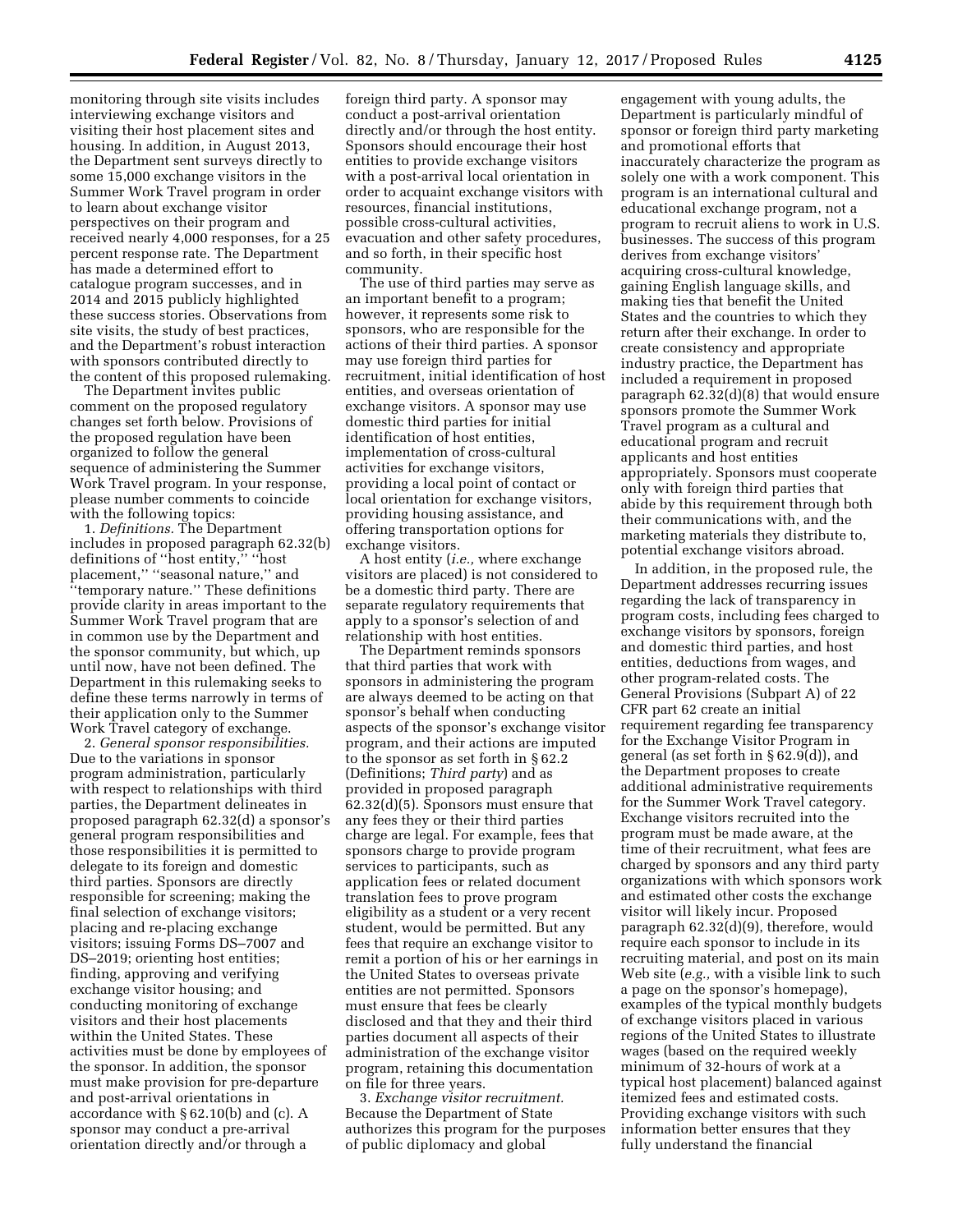monitoring through site visits includes interviewing exchange visitors and visiting their host placement sites and housing. In addition, in August 2013, the Department sent surveys directly to some 15,000 exchange visitors in the Summer Work Travel program in order to learn about exchange visitor perspectives on their program and received nearly 4,000 responses, for a 25 percent response rate. The Department has made a determined effort to catalogue program successes, and in 2014 and 2015 publicly highlighted these success stories. Observations from site visits, the study of best practices, and the Department's robust interaction with sponsors contributed directly to the content of this proposed rulemaking.

The Department invites public comment on the proposed regulatory changes set forth below. Provisions of the proposed regulation have been organized to follow the general sequence of administering the Summer Work Travel program. In your response, please number comments to coincide with the following topics:

1. *Definitions.* The Department includes in proposed paragraph 62.32(b) definitions of ''host entity,'' ''host placement,'' ''seasonal nature,'' and ''temporary nature.'' These definitions provide clarity in areas important to the Summer Work Travel program that are in common use by the Department and the sponsor community, but which, up until now, have not been defined. The Department in this rulemaking seeks to define these terms narrowly in terms of their application only to the Summer Work Travel category of exchange.

2. *General sponsor responsibilities.* Due to the variations in sponsor program administration, particularly with respect to relationships with third parties, the Department delineates in proposed paragraph 62.32(d) a sponsor's general program responsibilities and those responsibilities it is permitted to delegate to its foreign and domestic third parties. Sponsors are directly responsible for screening; making the final selection of exchange visitors; placing and re-placing exchange visitors; issuing Forms DS–7007 and DS–2019; orienting host entities; finding, approving and verifying exchange visitor housing; and conducting monitoring of exchange visitors and their host placements within the United States. These activities must be done by employees of the sponsor. In addition, the sponsor must make provision for pre-departure and post-arrival orientations in accordance with § 62.10(b) and (c). A sponsor may conduct a pre-arrival orientation directly and/or through a foreign third party. A sponsor may conduct a post-arrival orientation directly and/or through the host entity. Sponsors should encourage their host entities to provide exchange visitors with a post-arrival local orientation in order to acquaint exchange visitors with resources, financial institutions, possible cross-cultural activities, evacuation and other safety procedures, and so forth, in their specific host community.

The use of third parties may serve as an important benefit to a program; however, it represents some risk to sponsors, who are responsible for the actions of their third parties. A sponsor may use foreign third parties for recruitment, initial identification of host entities, and overseas orientation of exchange visitors. A sponsor may use domestic third parties for initial identification of host entities, implementation of cross-cultural activities for exchange visitors, providing a local point of contact or local orientation for exchange visitors, providing housing assistance, and offering transportation options for exchange visitors.

A host entity (*i.e.,* where exchange visitors are placed) is not considered to be a domestic third party. There are separate regulatory requirements that apply to a sponsor's selection of and relationship with host entities.

The Department reminds sponsors that third parties that work with sponsors in administering the program are always deemed to be acting on that sponsor's behalf when conducting aspects of the sponsor's exchange visitor program, and their actions are imputed to the sponsor as set forth in § 62.2 (Definitions; *Third party*) and as provided in proposed paragraph 62.32(d)(5). Sponsors must ensure that any fees they or their third parties charge are legal. For example, fees that sponsors charge to provide program services to participants, such as application fees or related document translation fees to prove program eligibility as a student or a very recent student, would be permitted. But any fees that require an exchange visitor to remit a portion of his or her earnings in the United States to overseas private entities are not permitted. Sponsors must ensure that fees be clearly disclosed and that they and their third parties document all aspects of their administration of the exchange visitor program, retaining this documentation on file for three years.

3. *Exchange visitor recruitment.* Because the Department of State authorizes this program for the purposes of public diplomacy and global engagement with young adults, the Department is particularly mindful of sponsor or foreign third party marketing and promotional efforts that inaccurately characterize the program as solely one with a work component. This program is an international cultural and educational exchange program, not a program to recruit aliens to work in U.S. businesses. The success of this program derives from exchange visitors' acquiring cross-cultural knowledge, gaining English language skills, and making ties that benefit the United States and the countries to which they return after their exchange. In order to create consistency and appropriate industry practice, the Department has included a requirement in proposed paragraph 62.32(d)(8) that would ensure sponsors promote the Summer Work Travel program as a cultural and educational program and recruit applicants and host entities appropriately. Sponsors must cooperate only with foreign third parties that abide by this requirement through both their communications with, and the marketing materials they distribute to, potential exchange visitors abroad.

In addition, in the proposed rule, the Department addresses recurring issues regarding the lack of transparency in program costs, including fees charged to exchange visitors by sponsors, foreign and domestic third parties, and host entities, deductions from wages, and other program-related costs. The General Provisions (Subpart A) of 22 CFR part 62 create an initial requirement regarding fee transparency for the Exchange Visitor Program in general (as set forth in § 62.9(d)), and the Department proposes to create additional administrative requirements for the Summer Work Travel category. Exchange visitors recruited into the program must be made aware, at the time of their recruitment, what fees are charged by sponsors and any third party organizations with which sponsors work and estimated other costs the exchange visitor will likely incur. Proposed paragraph 62.32(d)(9), therefore, would require each sponsor to include in its recruiting material, and post on its main Web site (*e.g.,* with a visible link to such a page on the sponsor's homepage), examples of the typical monthly budgets of exchange visitors placed in various regions of the United States to illustrate wages (based on the required weekly minimum of 32-hours of work at a typical host placement) balanced against itemized fees and estimated costs. Providing exchange visitors with such information better ensures that they fully understand the financial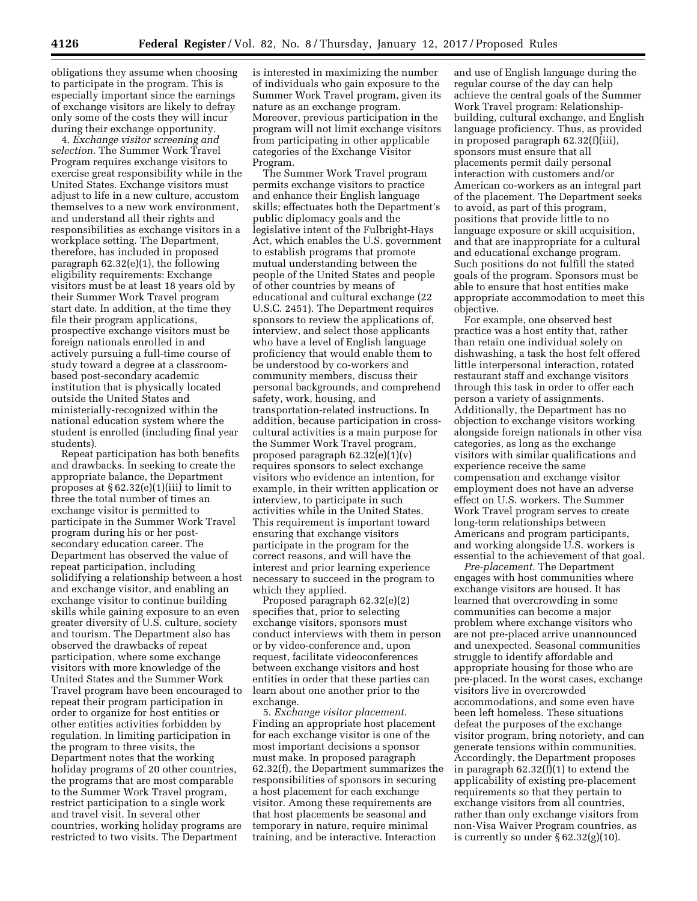obligations they assume when choosing to participate in the program. This is especially important since the earnings of exchange visitors are likely to defray only some of the costs they will incur during their exchange opportunity.

4. *Exchange visitor screening and selection.* The Summer Work Travel Program requires exchange visitors to exercise great responsibility while in the United States. Exchange visitors must adjust to life in a new culture, accustom themselves to a new work environment, and understand all their rights and responsibilities as exchange visitors in a workplace setting. The Department, therefore, has included in proposed paragraph 62.32(e)(1), the following eligibility requirements: Exchange visitors must be at least 18 years old by their Summer Work Travel program start date. In addition, at the time they file their program applications, prospective exchange visitors must be foreign nationals enrolled in and actively pursuing a full-time course of study toward a degree at a classroom-based post-secondary academic institution that is physically located outside the United States and ministerially-recognized within the national education system where the student is enrolled (including final year students).

Repeat participation has both benefits and drawbacks. In seeking to create the appropriate balance, the Department proposes at § 62.32(e)(1)(iii) to limit to three the total number of times an exchange visitor is permitted to participate in the Summer Work Travel program during his or her post-secondary education career. The Department has observed the value of repeat participation, including solidifying a relationship between a host and exchange visitor, and enabling an exchange visitor to continue building skills while gaining exposure to an even greater diversity of U.S. culture, society and tourism. The Department also has observed the drawbacks of repeat participation, where some exchange visitors with more knowledge of the United States and the Summer Work Travel program have been encouraged to repeat their program participation in order to organize for host entities or other entities activities forbidden by regulation. In limiting participation in the program to three visits, the Department notes that the working holiday programs of 20 other countries, the programs that are most comparable to the Summer Work Travel program, restrict participation to a single work and travel visit. In several other countries, working holiday programs are restricted to two visits. The Department is interested in maximizing the number of individuals who gain exposure to the Summer Work Travel program, given its nature as an exchange program. Moreover, previous participation in the program will not limit exchange visitors from participating in other applicable categories of the Exchange Visitor Program.

The Summer Work Travel program permits exchange visitors to practice and enhance their English language skills; effectuates both the Department's public diplomacy goals and the legislative intent of the Fulbright-Hays Act, which enables the U.S. government to establish programs that promote mutual understanding between the people of the United States and people of other countries by means of educational and cultural exchange (22 U.S.C. 2451). The Department requires sponsors to review the applications of, interview, and select those applicants who have a level of English language proficiency that would enable them to be understood by co-workers and community members, discuss their personal backgrounds, and comprehend safety, work, housing, and transportation-related instructions. In addition, because participation in cross-cultural activities is a main purpose for the Summer Work Travel program, proposed paragraph 62.32(e)(1)(v) requires sponsors to select exchange visitors who evidence an intention, for example, in their written application or interview, to participate in such activities while in the United States. This requirement is important toward ensuring that exchange visitors participate in the program for the correct reasons, and will have the interest and prior learning experience necessary to succeed in the program to which they applied.

Proposed paragraph 62.32(e)(2) specifies that, prior to selecting exchange visitors, sponsors must conduct interviews with them in person or by video-conference and, upon request, facilitate videoconferences between exchange visitors and host entities in order that these parties can learn about one another prior to the exchange.

5. *Exchange visitor placement.* Finding an appropriate host placement for each exchange visitor is one of the most important decisions a sponsor must make. In proposed paragraph 62.32(f), the Department summarizes the responsibilities of sponsors in securing a host placement for each exchange visitor. Among these requirements are that host placements be seasonal and temporary in nature, require minimal training, and be interactive. Interaction and use of English language during the regular course of the day can help achieve the central goals of the Summer Work Travel program: Relationship-building, cultural exchange, and English language proficiency. Thus, as provided in proposed paragraph 62.32(f)(iii), sponsors must ensure that all placements permit daily personal interaction with customers and/or American co-workers as an integral part of the placement. The Department seeks to avoid, as part of this program, positions that provide little to no language exposure or skill acquisition, and that are inappropriate for a cultural and educational exchange program. Such positions do not fulfill the stated goals of the program. Sponsors must be able to ensure that host entities make appropriate accommodation to meet this objective.

For example, one observed best practice was a host entity that, rather than retain one individual solely on dishwashing, a task the host felt offered little interpersonal interaction, rotated restaurant staff and exchange visitors through this task in order to offer each person a variety of assignments. Additionally, the Department has no objection to exchange visitors working alongside foreign nationals in other visa categories, as long as the exchange visitors with similar qualifications and experience receive the same compensation and exchange visitor employment does not have an adverse effect on U.S. workers. The Summer Work Travel program serves to create long-term relationships between Americans and program participants, and working alongside U.S. workers is essential to the achievement of that goal.

*Pre-placement.* The Department engages with host communities where exchange visitors are housed. It has learned that overcrowding in some communities can become a major problem where exchange visitors who are not pre-placed arrive unannounced and unexpected. Seasonal communities struggle to identify affordable and appropriate housing for those who are pre-placed. In the worst cases, exchange visitors live in overcrowded accommodations, and some even have been left homeless. These situations defeat the purposes of the exchange visitor program, bring notoriety, and can generate tensions within communities. Accordingly, the Department proposes in paragraph 62.32(f)(1) to extend the applicability of existing pre-placement requirements so that they pertain to exchange visitors from all countries, rather than only exchange visitors from non-Visa Waiver Program countries, as is currently so under § 62.32(g)(10).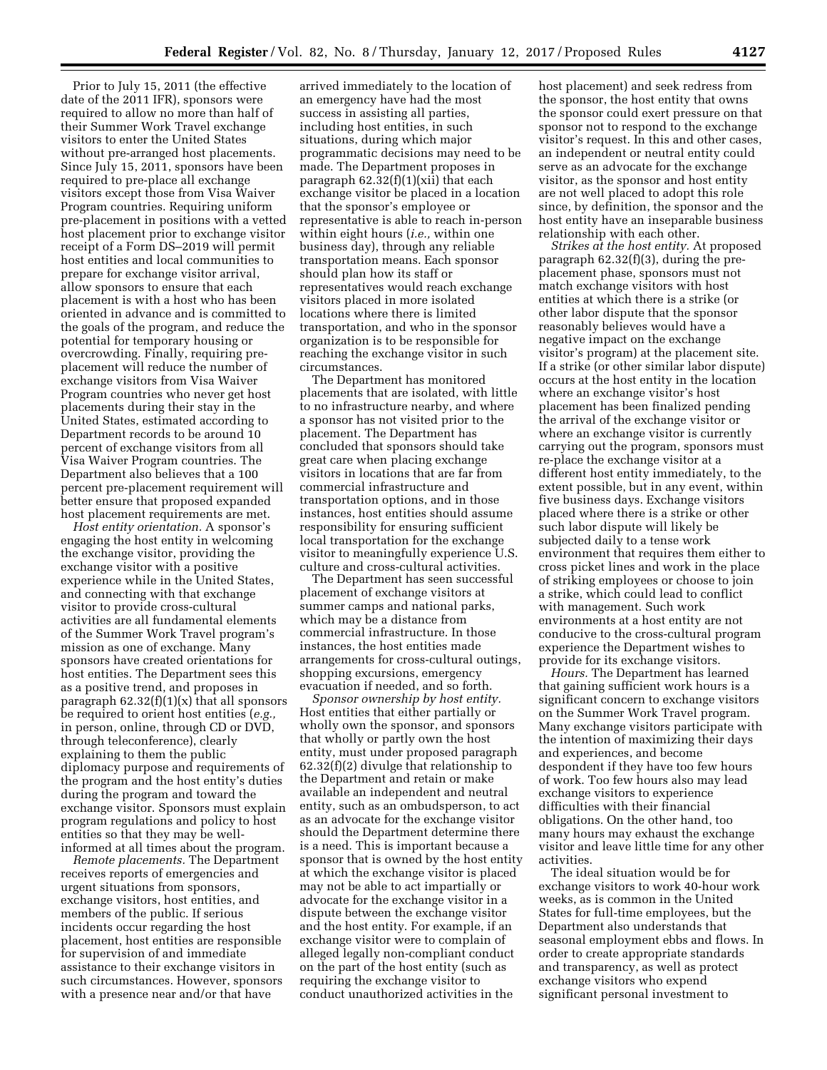Prior to July 15, 2011 (the effective date of the 2011 IFR), sponsors were required to allow no more than half of their Summer Work Travel exchange visitors to enter the United States without pre-arranged host placements. Since July 15, 2011, sponsors have been required to pre-place all exchange visitors except those from Visa Waiver Program countries. Requiring uniform pre-placement in positions with a vetted host placement prior to exchange visitor receipt of a Form DS–2019 will permit host entities and local communities to prepare for exchange visitor arrival, allow sponsors to ensure that each placement is with a host who has been oriented in advance and is committed to the goals of the program, and reduce the potential for temporary housing or overcrowding. Finally, requiring pre-placement will reduce the number of exchange visitors from Visa Waiver Program countries who never get host placements during their stay in the United States, estimated according to Department records to be around 10 percent of exchange visitors from all Visa Waiver Program countries. The Department also believes that a 100 percent pre-placement requirement will better ensure that proposed expanded host placement requirements are met.

*Host entity orientation.* A sponsor's engaging the host entity in welcoming the exchange visitor, providing the exchange visitor with a positive experience while in the United States, and connecting with that exchange visitor to provide cross-cultural activities are all fundamental elements of the Summer Work Travel program's mission as one of exchange. Many sponsors have created orientations for host entities. The Department sees this as a positive trend, and proposes in paragraph 62.32(f)(1)(x) that all sponsors be required to orient host entities (*e.g.,* in person, online, through CD or DVD, through teleconference), clearly explaining to them the public diplomacy purpose and requirements of the program and the host entity's duties during the program and toward the exchange visitor. Sponsors must explain program regulations and policy to host entities so that they may be well-informed at all times about the program.

*Remote placements.* The Department receives reports of emergencies and urgent situations from sponsors, exchange visitors, host entities, and members of the public. If serious incidents occur regarding the host placement, host entities are responsible for supervision of and immediate assistance to their exchange visitors in such circumstances. However, sponsors with a presence near and/or that have arrived immediately to the location of an emergency have had the most success in assisting all parties, including host entities, in such situations, during which major programmatic decisions may need to be made. The Department proposes in paragraph 62.32(f)(1)(xii) that each exchange visitor be placed in a location that the sponsor's employee or representative is able to reach in-person within eight hours (*i.e.,* within one business day), through any reliable transportation means. Each sponsor should plan how its staff or representatives would reach exchange visitors placed in more isolated locations where there is limited transportation, and who in the sponsor organization is to be responsible for reaching the exchange visitor in such circumstances.

The Department has monitored placements that are isolated, with little to no infrastructure nearby, and where a sponsor has not visited prior to the placement. The Department has concluded that sponsors should take great care when placing exchange visitors in locations that are far from commercial infrastructure and transportation options, and in those instances, host entities should assume responsibility for ensuring sufficient local transportation for the exchange visitor to meaningfully experience U.S. culture and cross-cultural activities.

The Department has seen successful placement of exchange visitors at summer camps and national parks, which may be a distance from commercial infrastructure. In those instances, the host entities made arrangements for cross-cultural outings, shopping excursions, emergency evacuation if needed, and so forth.

*Sponsor ownership by host entity.* Host entities that either partially or wholly own the sponsor, and sponsors that wholly or partly own the host entity, must under proposed paragraph 62.32(f)(2) divulge that relationship to the Department and retain or make available an independent and neutral entity, such as an ombudsperson, to act as an advocate for the exchange visitor should the Department determine there is a need. This is important because a sponsor that is owned by the host entity at which the exchange visitor is placed may not be able to act impartially or advocate for the exchange visitor in a dispute between the exchange visitor and the host entity. For example, if an exchange visitor were to complain of alleged legally non-compliant conduct on the part of the host entity (such as requiring the exchange visitor to conduct unauthorized activities in the host placement) and seek redress from the sponsor, the host entity that owns the sponsor could exert pressure on that sponsor not to respond to the exchange visitor's request. In this and other cases, an independent or neutral entity could serve as an advocate for the exchange visitor, as the sponsor and host entity are not well placed to adopt this role since, by definition, the sponsor and the host entity have an inseparable business relationship with each other.

*Strikes at the host entity.* At proposed paragraph 62.32(f)(3), during the pre-placement phase, sponsors must not match exchange visitors with host entities at which there is a strike (or other labor dispute that the sponsor reasonably believes would have a negative impact on the exchange visitor's program) at the placement site. If a strike (or other similar labor dispute) occurs at the host entity in the location where an exchange visitor's host placement has been finalized pending the arrival of the exchange visitor or where an exchange visitor is currently carrying out the program, sponsors must re-place the exchange visitor at a different host entity immediately, to the extent possible, but in any event, within five business days. Exchange visitors placed where there is a strike or other such labor dispute will likely be subjected daily to a tense work environment that requires them either to cross picket lines and work in the place of striking employees or choose to join a strike, which could lead to conflict with management. Such work environments at a host entity are not conducive to the cross-cultural program experience the Department wishes to provide for its exchange visitors.

*Hours.* The Department has learned that gaining sufficient work hours is a significant concern to exchange visitors on the Summer Work Travel program. Many exchange visitors participate with the intention of maximizing their days and experiences, and become despondent if they have too few hours of work. Too few hours also may lead exchange visitors to experience difficulties with their financial obligations. On the other hand, too many hours may exhaust the exchange visitor and leave little time for any other activities.

The ideal situation would be for exchange visitors to work 40-hour work weeks, as is common in the United States for full-time employees, but the Department also understands that seasonal employment ebbs and flows. In order to create appropriate standards and transparency, as well as protect exchange visitors who expend significant personal investment to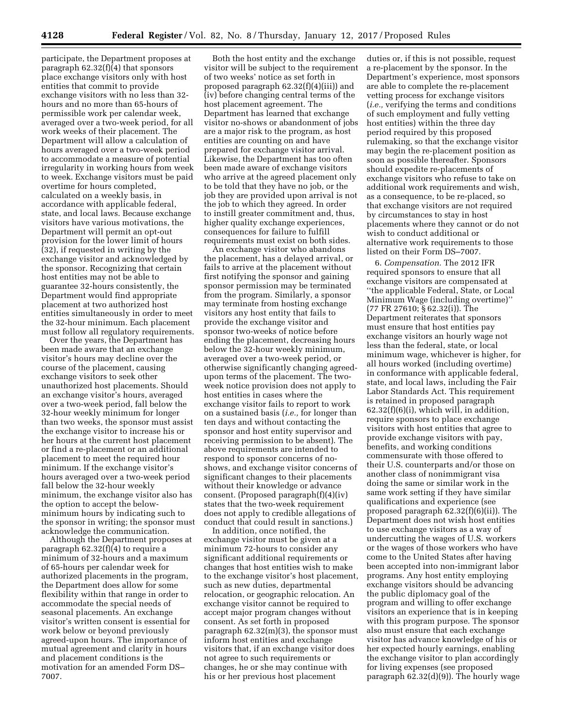participate, the Department proposes at paragraph 62.32(f)(4) that sponsors place exchange visitors only with host entities that commit to provide exchange visitors with no less than 32-hours and no more than 65-hours of permissible work per calendar week, averaged over a two-week period, for all work weeks of their placement. The Department will allow a calculation of hours averaged over a two-week period to accommodate a measure of potential irregularity in working hours from week to week. Exchange visitors must be paid overtime for hours completed, calculated on a weekly basis, in accordance with applicable federal, state, and local laws. Because exchange visitors have various motivations, the Department will permit an opt-out provision for the lower limit of hours (32), if requested in writing by the exchange visitor and acknowledged by the sponsor. Recognizing that certain host entities may not be able to guarantee 32-hours consistently, the Department would find appropriate placement at two authorized host entities simultaneously in order to meet the 32-hour minimum. Each placement must follow all regulatory requirements.

Over the years, the Department has been made aware that an exchange visitor's hours may decline over the course of the placement, causing exchange visitors to seek other unauthorized host placements. Should an exchange visitor's hours, averaged over a two-week period, fall below the 32-hour weekly minimum for longer than two weeks, the sponsor must assist the exchange visitor to increase his or her hours at the current host placement or find a re-placement or an additional placement to meet the required hour minimum. If the exchange visitor's hours averaged over a two-week period fall below the 32-hour weekly minimum, the exchange visitor also has the option to accept the below-minimum hours by indicating such to the sponsor in writing; the sponsor must acknowledge the communication.

Although the Department proposes at paragraph 62.32(f)(4) to require a minimum of 32-hours and a maximum of 65-hours per calendar week for authorized placements in the program, the Department does allow for some flexibility within that range in order to accommodate the special needs of seasonal placements. An exchange visitor's written consent is essential for work below or beyond previously agreed-upon hours. The importance of mutual agreement and clarity in hours and placement conditions is the motivation for an amended Form DS–7007.

Both the host entity and the exchange visitor will be subject to the requirement of two weeks' notice as set forth in proposed paragraph 62.32(f)(4)(iii)) and (iv) before changing central terms of the host placement agreement. The Department has learned that exchange visitor no-shows or abandonment of jobs are a major risk to the program, as host entities are counting on and have prepared for exchange visitor arrival. Likewise, the Department has too often been made aware of exchange visitors who arrive at the agreed placement only to be told that they have no job, or the job they are provided upon arrival is not the job to which they agreed. In order to instill greater commitment and, thus, higher quality exchange experiences, consequences for failure to fulfill requirements must exist on both sides.

An exchange visitor who abandons the placement, has a delayed arrival, or fails to arrive at the placement without first notifying the sponsor and gaining sponsor permission may be terminated from the program. Similarly, a sponsor may terminate from hosting exchange visitors any host entity that fails to provide the exchange visitor and sponsor two-weeks of notice before ending the placement, decreasing hours below the 32-hour weekly minimum, averaged over a two-week period, or otherwise significantly changing agreed-upon terms of the placement. The two-week notice provision does not apply to host entities in cases where the exchange visitor fails to report to work on a sustained basis (*i.e.,* for longer than ten days and without contacting the sponsor and host entity supervisor and receiving permission to be absent). The above requirements are intended to respond to sponsor concerns of no-shows, and exchange visitor concerns of significant changes to their placements without their knowledge or advance consent. (Proposed paragraph(f)(4)(iv) states that the two-week requirement does not apply to credible allegations of conduct that could result in sanctions.)

In addition, once notified, the exchange visitor must be given at a minimum 72-hours to consider any significant additional requirements or changes that host entities wish to make to the exchange visitor's host placement, such as new duties, departmental relocation, or geographic relocation. An exchange visitor cannot be required to accept major program changes without consent. As set forth in proposed paragraph 62.32(m)(3), the sponsor must inform host entities and exchange visitors that, if an exchange visitor does not agree to such requirements or changes, he or she may continue with his or her previous host placement duties or, if this is not possible, request a re-placement by the sponsor. In the Department's experience, most sponsors are able to complete the re-placement vetting process for exchange visitors (*i.e.,* verifying the terms and conditions of such employment and fully vetting host entities) within the three day period required by this proposed rulemaking, so that the exchange visitor may begin the re-placement position as soon as possible thereafter. Sponsors should expedite re-placements of exchange visitors who refuse to take on additional work requirements and wish, as a consequence, to be re-placed, so that exchange visitors are not required by circumstances to stay in host placements where they cannot or do not wish to conduct additional or alternative work requirements to those listed on their Form DS–7007.

6. *Compensation.* The 2012 IFR required sponsors to ensure that all exchange visitors are compensated at ''the applicable Federal, State, or Local Minimum Wage (including overtime)'' (77 FR 27610; § 62.32(i)). The Department reiterates that sponsors must ensure that host entities pay exchange visitors an hourly wage not less than the federal, state, or local minimum wage, whichever is higher, for all hours worked (including overtime) in conformance with applicable federal, state, and local laws, including the Fair Labor Standards Act. This requirement is retained in proposed paragraph 62.32(f)(6)(i), which will, in addition, require sponsors to place exchange visitors with host entities that agree to provide exchange visitors with pay, benefits, and working conditions commensurate with those offered to their U.S. counterparts and/or those on another class of nonimmigrant visa doing the same or similar work in the same work setting if they have similar qualifications and experience (see proposed paragraph 62.32(f)(6)(ii)). The Department does not wish host entities to use exchange visitors as a way of undercutting the wages of U.S. workers or the wages of those workers who have come to the United States after having been accepted into non-immigrant labor programs. Any host entity employing exchange visitors should be advancing the public diplomacy goal of the program and willing to offer exchange visitors an experience that is in keeping with this program purpose. The sponsor also must ensure that each exchange visitor has advance knowledge of his or her expected hourly earnings, enabling the exchange visitor to plan accordingly for living expenses (see proposed paragraph 62.32(d)(9)). The hourly wage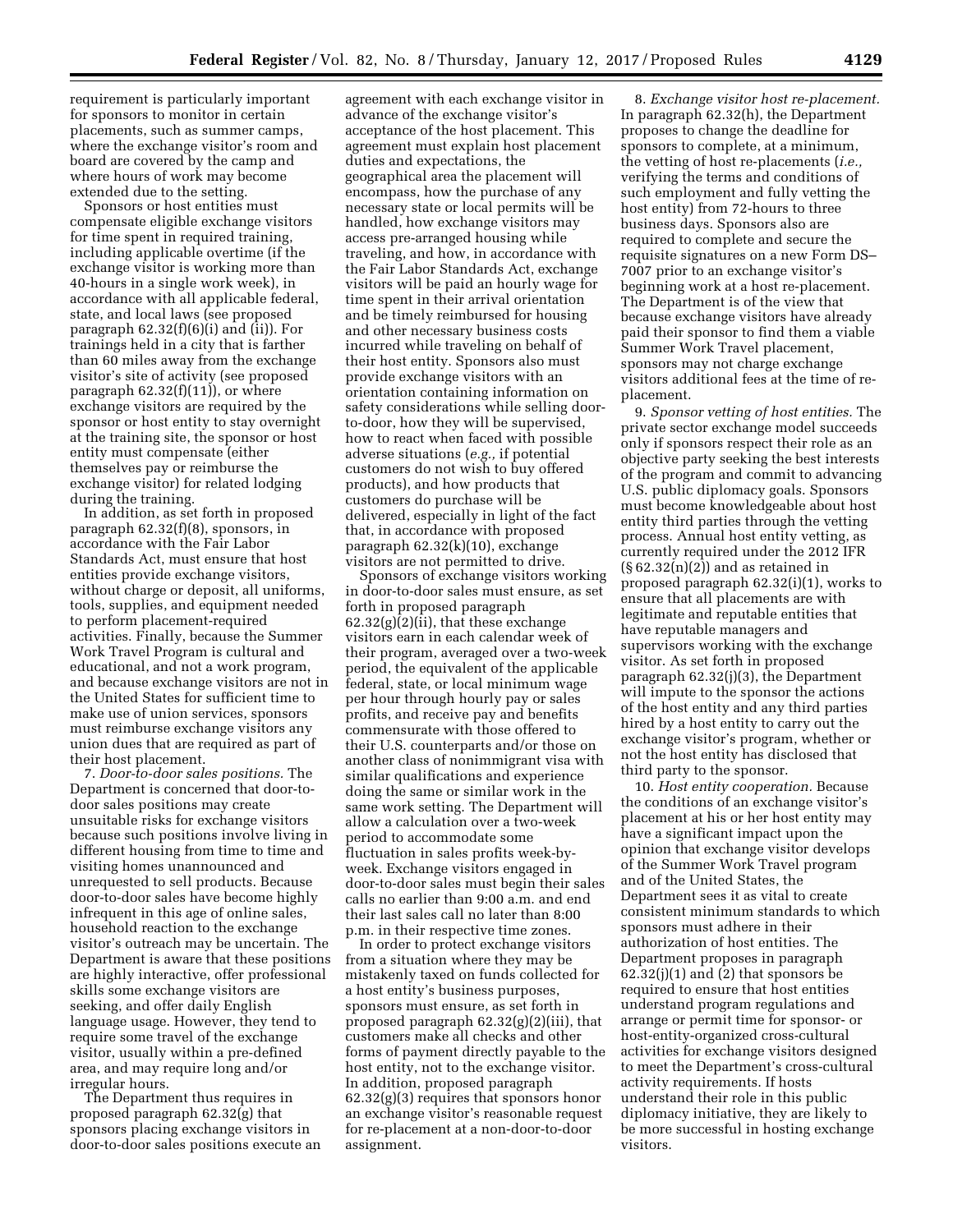requirement is particularly important for sponsors to monitor in certain placements, such as summer camps, where the exchange visitor's room and board are covered by the camp and where hours of work may become extended due to the setting.

Sponsors or host entities must compensate eligible exchange visitors for time spent in required training, including applicable overtime (if the exchange visitor is working more than 40-hours in a single work week), in accordance with all applicable federal, state, and local laws (see proposed paragraph 62.32(f)(6)(i) and (ii)). For trainings held in a city that is farther than 60 miles away from the exchange visitor's site of activity (see proposed paragraph 62.32(f)(11)), or where exchange visitors are required by the sponsor or host entity to stay overnight at the training site, the sponsor or host entity must compensate (either themselves pay or reimburse the exchange visitor) for related lodging during the training.

In addition, as set forth in proposed paragraph 62.32(f)(8), sponsors, in accordance with the Fair Labor Standards Act, must ensure that host entities provide exchange visitors, without charge or deposit, all uniforms, tools, supplies, and equipment needed to perform placement-required activities. Finally, because the Summer Work Travel Program is cultural and educational, and not a work program, and because exchange visitors are not in the United States for sufficient time to make use of union services, sponsors must reimburse exchange visitors any union dues that are required as part of their host placement.

7. *Door-to-door sales positions.* The Department is concerned that door-to-door sales positions may create unsuitable risks for exchange visitors because such positions involve living in different housing from time to time and visiting homes unannounced and unrequested to sell products. Because door-to-door sales have become highly infrequent in this age of online sales, household reaction to the exchange visitor's outreach may be uncertain. The Department is aware that these positions are highly interactive, offer professional skills some exchange visitors are seeking, and offer daily English language usage. However, they tend to require some travel of the exchange visitor, usually within a pre-defined area, and may require long and/or irregular hours.

The Department thus requires in proposed paragraph 62.32(g) that sponsors placing exchange visitors in door-to-door sales positions execute an agreement with each exchange visitor in advance of the exchange visitor's acceptance of the host placement. This agreement must explain host placement duties and expectations, the geographical area the placement will encompass, how the purchase of any necessary state or local permits will be handled, how exchange visitors may access pre-arranged housing while traveling, and how, in accordance with the Fair Labor Standards Act, exchange visitors will be paid an hourly wage for time spent in their arrival orientation and be timely reimbursed for housing and other necessary business costs incurred while traveling on behalf of their host entity. Sponsors also must provide exchange visitors with an orientation containing information on safety considerations while selling door-to-door, how they will be supervised, how to react when faced with possible adverse situations (*e.g.,* if potential customers do not wish to buy offered products), and how products that customers do purchase will be delivered, especially in light of the fact that, in accordance with proposed paragraph 62.32(k)(10), exchange visitors are not permitted to drive.

Sponsors of exchange visitors working in door-to-door sales must ensure, as set forth in proposed paragraph 62.32(g)(2)(ii), that these exchange visitors earn in each calendar week of their program, averaged over a two-week period, the equivalent of the applicable federal, state, or local minimum wage per hour through hourly pay or sales profits, and receive pay and benefits commensurate with those offered to their U.S. counterparts and/or those on another class of nonimmigrant visa with similar qualifications and experience doing the same or similar work in the same work setting. The Department will allow a calculation over a two-week period to accommodate some fluctuation in sales profits week-by-week. Exchange visitors engaged in door-to-door sales must begin their sales calls no earlier than 9:00 a.m. and end their last sales call no later than 8:00 p.m. in their respective time zones.

In order to protect exchange visitors from a situation where they may be mistakenly taxed on funds collected for a host entity's business purposes, sponsors must ensure, as set forth in proposed paragraph 62.32(g)(2)(iii), that customers make all checks and other forms of payment directly payable to the host entity, not to the exchange visitor. In addition, proposed paragraph 62.32(g)(3) requires that sponsors honor an exchange visitor's reasonable request for re-placement at a non-door-to-door assignment.

8. *Exchange visitor host re-placement.* In paragraph 62.32(h), the Department proposes to change the deadline for sponsors to complete, at a minimum, the vetting of host re-placements (*i.e.,* verifying the terms and conditions of such employment and fully vetting the host entity) from 72-hours to three business days. Sponsors also are required to complete and secure the requisite signatures on a new Form DS–7007 prior to an exchange visitor's beginning work at a host re-placement. The Department is of the view that because exchange visitors have already paid their sponsor to find them a viable Summer Work Travel placement, sponsors may not charge exchange visitors additional fees at the time of re-placement.

9. *Sponsor vetting of host entities.* The private sector exchange model succeeds only if sponsors respect their role as an objective party seeking the best interests of the program and commit to advancing U.S. public diplomacy goals. Sponsors must become knowledgeable about host entity third parties through the vetting process. Annual host entity vetting, as currently required under the 2012 IFR (§ 62.32(n)(2)) and as retained in proposed paragraph 62.32(i)(1), works to ensure that all placements are with legitimate and reputable entities that have reputable managers and supervisors working with the exchange visitor. As set forth in proposed paragraph 62.32(j)(3), the Department will impute to the sponsor the actions of the host entity and any third parties hired by a host entity to carry out the exchange visitor's program, whether or not the host entity has disclosed that third party to the sponsor.

10. *Host entity cooperation.* Because the conditions of an exchange visitor's placement at his or her host entity may have a significant impact upon the opinion that exchange visitor develops of the Summer Work Travel program and of the United States, the Department sees it as vital to create consistent minimum standards to which sponsors must adhere in their authorization of host entities. The Department proposes in paragraph 62.32(j)(1) and (2) that sponsors be required to ensure that host entities understand program regulations and arrange or permit time for sponsor- or host-entity-organized cross-cultural activities for exchange visitors designed to meet the Department's cross-cultural activity requirements. If hosts understand their role in this public diplomacy initiative, they are likely to be more successful in hosting exchange visitors.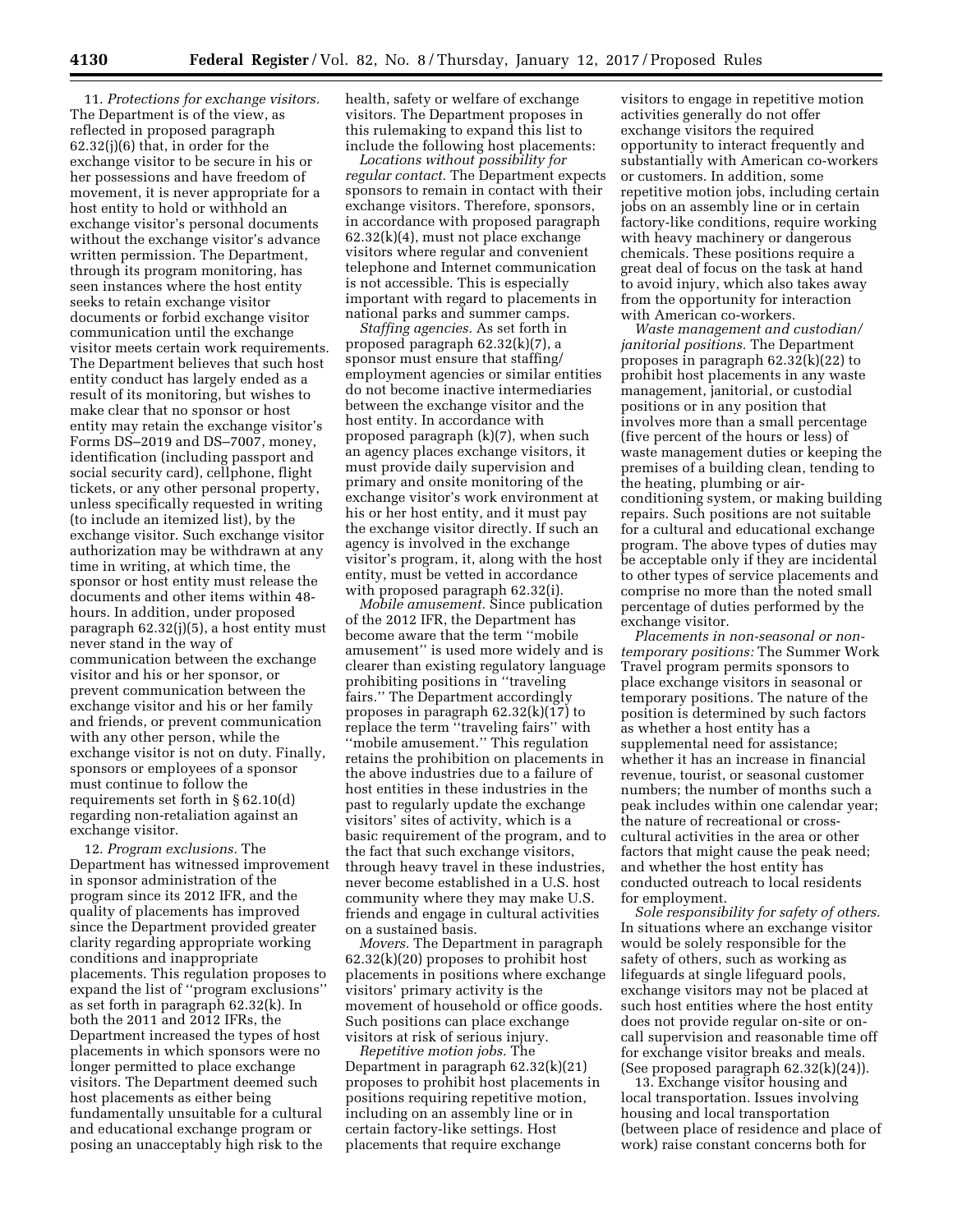11. *Protections for exchange visitors.* The Department is of the view, as reflected in proposed paragraph 62.32(j)(6) that, in order for the exchange visitor to be secure in his or her possessions and have freedom of movement, it is never appropriate for a host entity to hold or withhold an exchange visitor's personal documents without the exchange visitor's advance written permission. The Department, through its program monitoring, has seen instances where the host entity seeks to retain exchange visitor documents or forbid exchange visitor communication until the exchange visitor meets certain work requirements. The Department believes that such host entity conduct has largely ended as a result of its monitoring, but wishes to make clear that no sponsor or host entity may retain the exchange visitor's Forms DS–2019 and DS–7007, money, identification (including passport and social security card), cellphone, flight tickets, or any other personal property, unless specifically requested in writing (to include an itemized list), by the exchange visitor. Such exchange visitor authorization may be withdrawn at any time in writing, at which time, the sponsor or host entity must release the documents and other items within 48-hours. In addition, under proposed paragraph 62.32(j)(5), a host entity must never stand in the way of communication between the exchange visitor and his or her sponsor, or prevent communication between the exchange visitor and his or her family and friends, or prevent communication with any other person, while the exchange visitor is not on duty. Finally, sponsors or employees of a sponsor must continue to follow the requirements set forth in § 62.10(d) regarding non-retaliation against an exchange visitor.

12. *Program exclusions.* The Department has witnessed improvement in sponsor administration of the program since its 2012 IFR, and the quality of placements has improved since the Department provided greater clarity regarding appropriate working conditions and inappropriate placements. This regulation proposes to expand the list of ''program exclusions'' as set forth in paragraph 62.32(k). In both the 2011 and 2012 IFRs, the Department increased the types of host placements in which sponsors were no longer permitted to place exchange visitors. The Department deemed such host placements as either being fundamentally unsuitable for a cultural and educational exchange program or posing an unacceptably high risk to the health, safety or welfare of exchange visitors. The Department proposes in this rulemaking to expand this list to include the following host placements:

*Locations without possibility for regular contact.* The Department expects sponsors to remain in contact with their exchange visitors. Therefore, sponsors, in accordance with proposed paragraph 62.32(k)(4), must not place exchange visitors where regular and convenient telephone and Internet communication is not accessible. This is especially important with regard to placements in national parks and summer camps.

*Staffing agencies.* As set forth in proposed paragraph 62.32(k)(7), a sponsor must ensure that staffing/employment agencies or similar entities do not become inactive intermediaries between the exchange visitor and the host entity. In accordance with proposed paragraph (k)(7), when such an agency places exchange visitors, it must provide daily supervision and primary and onsite monitoring of the exchange visitor's work environment at his or her host entity, and it must pay the exchange visitor directly. If such an agency is involved in the exchange visitor's program, it, along with the host entity, must be vetted in accordance with proposed paragraph 62.32(i).

*Mobile amusement.* Since publication of the 2012 IFR, the Department has become aware that the term ''mobile amusement'' is used more widely and is clearer than existing regulatory language prohibiting positions in ''traveling fairs.'' The Department accordingly proposes in paragraph 62.32(k)(17) to replace the term ''traveling fairs'' with ''mobile amusement.'' This regulation retains the prohibition on placements in the above industries due to a failure of host entities in these industries in the past to regularly update the exchange visitors' sites of activity, which is a basic requirement of the program, and to the fact that such exchange visitors, through heavy travel in these industries, never become established in a U.S. host community where they may make U.S. friends and engage in cultural activities on a sustained basis.

*Movers.* The Department in paragraph 62.32(k)(20) proposes to prohibit host placements in positions where exchange visitors' primary activity is the movement of household or office goods. Such positions can place exchange visitors at risk of serious injury.

*Repetitive motion jobs.* The Department in paragraph 62.32(k)(21) proposes to prohibit host placements in positions requiring repetitive motion, including on an assembly line or in certain factory-like settings. Host placements that require exchange visitors to engage in repetitive motion activities generally do not offer exchange visitors the required opportunity to interact frequently and substantially with American co-workers or customers. In addition, some repetitive motion jobs, including certain jobs on an assembly line or in certain factory-like conditions, require working with heavy machinery or dangerous chemicals. These positions require a great deal of focus on the task at hand to avoid injury, which also takes away from the opportunity for interaction with American co-workers.

*Waste management and custodian/janitorial positions.* The Department proposes in paragraph 62.32(k)(22) to prohibit host placements in any waste management, janitorial, or custodial positions or in any position that involves more than a small percentage (five percent of the hours or less) of waste management duties or keeping the premises of a building clean, tending to the heating, plumbing or air-conditioning system, or making building repairs. Such positions are not suitable for a cultural and educational exchange program. The above types of duties may be acceptable only if they are incidental to other types of service placements and comprise no more than the noted small percentage of duties performed by the exchange visitor.

*Placements in non-seasonal or non-temporary positions:* The Summer Work Travel program permits sponsors to place exchange visitors in seasonal or temporary positions. The nature of the position is determined by such factors as whether a host entity has a supplemental need for assistance; whether it has an increase in financial revenue, tourist, or seasonal customer numbers; the number of months such a peak includes within one calendar year; the nature of recreational or cross-cultural activities in the area or other factors that might cause the peak need; and whether the host entity has conducted outreach to local residents for employment.

*Sole responsibility for safety of others.* In situations where an exchange visitor would be solely responsible for the safety of others, such as working as lifeguards at single lifeguard pools, exchange visitors may not be placed at such host entities where the host entity does not provide regular on-site or on-call supervision and reasonable time off for exchange visitor breaks and meals. (See proposed paragraph 62.32(k)(24)).

13. Exchange visitor housing and local transportation. Issues involving housing and local transportation (between place of residence and place of work) raise constant concerns both for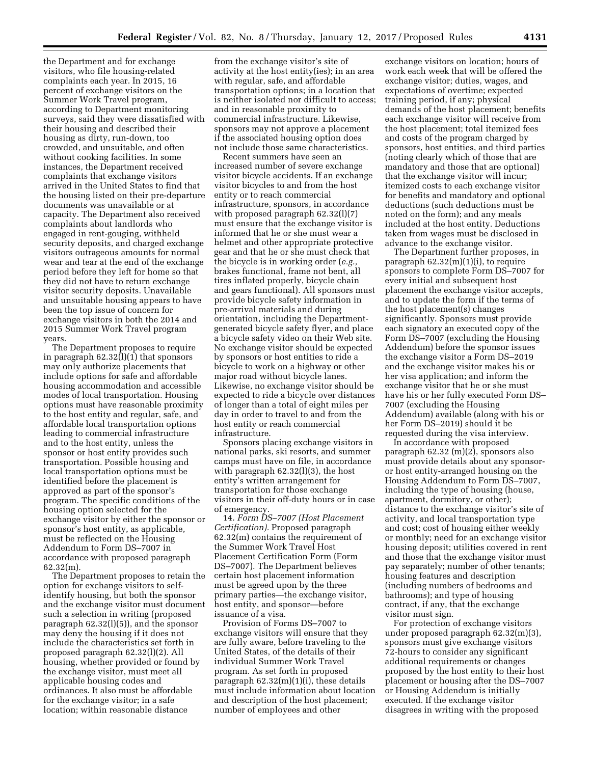the Department and for exchange visitors, who file housing-related complaints each year. In 2015, 16 percent of exchange visitors on the Summer Work Travel program, according to Department monitoring surveys, said they were dissatisfied with their housing and described their housing as dirty, run-down, too crowded, and unsuitable, and often without cooking facilities. In some instances, the Department received complaints that exchange visitors arrived in the United States to find that the housing listed on their pre-departure documents was unavailable or at capacity. The Department also received complaints about landlords who engaged in rent-gouging, withheld security deposits, and charged exchange visitors outrageous amounts for normal wear and tear at the end of the exchange period before they left for home so that they did not have to return exchange visitor security deposits. Unavailable and unsuitable housing appears to have been the top issue of concern for exchange visitors in both the 2014 and 2015 Summer Work Travel program years.

The Department proposes to require in paragraph 62.32(l)(1) that sponsors may only authorize placements that include options for safe and affordable housing accommodation and accessible modes of local transportation. Housing options must have reasonable proximity to the host entity and regular, safe, and affordable local transportation options leading to commercial infrastructure and to the host entity, unless the sponsor or host entity provides such transportation. Possible housing and local transportation options must be identified before the placement is approved as part of the sponsor's program. The specific conditions of the housing option selected for the exchange visitor by either the sponsor or sponsor's host entity, as applicable, must be reflected on the Housing Addendum to Form DS–7007 in accordance with proposed paragraph 62.32(m).

The Department proposes to retain the option for exchange visitors to self-identify housing, but both the sponsor and the exchange visitor must document such a selection in writing (proposed paragraph 62.32(l)(5)), and the sponsor may deny the housing if it does not include the characteristics set forth in proposed paragraph 62.32(l)(2). All housing, whether provided or found by the exchange visitor, must meet all applicable housing codes and ordinances. It also must be affordable for the exchange visitor; in a safe location; within reasonable distance from the exchange visitor's site of activity at the host entity(ies); in an area with regular, safe, and affordable transportation options; in a location that is neither isolated nor difficult to access; and in reasonable proximity to commercial infrastructure. Likewise, sponsors may not approve a placement if the associated housing option does not include those same characteristics.

Recent summers have seen an increased number of severe exchange visitor bicycle accidents. If an exchange visitor bicycles to and from the host entity or to reach commercial infrastructure, sponsors, in accordance with proposed paragraph 62.32(l)(7) must ensure that the exchange visitor is informed that he or she must wear a helmet and other appropriate protective gear and that he or she must check that the bicycle is in working order (*e.g.,* brakes functional, frame not bent, all tires inflated properly, bicycle chain and gears functional). All sponsors must provide bicycle safety information in pre-arrival materials and during orientation, including the Department-generated bicycle safety flyer, and place a bicycle safety video on their Web site. No exchange visitor should be expected by sponsors or host entities to ride a bicycle to work on a highway or other major road without bicycle lanes. Likewise, no exchange visitor should be expected to ride a bicycle over distances of longer than a total of eight miles per day in order to travel to and from the host entity or reach commercial infrastructure.

Sponsors placing exchange visitors in national parks, ski resorts, and summer camps must have on file, in accordance with paragraph 62.32(l)(3), the host entity's written arrangement for transportation for those exchange visitors in their off-duty hours or in case of emergency.

14. *Form DS–7007 (Host Placement Certification).* Proposed paragraph 62.32(m) contains the requirement of the Summer Work Travel Host Placement Certification Form (Form DS–7007). The Department believes certain host placement information must be agreed upon by the three primary parties—the exchange visitor, host entity, and sponsor—before issuance of a visa.

Provision of Forms DS–7007 to exchange visitors will ensure that they are fully aware, before traveling to the United States, of the details of their individual Summer Work Travel program. As set forth in proposed paragraph 62.32(m)(1)(i), these details must include information about location and description of the host placement; number of employees and other exchange visitors on location; hours of work each week that will be offered the exchange visitor; duties, wages, and expectations of overtime; expected training period, if any; physical demands of the host placement; benefits each exchange visitor will receive from the host placement; total itemized fees and costs of the program charged by sponsors, host entities, and third parties (noting clearly which of those that are mandatory and those that are optional) that the exchange visitor will incur; itemized costs to each exchange visitor for benefits and mandatory and optional deductions (such deductions must be noted on the form); and any meals included at the host entity. Deductions taken from wages must be disclosed in advance to the exchange visitor.

The Department further proposes, in paragraph 62.32(m)(1)(i), to require sponsors to complete Form DS–7007 for every initial and subsequent host placement the exchange visitor accepts, and to update the form if the terms of the host placement(s) changes significantly. Sponsors must provide each signatory an executed copy of the Form DS–7007 (excluding the Housing Addendum) before the sponsor issues the exchange visitor a Form DS–2019 and the exchange visitor makes his or her visa application; and inform the exchange visitor that he or she must have his or her fully executed Form DS–7007 (excluding the Housing Addendum) available (along with his or her Form DS–2019) should it be requested during the visa interview.

In accordance with proposed paragraph 62.32 (m)(2), sponsors also must provide details about any sponsor- or host entity-arranged housing on the Housing Addendum to Form DS–7007, including the type of housing (house, apartment, dormitory, or other); distance to the exchange visitor's site of activity, and local transportation type and cost; cost of housing either weekly or monthly; need for an exchange visitor housing deposit; utilities covered in rent and those that the exchange visitor must pay separately; number of other tenants; housing features and description (including numbers of bedrooms and bathrooms); and type of housing contract, if any, that the exchange visitor must sign.

For protection of exchange visitors under proposed paragraph 62.32(m)(3), sponsors must give exchange visitors 72-hours to consider any significant additional requirements or changes proposed by the host entity to their host placement or housing after the DS–7007 or Housing Addendum is initially executed. If the exchange visitor disagrees in writing with the proposed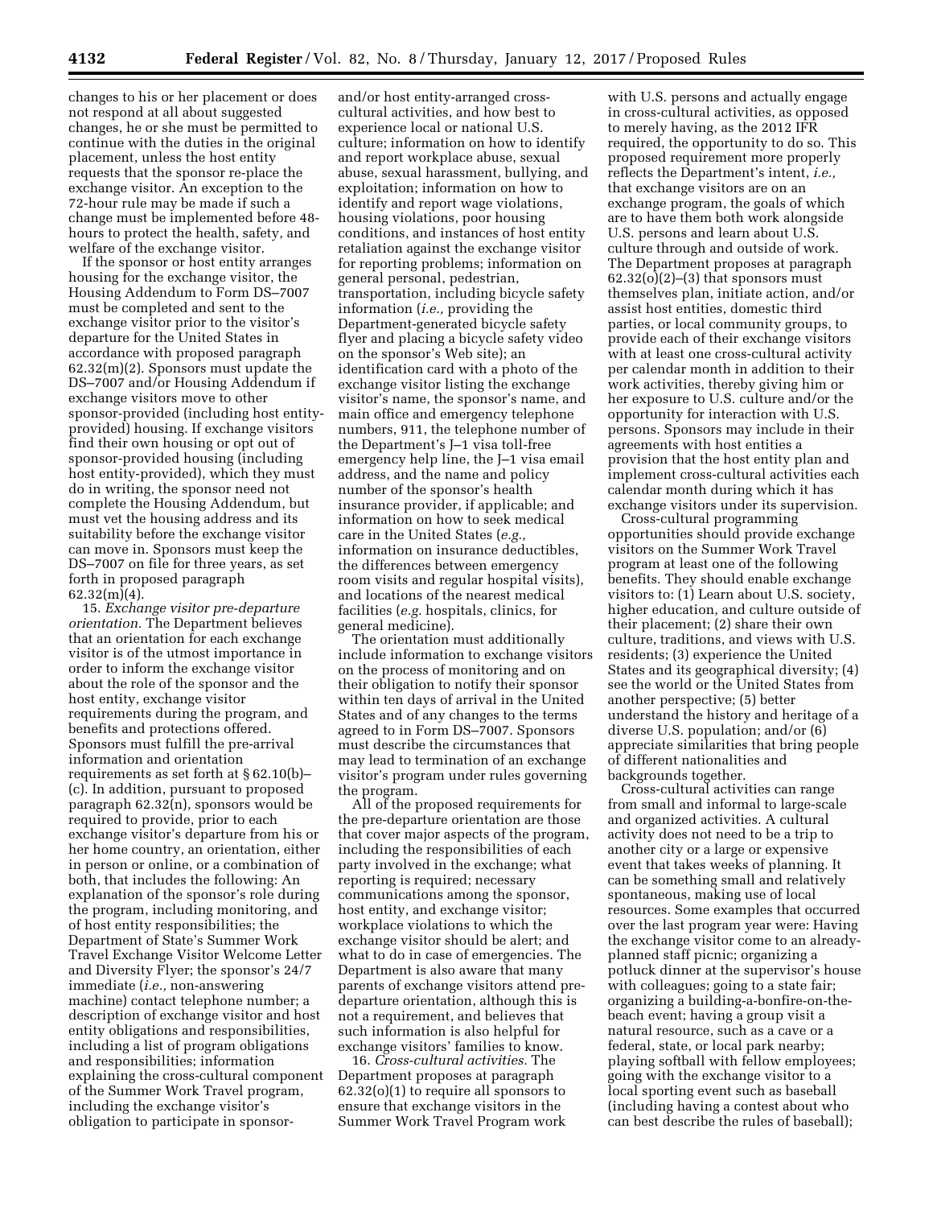changes to his or her placement or does not respond at all about suggested changes, he or she must be permitted to continue with the duties in the original placement, unless the host entity requests that the sponsor re-place the exchange visitor. An exception to the 72-hour rule may be made if such a change must be implemented before 48-hours to protect the health, safety, and welfare of the exchange visitor.

If the sponsor or host entity arranges housing for the exchange visitor, the Housing Addendum to Form DS–7007 must be completed and sent to the exchange visitor prior to the visitor's departure for the United States in accordance with proposed paragraph 62.32(m)(2). Sponsors must update the DS–7007 and/or Housing Addendum if exchange visitors move to other sponsor-provided (including host entity-provided) housing. If exchange visitors find their own housing or opt out of sponsor-provided housing (including host entity-provided), which they must do in writing, the sponsor need not complete the Housing Addendum, but must vet the housing address and its suitability before the exchange visitor can move in. Sponsors must keep the DS–7007 on file for three years, as set forth in proposed paragraph 62.32(m)(4).

15. *Exchange visitor pre-departure orientation.* The Department believes that an orientation for each exchange visitor is of the utmost importance in order to inform the exchange visitor about the role of the sponsor and the host entity, exchange visitor requirements during the program, and benefits and protections offered. Sponsors must fulfill the pre-arrival information and orientation requirements as set forth at § 62.10(b)–(c). In addition, pursuant to proposed paragraph 62.32(n), sponsors would be required to provide, prior to each exchange visitor's departure from his or her home country, an orientation, either in person or online, or a combination of both, that includes the following: An explanation of the sponsor's role during the program, including monitoring, and of host entity responsibilities; the Department of State's Summer Work Travel Exchange Visitor Welcome Letter and Diversity Flyer; the sponsor's 24/7 immediate (*i.e.,* non-answering machine) contact telephone number; a description of exchange visitor and host entity obligations and responsibilities, including a list of program obligations and responsibilities; information explaining the cross-cultural component of the Summer Work Travel program, including the exchange visitor's obligation to participate in sponsor-and/or host entity-arranged cross-cultural activities, and how best to experience local or national U.S. culture; information on how to identify and report workplace abuse, sexual abuse, sexual harassment, bullying, and exploitation; information on how to identify and report wage violations, housing violations, poor housing conditions, and instances of host entity retaliation against the exchange visitor for reporting problems; information on general personal, pedestrian, transportation, including bicycle safety information (*i.e.,* providing the Department-generated bicycle safety flyer and placing a bicycle safety video on the sponsor's Web site); an identification card with a photo of the exchange visitor listing the exchange visitor's name, the sponsor's name, and main office and emergency telephone numbers, 911, the telephone number of the Department's J–1 visa toll-free emergency help line, the J–1 visa email address, and the name and policy number of the sponsor's health insurance provider, if applicable; and information on how to seek medical care in the United States (*e.g.,* information on insurance deductibles, the differences between emergency room visits and regular hospital visits), and locations of the nearest medical facilities (*e.g.* hospitals, clinics, for general medicine).

The orientation must additionally include information to exchange visitors on the process of monitoring and on their obligation to notify their sponsor within ten days of arrival in the United States and of any changes to the terms agreed to in Form DS–7007. Sponsors must describe the circumstances that may lead to termination of an exchange visitor's program under rules governing the program.

All of the proposed requirements for the pre-departure orientation are those that cover major aspects of the program, including the responsibilities of each party involved in the exchange; what reporting is required; necessary communications among the sponsor, host entity, and exchange visitor; workplace violations to which the exchange visitor should be alert; and what to do in case of emergencies. The Department is also aware that many parents of exchange visitors attend pre-departure orientation, although this is not a requirement, and believes that such information is also helpful for exchange visitors' families to know.

16. *Cross-cultural activities.* The Department proposes at paragraph 62.32(o)(1) to require all sponsors to ensure that exchange visitors in the Summer Work Travel Program work with U.S. persons and actually engage in cross-cultural activities, as opposed to merely having, as the 2012 IFR required, the opportunity to do so. This proposed requirement more properly reflects the Department's intent, *i.e.,* that exchange visitors are on an exchange program, the goals of which are to have them both work alongside U.S. persons and learn about U.S. culture through and outside of work. The Department proposes at paragraph 62.32(o)(2)–(3) that sponsors must themselves plan, initiate action, and/or assist host entities, domestic third parties, or local community groups, to provide each of their exchange visitors with at least one cross-cultural activity per calendar month in addition to their work activities, thereby giving him or her exposure to U.S. culture and/or the opportunity for interaction with U.S. persons. Sponsors may include in their agreements with host entities a provision that the host entity plan and implement cross-cultural activities each calendar month during which it has exchange visitors under its supervision.

Cross-cultural programming opportunities should provide exchange visitors on the Summer Work Travel program at least one of the following benefits. They should enable exchange visitors to: (1) Learn about U.S. society, higher education, and culture outside of their placement; (2) share their own culture, traditions, and views with U.S. residents; (3) experience the United States and its geographical diversity; (4) see the world or the United States from another perspective; (5) better understand the history and heritage of a diverse U.S. population; and/or (6) appreciate similarities that bring people of different nationalities and backgrounds together.

Cross-cultural activities can range from small and informal to large-scale and organized activities. A cultural activity does not need to be a trip to another city or a large or expensive event that takes weeks of planning. It can be something small and relatively spontaneous, making use of local resources. Some examples that occurred over the last program year were: Having the exchange visitor come to an already-planned staff picnic; organizing a potluck dinner at the supervisor's house with colleagues; going to a state fair; organizing a building-a-bonfire-on-the-beach event; having a group visit a natural resource, such as a cave or a federal, state, or local park nearby; playing softball with fellow employees; going with the exchange visitor to a local sporting event such as baseball (including having a contest about who can best describe the rules of baseball);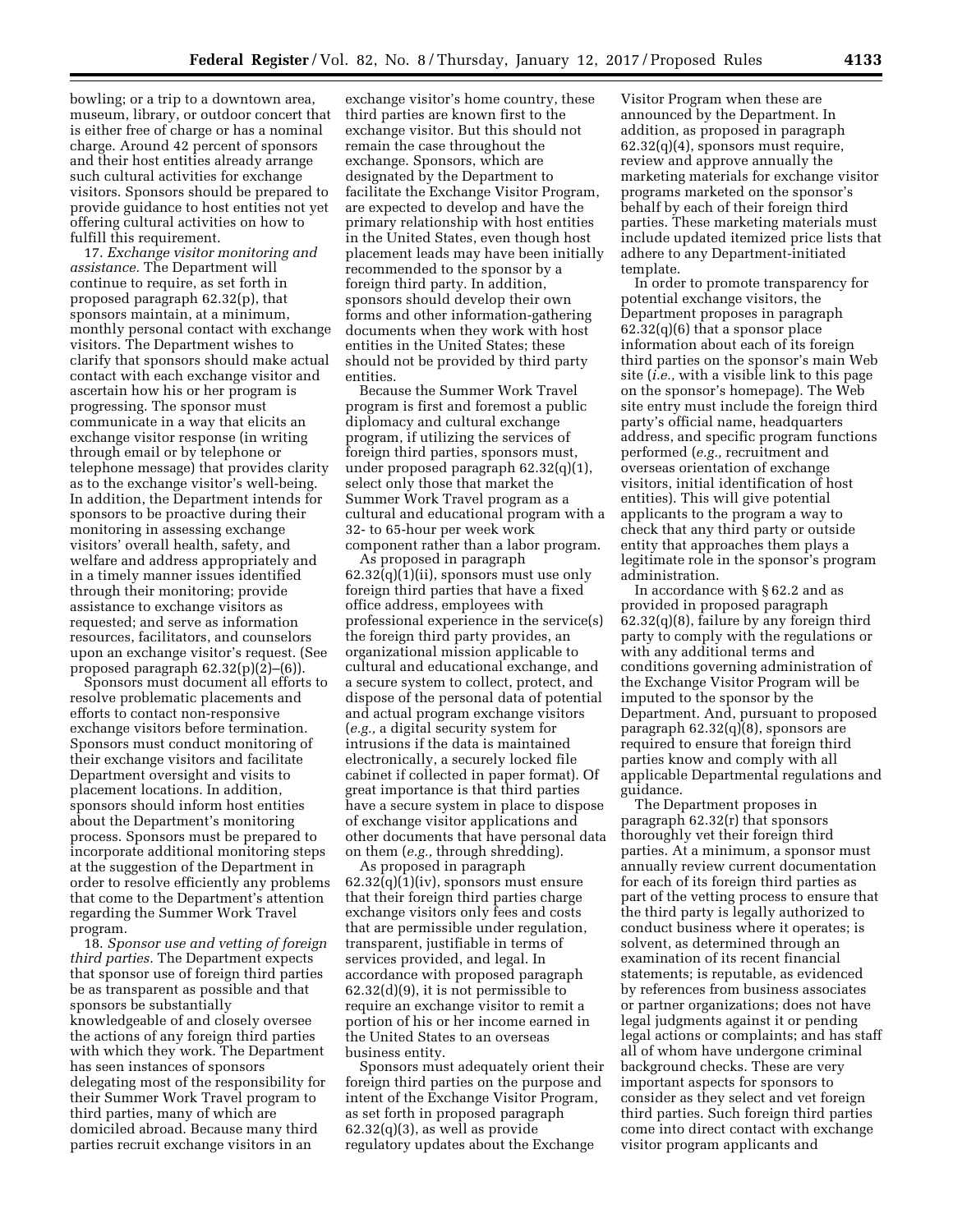bowling; or a trip to a downtown area, museum, library, or outdoor concert that is either free of charge or has a nominal charge. Around 42 percent of sponsors and their host entities already arrange such cultural activities for exchange visitors. Sponsors should be prepared to provide guidance to host entities not yet offering cultural activities on how to fulfill this requirement.

17. *Exchange visitor monitoring and assistance.* The Department will continue to require, as set forth in proposed paragraph 62.32(p), that sponsors maintain, at a minimum, monthly personal contact with exchange visitors. The Department wishes to clarify that sponsors should make actual contact with each exchange visitor and ascertain how his or her program is progressing. The sponsor must communicate in a way that elicits an exchange visitor response (in writing through email or by telephone or telephone message) that provides clarity as to the exchange visitor's well-being. In addition, the Department intends for sponsors to be proactive during their monitoring in assessing exchange visitors' overall health, safety, and welfare and address appropriately and in a timely manner issues identified through their monitoring; provide assistance to exchange visitors as requested; and serve as information resources, facilitators, and counselors upon an exchange visitor's request. (See proposed paragraph 62.32(p)(2)–(6)).

Sponsors must document all efforts to resolve problematic placements and efforts to contact non-responsive exchange visitors before termination. Sponsors must conduct monitoring of their exchange visitors and facilitate Department oversight and visits to placement locations. In addition, sponsors should inform host entities about the Department's monitoring process. Sponsors must be prepared to incorporate additional monitoring steps at the suggestion of the Department in order to resolve efficiently any problems that come to the Department's attention regarding the Summer Work Travel program.

18. *Sponsor use and vetting of foreign third parties.* The Department expects that sponsor use of foreign third parties be as transparent as possible and that sponsors be substantially knowledgeable of and closely oversee the actions of any foreign third parties with which they work. The Department has seen instances of sponsors delegating most of the responsibility for their Summer Work Travel program to third parties, many of which are domiciled abroad. Because many third parties recruit exchange visitors in an exchange visitor's home country, these third parties are known first to the exchange visitor. But this should not remain the case throughout the exchange. Sponsors, which are designated by the Department to facilitate the Exchange Visitor Program, are expected to develop and have the primary relationship with host entities in the United States, even though host placement leads may have been initially recommended to the sponsor by a foreign third party. In addition, sponsors should develop their own forms and other information-gathering documents when they work with host entities in the United States; these should not be provided by third party entities.

Because the Summer Work Travel program is first and foremost a public diplomacy and cultural exchange program, if utilizing the services of foreign third parties, sponsors must, under proposed paragraph 62.32(q)(1), select only those that market the Summer Work Travel program as a cultural and educational program with a 32- to 65-hour per week work component rather than a labor program.

As proposed in paragraph 62.32(q)(1)(ii), sponsors must use only foreign third parties that have a fixed office address, employees with professional experience in the service(s) the foreign third party provides, an organizational mission applicable to cultural and educational exchange, and a secure system to collect, protect, and dispose of the personal data of potential and actual program exchange visitors (*e.g.,* a digital security system for intrusions if the data is maintained electronically, a securely locked file cabinet if collected in paper format). Of great importance is that third parties have a secure system in place to dispose of exchange visitor applications and other documents that have personal data on them (*e.g.,* through shredding).

As proposed in paragraph 62.32(q)(1)(iv), sponsors must ensure that their foreign third parties charge exchange visitors only fees and costs that are permissible under regulation, transparent, justifiable in terms of services provided, and legal. In accordance with proposed paragraph 62.32(d)(9), it is not permissible to require an exchange visitor to remit a portion of his or her income earned in the United States to an overseas business entity.

Sponsors must adequately orient their foreign third parties on the purpose and intent of the Exchange Visitor Program, as set forth in proposed paragraph 62.32(q)(3), as well as provide regulatory updates about the Exchange Visitor Program when these are announced by the Department. In addition, as proposed in paragraph 62.32(q)(4), sponsors must require, review and approve annually the marketing materials for exchange visitor programs marketed on the sponsor's behalf by each of their foreign third parties. These marketing materials must include updated itemized price lists that adhere to any Department-initiated template.

In order to promote transparency for potential exchange visitors, the Department proposes in paragraph 62.32(q)(6) that a sponsor place information about each of its foreign third parties on the sponsor's main Web site (*i.e.,* with a visible link to this page on the sponsor's homepage). The Web site entry must include the foreign third party's official name, headquarters address, and specific program functions performed (*e.g.,* recruitment and overseas orientation of exchange visitors, initial identification of host entities). This will give potential applicants to the program a way to check that any third party or outside entity that approaches them plays a legitimate role in the sponsor's program administration.

In accordance with § 62.2 and as provided in proposed paragraph 62.32(q)(8), failure by any foreign third party to comply with the regulations or with any additional terms and conditions governing administration of the Exchange Visitor Program will be imputed to the sponsor by the Department. And, pursuant to proposed paragraph 62.32(q)(8), sponsors are required to ensure that foreign third parties know and comply with all applicable Departmental regulations and guidance.

The Department proposes in paragraph 62.32(r) that sponsors thoroughly vet their foreign third parties. At a minimum, a sponsor must annually review current documentation for each of its foreign third parties as part of the vetting process to ensure that the third party is legally authorized to conduct business where it operates; is solvent, as determined through an examination of its recent financial statements; is reputable, as evidenced by references from business associates or partner organizations; does not have legal judgments against it or pending legal actions or complaints; and has staff all of whom have undergone criminal background checks. These are very important aspects for sponsors to consider as they select and vet foreign third parties. Such foreign third parties come into direct contact with exchange visitor program applicants and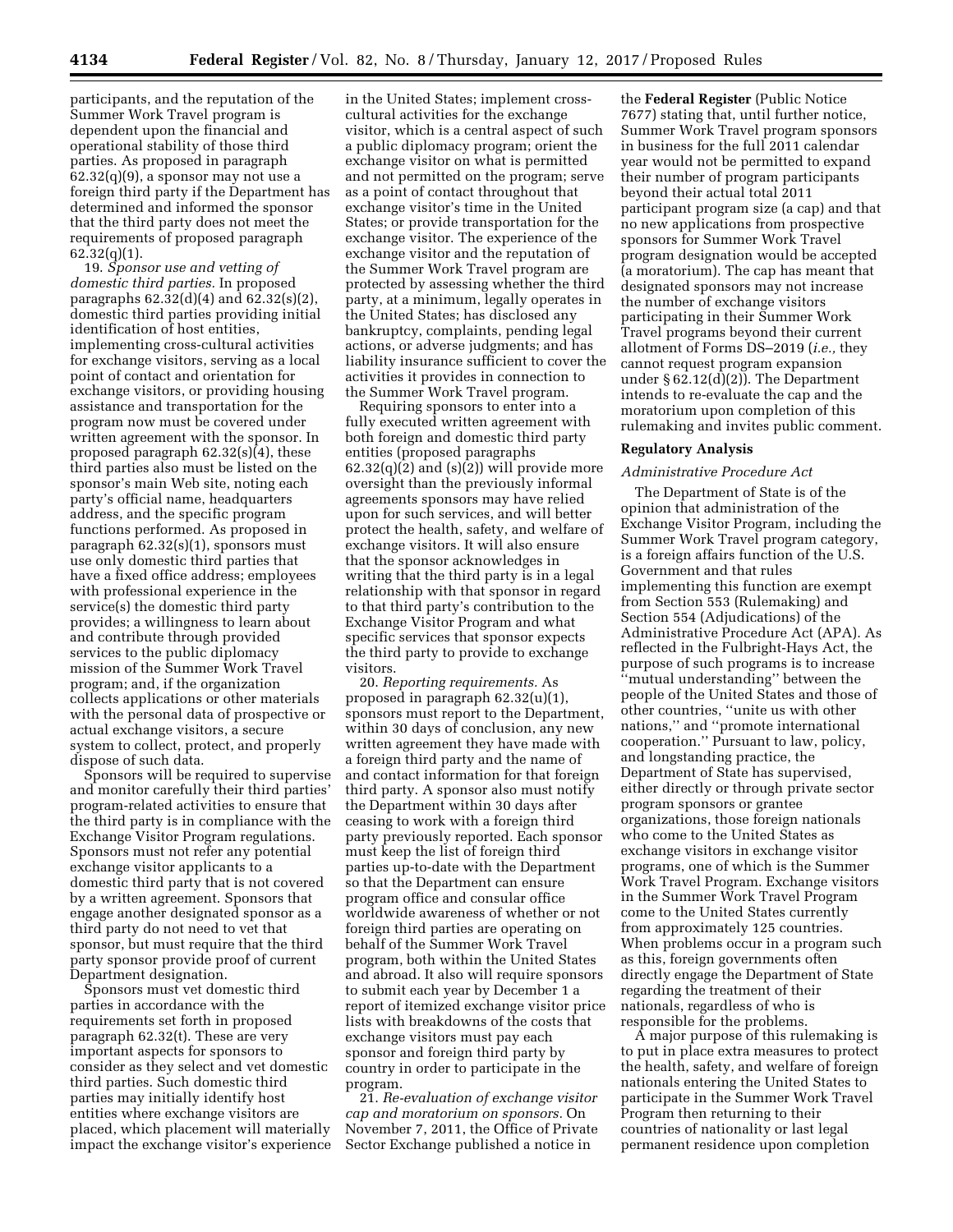participants, and the reputation of the Summer Work Travel program is dependent upon the financial and operational stability of those third parties. As proposed in paragraph 62.32(q)(9), a sponsor may not use a foreign third party if the Department has determined and informed the sponsor that the third party does not meet the requirements of proposed paragraph 62.32(q)(1).

19. *Sponsor use and vetting of domestic third parties.* In proposed paragraphs 62.32(d)(4) and 62.32(s)(2), domestic third parties providing initial identification of host entities, implementing cross-cultural activities for exchange visitors, serving as a local point of contact and orientation for exchange visitors, or providing housing assistance and transportation for the program now must be covered under written agreement with the sponsor. In proposed paragraph 62.32(s)(4), these third parties also must be listed on the sponsor's main Web site, noting each party's official name, headquarters address, and the specific program functions performed. As proposed in paragraph 62.32(s)(1), sponsors must use only domestic third parties that have a fixed office address; employees with professional experience in the service(s) the domestic third party provides; a willingness to learn about and contribute through provided services to the public diplomacy mission of the Summer Work Travel program; and, if the organization collects applications or other materials with the personal data of prospective or actual exchange visitors, a secure system to collect, protect, and properly dispose of such data.

Sponsors will be required to supervise and monitor carefully their third parties' program-related activities to ensure that the third party is in compliance with the Exchange Visitor Program regulations. Sponsors must not refer any potential exchange visitor applicants to a domestic third party that is not covered by a written agreement. Sponsors that engage another designated sponsor as a third party do not need to vet that sponsor, but must require that the third party sponsor provide proof of current Department designation.

Sponsors must vet domestic third parties in accordance with the requirements set forth in proposed paragraph 62.32(t). These are very important aspects for sponsors to consider as they select and vet domestic third parties. Such domestic third parties may initially identify host entities where exchange visitors are placed, which placement will materially impact the exchange visitor's experience in the United States; implement cross-cultural activities for the exchange visitor, which is a central aspect of such a public diplomacy program; orient the exchange visitor on what is permitted and not permitted on the program; serve as a point of contact throughout that exchange visitor's time in the United States; or provide transportation for the exchange visitor. The experience of the exchange visitor and the reputation of the Summer Work Travel program are protected by assessing whether the third party, at a minimum, legally operates in the United States; has disclosed any bankruptcy, complaints, pending legal actions, or adverse judgments; and has liability insurance sufficient to cover the activities it provides in connection to the Summer Work Travel program.

Requiring sponsors to enter into a fully executed written agreement with both foreign and domestic third party entities (proposed paragraphs 62.32(q)(2) and (s)(2)) will provide more oversight than the previously informal agreements sponsors may have relied upon for such services, and will better protect the health, safety, and welfare of exchange visitors. It will also ensure that the sponsor acknowledges in writing that the third party is in a legal relationship with that sponsor in regard to that third party's contribution to the Exchange Visitor Program and what specific services that sponsor expects the third party to provide to exchange visitors.

20. *Reporting requirements.* As proposed in paragraph 62.32(u)(1), sponsors must report to the Department, within 30 days of conclusion, any new written agreement they have made with a foreign third party and the name of and contact information for that foreign third party. A sponsor also must notify the Department within 30 days after ceasing to work with a foreign third party previously reported. Each sponsor must keep the list of foreign third parties up-to-date with the Department so that the Department can ensure program office and consular office worldwide awareness of whether or not foreign third parties are operating on behalf of the Summer Work Travel program, both within the United States and abroad. It also will require sponsors to submit each year by December 1 a report of itemized exchange visitor price lists with breakdowns of the costs that exchange visitors must pay each sponsor and foreign third party by country in order to participate in the program.

21. *Re-evaluation of exchange visitor cap and moratorium on sponsors.* On November 7, 2011, the Office of Private Sector Exchange published a notice in the **Federal Register** (Public Notice 7677) stating that, until further notice, Summer Work Travel program sponsors in business for the full 2011 calendar year would not be permitted to expand their number of program participants beyond their actual total 2011 participant program size (a cap) and that no new applications from prospective sponsors for Summer Work Travel program designation would be accepted (a moratorium). The cap has meant that designated sponsors may not increase the number of exchange visitors participating in their Summer Work Travel programs beyond their current allotment of Forms DS–2019 (*i.e.,* they cannot request program expansion under § 62.12(d)(2)). The Department intends to re-evaluate the cap and the moratorium upon completion of this rulemaking and invites public comment.

## Regulatory Analysis

*Administrative Procedure Act*

The Department of State is of the opinion that administration of the Exchange Visitor Program, including the Summer Work Travel program category, is a foreign affairs function of the U.S. Government and that rules implementing this function are exempt from Section 553 (Rulemaking) and Section 554 (Adjudications) of the Administrative Procedure Act (APA). As reflected in the Fulbright-Hays Act, the purpose of such programs is to increase "mutual understanding" between the people of the United States and those of other countries, "unite us with other nations," and "promote international cooperation." Pursuant to law, policy, and longstanding practice, the Department of State has supervised, either directly or through private sector program sponsors or grantee organizations, those foreign nationals who come to the United States as exchange visitors in exchange visitor programs, one of which is the Summer Work Travel Program. Exchange visitors in the Summer Work Travel Program come to the United States currently from approximately 125 countries. When problems occur in a program such as this, foreign governments often directly engage the Department of State regarding the treatment of their nationals, regardless of who is responsible for the problems.

A major purpose of this rulemaking is to put in place extra measures to protect the health, safety, and welfare of foreign nationals entering the United States to participate in the Summer Work Travel Program then returning to their countries of nationality or last legal permanent residence upon completion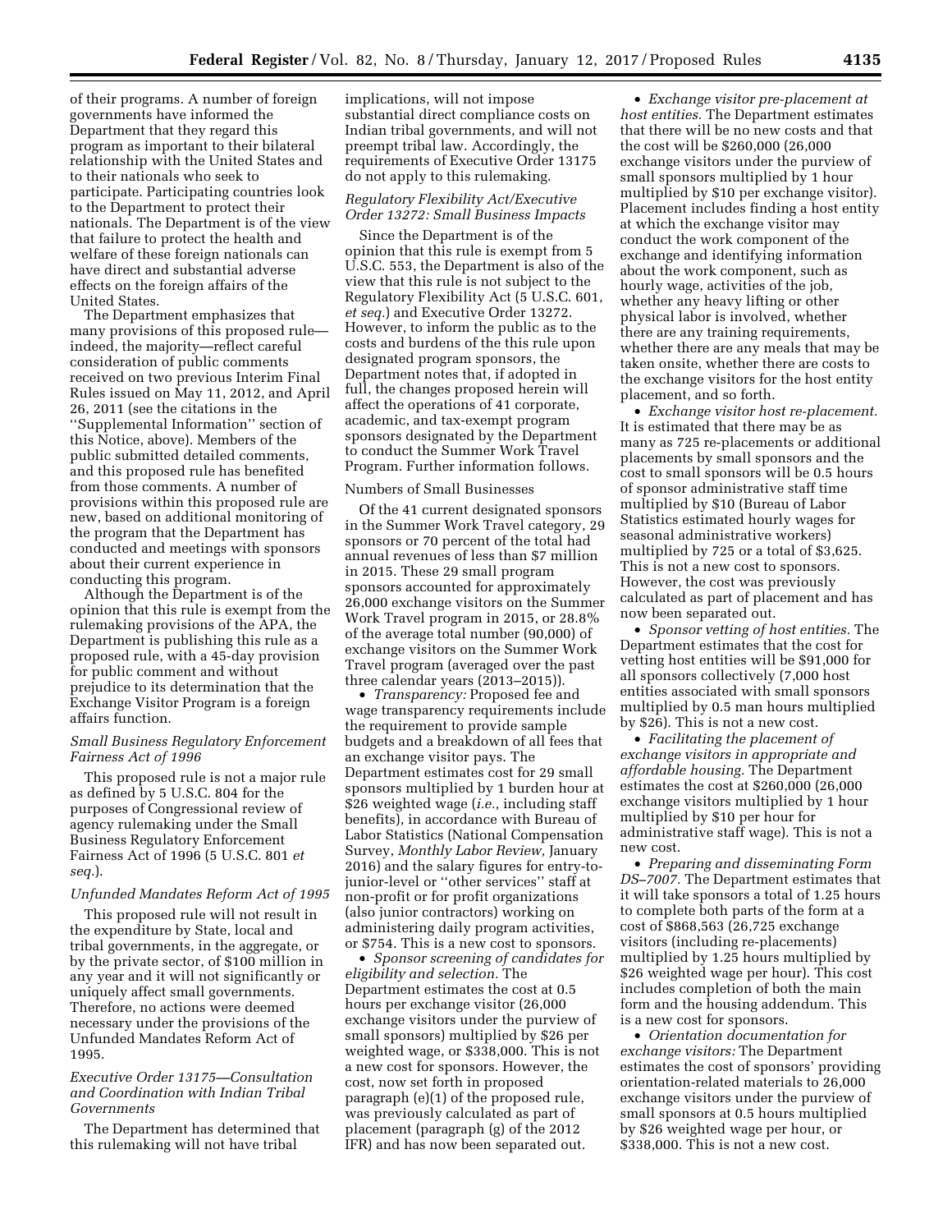of their programs. A number of foreign governments have informed the Department that they regard this program as important to their bilateral relationship with the United States and to their nationals who seek to participate. Participating countries look to the Department to protect their nationals. The Department is of the view that failure to protect the health and welfare of these foreign nationals can have direct and substantial adverse effects on the foreign affairs of the United States.

The Department emphasizes that many provisions of this proposed rule—indeed, the majority—reflect careful consideration of public comments received on two previous Interim Final Rules issued on May 11, 2012, and April 26, 2011 (see the citations in the ''Supplemental Information'' section of this Notice, above). Members of the public submitted detailed comments, and this proposed rule has benefited from those comments. A number of provisions within this proposed rule are new, based on additional monitoring of the program that the Department has conducted and meetings with sponsors about their current experience in conducting this program.

Although the Department is of the opinion that this rule is exempt from the rulemaking provisions of the APA, the Department is publishing this rule as a proposed rule, with a 45-day provision for public comment and without prejudice to its determination that the Exchange Visitor Program is a foreign affairs function.

*Small Business Regulatory Enforcement Fairness Act of 1996*

This proposed rule is not a major rule as defined by 5 U.S.C. 804 for the purposes of Congressional review of agency rulemaking under the Small Business Regulatory Enforcement Fairness Act of 1996 (5 U.S.C. 801 *et seq.*).

*Unfunded Mandates Reform Act of 1995*

This proposed rule will not result in the expenditure by State, local and tribal governments, in the aggregate, or by the private sector, of $100 million in any year and it will not significantly or uniquely affect small governments. Therefore, no actions were deemed necessary under the provisions of the Unfunded Mandates Reform Act of 1995.

*Executive Order 13175—Consultation and Coordination with Indian Tribal Governments*

The Department has determined that this rulemaking will not have tribal implications, will not impose substantial direct compliance costs on Indian tribal governments, and will not preempt tribal law. Accordingly, the requirements of Executive Order 13175 do not apply to this rulemaking.

*Regulatory Flexibility Act/Executive Order 13272: Small Business Impacts*

Since the Department is of the opinion that this rule is exempt from 5 U.S.C. 553, the Department is also of the view that this rule is not subject to the Regulatory Flexibility Act (5 U.S.C. 601, *et seq.*) and Executive Order 13272. However, to inform the public as to the costs and burdens of the this rule upon designated program sponsors, the Department notes that, if adopted in full, the changes proposed herein will affect the operations of 41 corporate, academic, and tax-exempt program sponsors designated by the Department to conduct the Summer Work Travel Program. Further information follows.

Numbers of Small Businesses

Of the 41 current designated sponsors in the Summer Work Travel category, 29 sponsors or 70 percent of the total had annual revenues of less than $7 million in 2015. These 29 small program sponsors accounted for approximately 26,000 exchange visitors on the Summer Work Travel program in 2015, or 28.8% of the average total number (90,000) of exchange visitors on the Summer Work Travel program (averaged over the past three calendar years (2013–2015)).

- *Transparency:* Proposed fee and wage transparency requirements include the requirement to provide sample budgets and a breakdown of all fees that an exchange visitor pays. The Department estimates cost for 29 small sponsors multiplied by 1 burden hour at $26 weighted wage (*i.e.,* including staff benefits), in accordance with Bureau of Labor Statistics (National Compensation Survey, *Monthly Labor Review,* January 2016) and the salary figures for entry-to-junior-level or ''other services'' staff at non-profit or for profit organizations (also junior contractors) working on administering daily program activities, or $754. This is a new cost to sponsors.
- *Sponsor screening of candidates for eligibility and selection.* The Department estimates the cost at 0.5 hours per exchange visitor (26,000 exchange visitors under the purview of small sponsors) multiplied by $26 per weighted wage, or $338,000. This is not a new cost for sponsors. However, the cost, now set forth in proposed paragraph (e)(1) of the proposed rule, was previously calculated as part of placement (paragraph (g) of the 2012 IFR) and has now been separated out.
- *Exchange visitor pre-placement at host entities.* The Department estimates that there will be no new costs and that the cost will be $260,000 (26,000 exchange visitors under the purview of small sponsors multiplied by 1 hour multiplied by $10 per exchange visitor). Placement includes finding a host entity at which the exchange visitor may conduct the work component of the exchange and identifying information about the work component, such as hourly wage, activities of the job, whether any heavy lifting or other physical labor is involved, whether there are any training requirements, whether there are any meals that may be taken onsite, whether there are costs to the exchange visitors for the host entity placement, and so forth.
- *Exchange visitor host re-placement.* It is estimated that there may be as many as 725 re-placements or additional placements by small sponsors and the cost to small sponsors will be 0.5 hours of sponsor administrative staff time multiplied by $10 (Bureau of Labor Statistics estimated hourly wages for seasonal administrative workers) multiplied by 725 or a total of $3,625. This is not a new cost to sponsors. However, the cost was previously calculated as part of placement and has now been separated out.
- *Sponsor vetting of host entities.* The Department estimates that the cost for vetting host entities will be $91,000 for all sponsors collectively (7,000 host entities associated with small sponsors multiplied by 0.5 man hours multiplied by $26). This is not a new cost.
- *Facilitating the placement of exchange visitors in appropriate and affordable housing.* The Department estimates the cost at $260,000 (26,000 exchange visitors multiplied by 1 hour multiplied by $10 per hour for administrative staff wage). This is not a new cost.
- *Preparing and disseminating Form DS–7007.* The Department estimates that it will take sponsors a total of 1.25 hours to complete both parts of the form at a cost of $868,563 (26,725 exchange visitors (including re-placements) multiplied by 1.25 hours multiplied by $26 weighted wage per hour). This cost includes completion of both the main form and the housing addendum. This is a new cost for sponsors.
- *Orientation documentation for exchange visitors:* The Department estimates the cost of sponsors' providing orientation-related materials to 26,000 exchange visitors under the purview of small sponsors at 0.5 hours multiplied by $26 weighted wage per hour, or $338,000. This is not a new cost.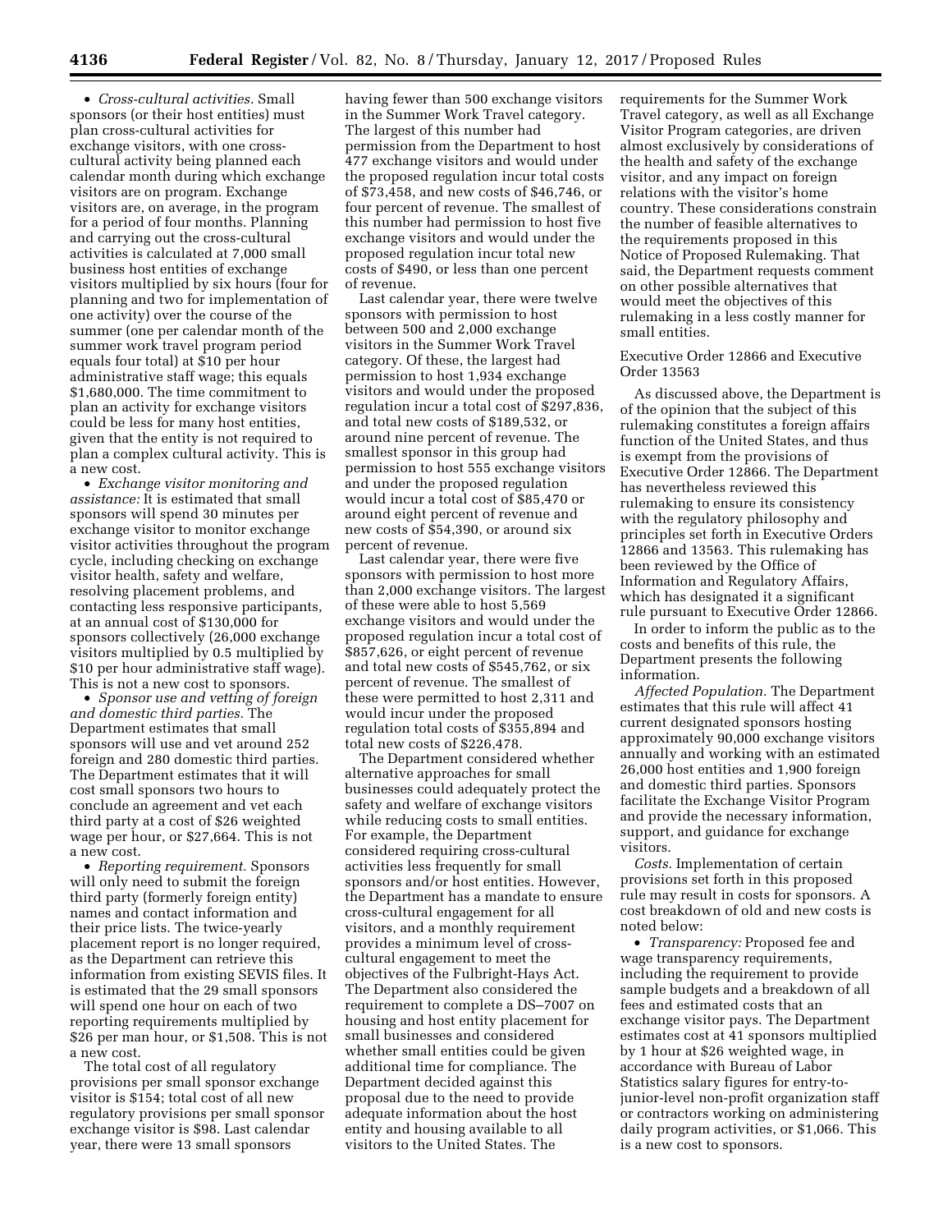- *Cross-cultural activities.* Small sponsors (or their host entities) must plan cross-cultural activities for exchange visitors, with one cross-cultural activity being planned each calendar month during which exchange visitors are on program. Exchange visitors are, on average, in the program for a period of four months. Planning and carrying out the cross-cultural activities is calculated at 7,000 small business host entities of exchange visitors multiplied by six hours (four for planning and two for implementation of one activity) over the course of the summer (one per calendar month of the summer work travel program period equals four total) at $10 per hour administrative staff wage; this equals $1,680,000. The time commitment to plan an activity for exchange visitors could be less for many host entities, given that the entity is not required to plan a complex cultural activity. This is a new cost.
- *Exchange visitor monitoring and assistance:* It is estimated that small sponsors will spend 30 minutes per exchange visitor to monitor exchange visitor activities throughout the program cycle, including checking on exchange visitor health, safety and welfare, resolving placement problems, and contacting less responsive participants, at an annual cost of $130,000 for sponsors collectively (26,000 exchange visitors multiplied by 0.5 multiplied by $10 per hour administrative staff wage). This is not a new cost to sponsors.
- *Sponsor use and vetting of foreign and domestic third parties.* The Department estimates that small sponsors will use and vet around 252 foreign and 280 domestic third parties. The Department estimates that it will cost small sponsors two hours to conclude an agreement and vet each third party at a cost of $26 weighted wage per hour, or $27,664. This is not a new cost.
- *Reporting requirement.* Sponsors will only need to submit the foreign third party (formerly foreign entity) names and contact information and their price lists. The twice-yearly placement report is no longer required, as the Department can retrieve this information from existing SEVIS files. It is estimated that the 29 small sponsors will spend one hour on each of two reporting requirements multiplied by $26 per man hour, or $1,508. This is not a new cost.

The total cost of all regulatory provisions per small sponsor exchange visitor is $154; total cost of all new regulatory provisions per small sponsor exchange visitor is $98. Last calendar year, there were 13 small sponsors having fewer than 500 exchange visitors in the Summer Work Travel category. The largest of this number had permission from the Department to host 477 exchange visitors and would under the proposed regulation incur total costs of $73,458, and new costs of $46,746, or four percent of revenue. The smallest of this number had permission to host five exchange visitors and would under the proposed regulation incur total new costs of $490, or less than one percent of revenue.

Last calendar year, there were twelve sponsors with permission to host between 500 and 2,000 exchange visitors in the Summer Work Travel category. Of these, the largest had permission to host 1,934 exchange visitors and would under the proposed regulation incur a total cost of $297,836, and total new costs of $189,532, or around nine percent of revenue. The smallest sponsor in this group had permission to host 555 exchange visitors and under the proposed regulation would incur a total cost of $85,470 or around eight percent of revenue and new costs of $54,390, or around six percent of revenue.

Last calendar year, there were five sponsors with permission to host more than 2,000 exchange visitors. The largest of these were able to host 5,569 exchange visitors and would under the proposed regulation incur a total cost of $857,626, or eight percent of revenue and total new costs of $545,762, or six percent of revenue. The smallest of these were permitted to host 2,311 and would incur under the proposed regulation total costs of $355,894 and total new costs of $226,478.

The Department considered whether alternative approaches for small businesses could adequately protect the safety and welfare of exchange visitors while reducing costs to small entities. For example, the Department considered requiring cross-cultural activities less frequently for small sponsors and/or host entities. However, the Department has a mandate to ensure cross-cultural engagement for all visitors, and a monthly requirement provides a minimum level of cross-cultural engagement to meet the objectives of the Fulbright-Hays Act. The Department also considered the requirement to complete a DS–7007 on housing and host entity placement for small businesses and considered whether small entities could be given additional time for compliance. The Department decided against this proposal due to the need to provide adequate information about the host entity and housing available to all visitors to the United States. The requirements for the Summer Work Travel category, as well as all Exchange Visitor Program categories, are driven almost exclusively by considerations of the health and safety of the exchange visitor, and any impact on foreign relations with the visitor's home country. These considerations constrain the number of feasible alternatives to the requirements proposed in this Notice of Proposed Rulemaking. That said, the Department requests comment on other possible alternatives that would meet the objectives of this rulemaking in a less costly manner for small entities.

Executive Order 12866 and Executive Order 13563

As discussed above, the Department is of the opinion that the subject of this rulemaking constitutes a foreign affairs function of the United States, and thus is exempt from the provisions of Executive Order 12866. The Department has nevertheless reviewed this rulemaking to ensure its consistency with the regulatory philosophy and principles set forth in Executive Orders 12866 and 13563. This rulemaking has been reviewed by the Office of Information and Regulatory Affairs, which has designated it a significant rule pursuant to Executive Order 12866.

In order to inform the public as to the costs and benefits of this rule, the Department presents the following information.

*Affected Population.* The Department estimates that this rule will affect 41 current designated sponsors hosting approximately 90,000 exchange visitors annually and working with an estimated 26,000 host entities and 1,900 foreign and domestic third parties. Sponsors facilitate the Exchange Visitor Program and provide the necessary information, support, and guidance for exchange visitors.

*Costs.* Implementation of certain provisions set forth in this proposed rule may result in costs for sponsors. A cost breakdown of old and new costs is noted below:

- *Transparency:* Proposed fee and wage transparency requirements, including the requirement to provide sample budgets and a breakdown of all fees and estimated costs that an exchange visitor pays. The Department estimates cost at 41 sponsors multiplied by 1 hour at $26 weighted wage, in accordance with Bureau of Labor Statistics salary figures for entry-to-junior-level non-profit organization staff or contractors working on administering daily program activities, or $1,066. This is a new cost to sponsors.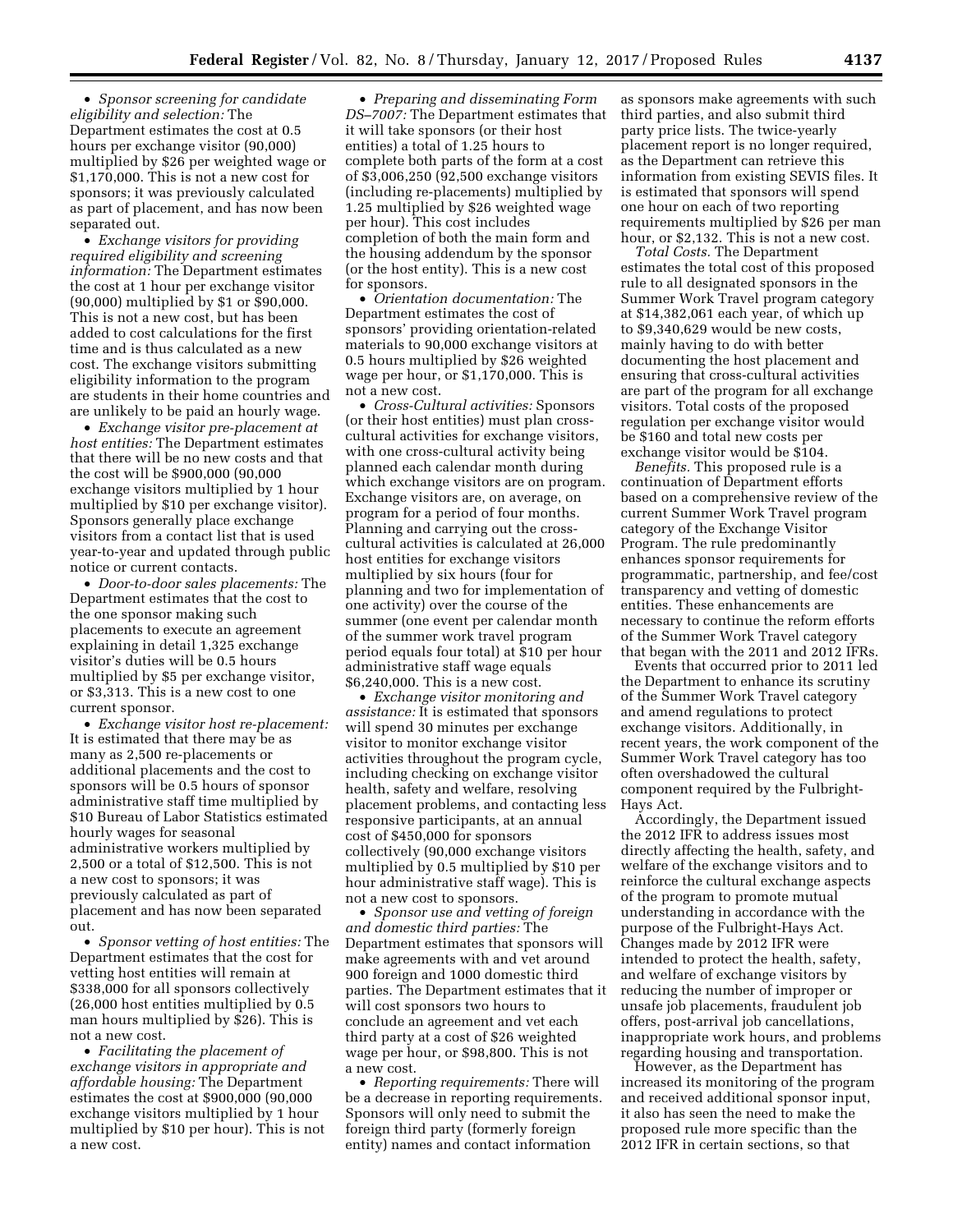- *Sponsor screening for candidate eligibility and selection:* The Department estimates the cost at 0.5 hours per exchange visitor (90,000) multiplied by $26 per weighted wage or $1,170,000. This is not a new cost for sponsors; it was previously calculated as part of placement, and has now been separated out.
- *Exchange visitors for providing required eligibility and screening information:* The Department estimates the cost at 1 hour per exchange visitor (90,000) multiplied by $1 or $90,000. This is not a new cost, but has been added to cost calculations for the first time and is thus calculated as a new cost. The exchange visitors submitting eligibility information to the program are students in their home countries and are unlikely to be paid an hourly wage.
- *Exchange visitor pre-placement at host entities:* The Department estimates that there will be no new costs and that the cost will be $900,000 (90,000 exchange visitors multiplied by 1 hour multiplied by $10 per exchange visitor). Sponsors generally place exchange visitors from a contact list that is used year-to-year and updated through public notice or current contacts.
- *Door-to-door sales placements:* The Department estimates that the cost to the one sponsor making such placements to execute an agreement explaining in detail 1,325 exchange visitor's duties will be 0.5 hours multiplied by $5 per exchange visitor, or $3,313. This is a new cost to one current sponsor.
- *Exchange visitor host re-placement:* It is estimated that there may be as many as 2,500 re-placements or additional placements and the cost to sponsors will be 0.5 hours of sponsor administrative staff time multiplied by $10 Bureau of Labor Statistics estimated hourly wages for seasonal administrative workers multiplied by 2,500 or a total of $12,500. This is not a new cost to sponsors; it was previously calculated as part of placement and has now been separated out.
- *Sponsor vetting of host entities:* The Department estimates that the cost for vetting host entities will remain at $338,000 for all sponsors collectively (26,000 host entities multiplied by 0.5 man hours multiplied by $26). This is not a new cost.
- *Facilitating the placement of exchange visitors in appropriate and affordable housing:* The Department estimates the cost at $900,000 (90,000 exchange visitors multiplied by 1 hour multiplied by $10 per hour). This is not a new cost.
- *Preparing and disseminating Form DS–7007:* The Department estimates that it will take sponsors (or their host entities) a total of 1.25 hours to complete both parts of the form at a cost of $3,006,250 (92,500 exchange visitors (including re-placements) multiplied by 1.25 multiplied by $26 weighted wage per hour). This cost includes completion of both the main form and the housing addendum by the sponsor (or the host entity). This is a new cost for sponsors.
- *Orientation documentation:* The Department estimates the cost of sponsors' providing orientation-related materials to 90,000 exchange visitors at 0.5 hours multiplied by $26 weighted wage per hour, or $1,170,000. This is not a new cost.
- *Cross-Cultural activities:* Sponsors (or their host entities) must plan cross-cultural activities for exchange visitors, with one cross-cultural activity being planned each calendar month during which exchange visitors are on program. Exchange visitors are, on average, on program for a period of four months. Planning and carrying out the cross-cultural activities is calculated at 26,000 host entities for exchange visitors multiplied by six hours (four for planning and two for implementation of one activity) over the course of the summer (one event per calendar month of the summer work travel program period equals four total) at $10 per hour administrative staff wage equals $6,240,000. This is a new cost.
- *Exchange visitor monitoring and assistance:* It is estimated that sponsors will spend 30 minutes per exchange visitor to monitor exchange visitor activities throughout the program cycle, including checking on exchange visitor health, safety and welfare, resolving placement problems, and contacting less responsive participants, at an annual cost of $450,000 for sponsors collectively (90,000 exchange visitors multiplied by 0.5 multiplied by $10 per hour administrative staff wage). This is not a new cost to sponsors.
- *Sponsor use and vetting of foreign and domestic third parties:* The Department estimates that sponsors will make agreements with and vet around 900 foreign and 1000 domestic third parties. The Department estimates that it will cost sponsors two hours to conclude an agreement and vet each third party at a cost of $26 weighted wage per hour, or $98,800. This is not a new cost.
- *Reporting requirements:* There will be a decrease in reporting requirements. Sponsors will only need to submit the foreign third party (formerly foreign entity) names and contact information as sponsors make agreements with such third parties, and also submit third party price lists. The twice-yearly placement report is no longer required, as the Department can retrieve this information from existing SEVIS files. It is estimated that sponsors will spend one hour on each of two reporting requirements multiplied by $26 per man hour, or $2,132. This is not a new cost.

*Total Costs.* The Department estimates the total cost of this proposed rule to all designated sponsors in the Summer Work Travel program category at $14,382,061 each year, of which up to $9,340,629 would be new costs, mainly having to do with better documenting the host placement and ensuring that cross-cultural activities are part of the program for all exchange visitors. Total costs of the proposed regulation per exchange visitor would be $160 and total new costs per exchange visitor would be $104.

*Benefits.* This proposed rule is a continuation of Department efforts based on a comprehensive review of the current Summer Work Travel program category of the Exchange Visitor Program. The rule predominantly enhances sponsor requirements for programmatic, partnership, and fee/cost transparency and vetting of domestic entities. These enhancements are necessary to continue the reform efforts of the Summer Work Travel category that began with the 2011 and 2012 IFRs.

Events that occurred prior to 2011 led the Department to enhance its scrutiny of the Summer Work Travel category and amend regulations to protect exchange visitors. Additionally, in recent years, the work component of the Summer Work Travel category has too often overshadowed the cultural component required by the Fulbright-Hays Act.

Accordingly, the Department issued the 2012 IFR to address issues most directly affecting the health, safety, and welfare of the exchange visitors and to reinforce the cultural exchange aspects of the program to promote mutual understanding in accordance with the purpose of the Fulbright-Hays Act. Changes made by 2012 IFR were intended to protect the health, safety, and welfare of exchange visitors by reducing the number of improper or unsafe job placements, fraudulent job offers, post-arrival job cancellations, inappropriate work hours, and problems regarding housing and transportation.

However, as the Department has increased its monitoring of the program and received additional sponsor input, it also has seen the need to make the proposed rule more specific than the 2012 IFR in certain sections, so that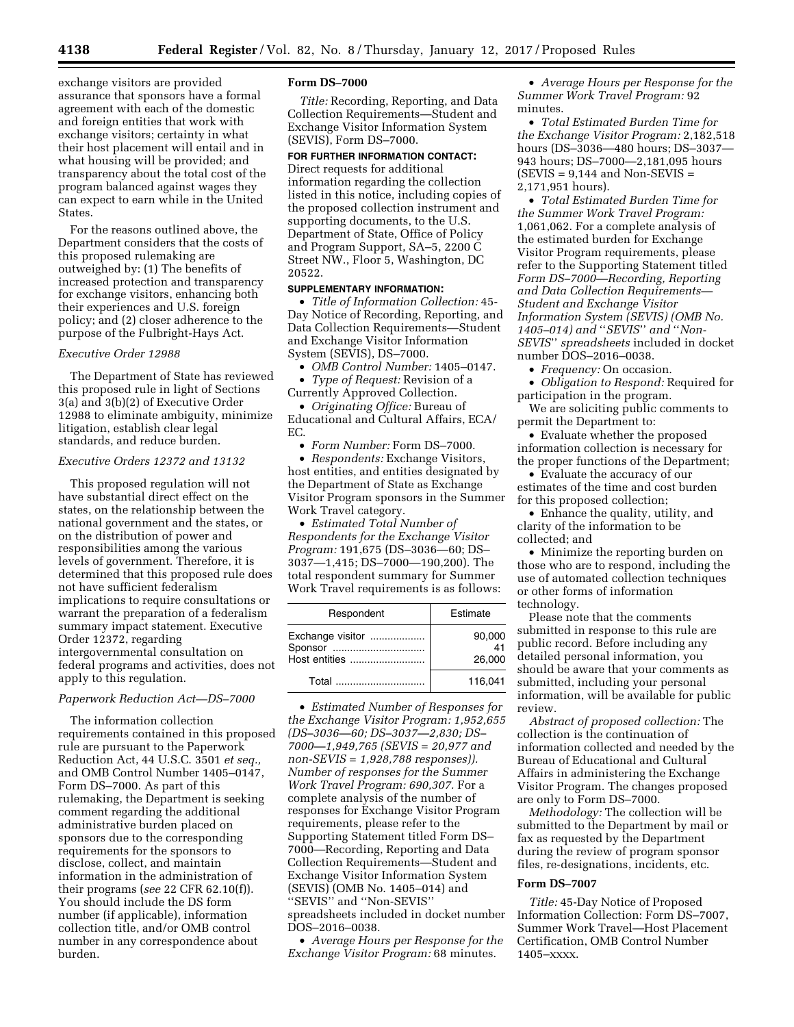exchange visitors are provided assurance that sponsors have a formal agreement with each of the domestic and foreign entities that work with exchange visitors; certainty in what their host placement will entail and in what housing will be provided; and transparency about the total cost of the program balanced against wages they can expect to earn while in the United States.

For the reasons outlined above, the Department considers that the costs of this proposed rulemaking are outweighed by: (1) The benefits of increased protection and transparency for exchange visitors, enhancing both their experiences and U.S. foreign policy; and (2) closer adherence to the purpose of the Fulbright-Hays Act.

*Executive Order 12988*

The Department of State has reviewed this proposed rule in light of Sections 3(a) and 3(b)(2) of Executive Order 12988 to eliminate ambiguity, minimize litigation, establish clear legal standards, and reduce burden.

*Executive Orders 12372 and 13132*

This proposed regulation will not have substantial direct effect on the states, on the relationship between the national government and the states, or on the distribution of power and responsibilities among the various levels of government. Therefore, it is determined that this proposed rule does not have sufficient federalism implications to require consultations or warrant the preparation of a federalism summary impact statement. Executive Order 12372, regarding intergovernmental consultation on federal programs and activities, does not apply to this regulation.

*Paperwork Reduction Act—DS–7000*

The information collection requirements contained in this proposed rule are pursuant to the Paperwork Reduction Act, 44 U.S.C. 3501 *et seq.,* and OMB Control Number 1405–0147, Form DS–7000. As part of this rulemaking, the Department is seeking comment regarding the additional administrative burden placed on sponsors due to the corresponding requirements for the sponsors to disclose, collect, and maintain information in the administration of their programs (*see* 22 CFR 62.10(f)). You should include the DS form number (if applicable), information collection title, and/or OMB control number in any correspondence about burden.

**Form DS–7000**

*Title:* Recording, Reporting, and Data Collection Requirements—Student and Exchange Visitor Information System (SEVIS), Form DS–7000.

**FOR FURTHER INFORMATION CONTACT:** Direct requests for additional information regarding the collection listed in this notice, including copies of the proposed collection instrument and supporting documents, to the U.S. Department of State, Office of Policy and Program Support, SA–5, 2200 C Street NW., Floor 5, Washington, DC 20522.

**SUPPLEMENTARY INFORMATION:**

- *Title of Information Collection:* 45-Day Notice of Recording, Reporting, and Data Collection Requirements—Student and Exchange Visitor Information System (SEVIS), DS–7000.
- *OMB Control Number:* 1405–0147.
- *Type of Request:* Revision of a Currently Approved Collection.
- *Originating Office:* Bureau of Educational and Cultural Affairs, ECA/EC.
- *Form Number:* Form DS–7000.
- *Respondents:* Exchange Visitors, host entities, and entities designated by the Department of State as Exchange Visitor Program sponsors in the Summer Work Travel category.
- *Estimated Total Number of Respondents for the Exchange Visitor Program:* 191,675 (DS–3036—60; DS–3037—1,415; DS–7000—190,200). The total respondent summary for Summer Work Travel requirements is as follows:

| Respondent | Estimate |
| --- | --- |
| Exchange visitor | 90,000 |
| Sponsor | 41 |
| Host entities | 26,000 |
| Total | 116,041 |

- *Estimated Number of Responses for the Exchange Visitor Program: 1,952,655 (DS–3036—60; DS–3037—2,830; DS–7000—1,949,765 (SEVIS = 20,977 and non-SEVIS = 1,928,788 responses)). Number of responses for the Summer Work Travel Program: 690,307.* For a complete analysis of the number of responses for Exchange Visitor Program requirements, please refer to the Supporting Statement titled Form DS–7000—Recording, Reporting and Data Collection Requirements—Student and Exchange Visitor Information System (SEVIS) (OMB No. 1405–014) and ''SEVIS'' and ''Non-SEVIS'' spreadsheets included in docket number DOS–2016–0038.
- *Average Hours per Response for the Exchange Visitor Program:* 68 minutes.
- *Average Hours per Response for the Summer Work Travel Program:* 92 minutes.
- *Total Estimated Burden Time for the Exchange Visitor Program:* 2,182,518 hours (DS–3036—480 hours; DS–3037—943 hours; DS–7000—2,181,095 hours (SEVIS = 9,144 and Non-SEVIS = 2,171,951 hours).
- *Total Estimated Burden Time for the Summer Work Travel Program:* 1,061,062. For a complete analysis of the estimated burden for Exchange Visitor Program requirements, please refer to the Supporting Statement titled *Form DS–7000—Recording, Reporting and Data Collection Requirements—Student and Exchange Visitor Information System (SEVIS) (OMB No. 1405–014) and* ''*SEVIS*'' *and* ''*Non-SEVIS*'' *spreadsheets* included in docket number DOS–2016–0038.
- *Frequency:* On occasion.
- *Obligation to Respond:* Required for participation in the program.

We are soliciting public comments to permit the Department to:

- Evaluate whether the proposed information collection is necessary for the proper functions of the Department;
- Evaluate the accuracy of our estimates of the time and cost burden for this proposed collection;
- Enhance the quality, utility, and clarity of the information to be collected; and
- Minimize the reporting burden on those who are to respond, including the use of automated collection techniques or other forms of information technology.

Please note that the comments submitted in response to this rule are public record. Before including any detailed personal information, you should be aware that your comments as submitted, including your personal information, will be available for public review.

*Abstract of proposed collection:* The collection is the continuation of information collected and needed by the Bureau of Educational and Cultural Affairs in administering the Exchange Visitor Program. The changes proposed are only to Form DS–7000.

*Methodology:* The collection will be submitted to the Department by mail or fax as requested by the Department during the review of program sponsor files, re-designations, incidents, etc.

**Form DS–7007**

*Title:* 45-Day Notice of Proposed Information Collection: Form DS–7007, Summer Work Travel—Host Placement Certification, OMB Control Number 1405–xxxx.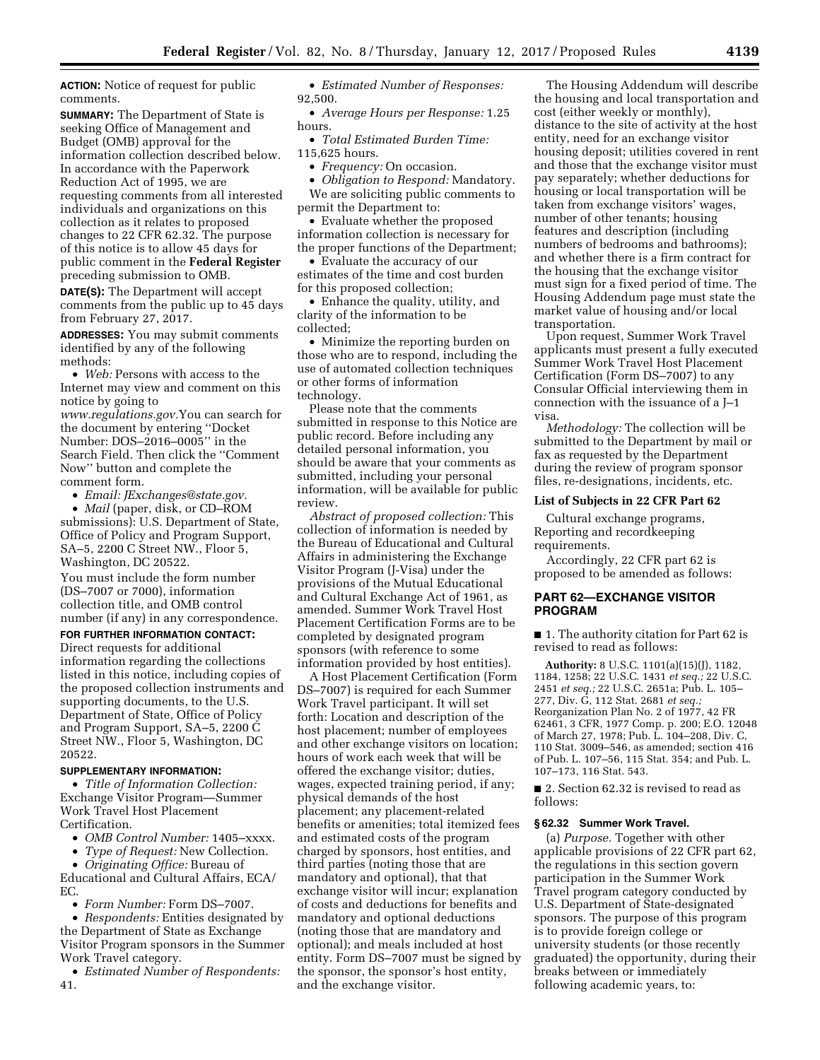**ACTION:** Notice of request for public comments.

**SUMMARY:** The Department of State is seeking Office of Management and Budget (OMB) approval for the information collection described below. In accordance with the Paperwork Reduction Act of 1995, we are requesting comments from all interested individuals and organizations on this collection as it relates to proposed changes to 22 CFR 62.32. The purpose of this notice is to allow 45 days for public comment in the **Federal Register** preceding submission to OMB.

**DATE(S):** The Department will accept comments from the public up to 45 days from February 27, 2017.

**ADDRESSES:** You may submit comments identified by any of the following methods:

- *Web:* Persons with access to the Internet may view and comment on this notice by going to *www.regulations.gov.*You can search for the document by entering ''Docket Number: DOS–2016–0005'' in the Search Field. Then click the ''Comment Now'' button and complete the comment form.
- *Email: JExchanges@state.gov.*
- *Mail* (paper, disk, or CD–ROM submissions): U.S. Department of State, Office of Policy and Program Support, SA–5, 2200 C Street NW., Floor 5, Washington, DC 20522.

You must include the form number (DS–7007 or 7000), information collection title, and OMB control number (if any) in any correspondence.

**FOR FURTHER INFORMATION CONTACT:** Direct requests for additional information regarding the collections listed in this notice, including copies of the proposed collection instruments and supporting documents, to the U.S. Department of State, Office of Policy and Program Support, SA–5, 2200 C Street NW., Floor 5, Washington, DC 20522.

**SUPPLEMENTARY INFORMATION:**

- *Title of Information Collection:* Exchange Visitor Program—Summer Work Travel Host Placement Certification.
- *OMB Control Number:* 1405–xxxx.
- *Type of Request:* New Collection.
- *Originating Office:* Bureau of Educational and Cultural Affairs, ECA/EC.
- *Form Number:* Form DS–7007.
- *Respondents:* Entities designated by the Department of State as Exchange Visitor Program sponsors in the Summer Work Travel category.
- *Estimated Number of Respondents:* 41.
- *Estimated Number of Responses:* 92,500.
- *Average Hours per Response:* 1.25 hours.
- *Total Estimated Burden Time:* 115,625 hours.
- *Frequency:* On occasion.
- *Obligation to Respond:* Mandatory.

We are soliciting public comments to permit the Department to:

- Evaluate whether the proposed information collection is necessary for the proper functions of the Department;
- Evaluate the accuracy of our estimates of the time and cost burden for this proposed collection;
- Enhance the quality, utility, and clarity of the information to be collected;
- Minimize the reporting burden on those who are to respond, including the use of automated collection techniques or other forms of information technology.

Please note that the comments submitted in response to this Notice are public record. Before including any detailed personal information, you should be aware that your comments as submitted, including your personal information, will be available for public review.

*Abstract of proposed collection:* This collection of information is needed by the Bureau of Educational and Cultural Affairs in administering the Exchange Visitor Program (J-Visa) under the provisions of the Mutual Educational and Cultural Exchange Act of 1961, as amended. Summer Work Travel Host Placement Certification Forms are to be completed by designated program sponsors (with reference to some information provided by host entities).

A Host Placement Certification (Form DS–7007) is required for each Summer Work Travel participant. It will set forth: Location and description of the host placement; number of employees and other exchange visitors on location; hours of work each week that will be offered the exchange visitor; duties, wages, expected training period, if any; physical demands of the host placement; any placement-related benefits or amenities; total itemized fees and estimated costs of the program charged by sponsors, host entities, and third parties (noting those that are mandatory and optional), that that exchange visitor will incur; explanation of costs and deductions for benefits and mandatory and optional deductions (noting those that are mandatory and optional); and meals included at host entity. Form DS–7007 must be signed by the sponsor, the sponsor's host entity, and the exchange visitor.

The Housing Addendum will describe the housing and local transportation and cost (either weekly or monthly), distance to the site of activity at the host entity, need for an exchange visitor housing deposit; utilities covered in rent and those that the exchange visitor must pay separately; whether deductions for housing or local transportation will be taken from exchange visitors' wages, number of other tenants; housing features and description (including numbers of bedrooms and bathrooms); and whether there is a firm contract for the housing that the exchange visitor must sign for a fixed period of time. The Housing Addendum page must state the market value of housing and/or local transportation.

Upon request, Summer Work Travel applicants must present a fully executed Summer Work Travel Host Placement Certification (Form DS–7007) to any Consular Official interviewing them in connection with the issuance of a J–1 visa.

*Methodology:* The collection will be submitted to the Department by mail or fax as requested by the Department during the review of program sponsor files, re-designations, incidents, etc.

### List of Subjects in 22 CFR Part 62

Cultural exchange programs, Reporting and recordkeeping requirements.

Accordingly, 22 CFR part 62 is proposed to be amended as follows:

## PART 62—EXCHANGE VISITOR PROGRAM

■ 1. The authority citation for Part 62 is revised to read as follows:

**Authority:** 8 U.S.C. 1101(a)(15)(J), 1182, 1184, 1258; 22 U.S.C. 1431 *et seq.;* 22 U.S.C. 2451 *et seq.;* 22 U.S.C. 2651a; Pub. L. 105–277, Div. G, 112 Stat. 2681 *et seq.;* Reorganization Plan No. 2 of 1977, 42 FR 62461, 3 CFR, 1977 Comp. p. 200; E.O. 12048 of March 27, 1978; Pub. L. 104–208, Div. C, 110 Stat. 3009–546, as amended; section 416 of Pub. L. 107–56, 115 Stat. 354; and Pub. L. 107–173, 116 Stat. 543.

■ 2. Section 62.32 is revised to read as follows:

### § 62.32 Summer Work Travel.

(a) *Purpose.* Together with other applicable provisions of 22 CFR part 62, the regulations in this section govern participation in the Summer Work Travel program category conducted by U.S. Department of State-designated sponsors. The purpose of this program is to provide foreign college or university students (or those recently graduated) the opportunity, during their breaks between or immediately following academic years, to: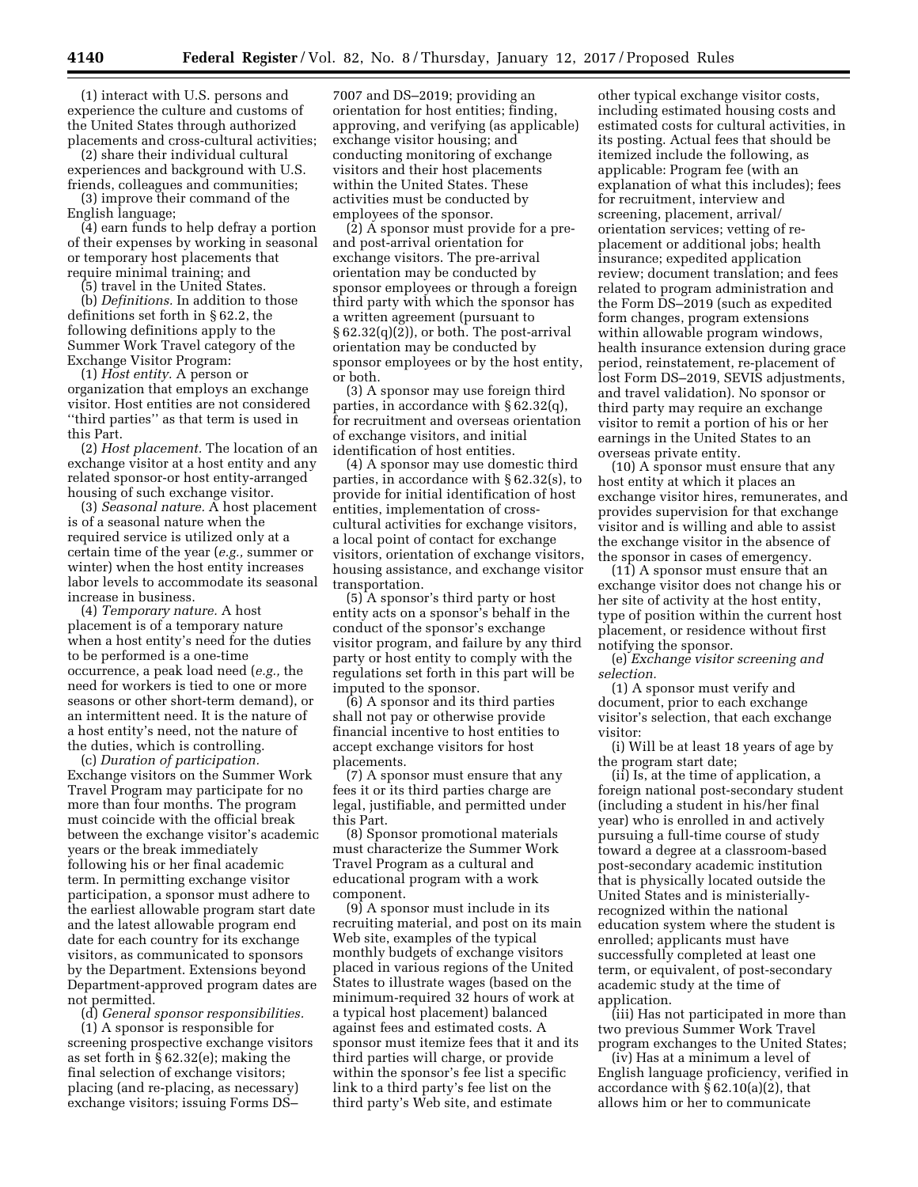(1) interact with U.S. persons and experience the culture and customs of the United States through authorized placements and cross-cultural activities;

(2) share their individual cultural experiences and background with U.S. friends, colleagues and communities;

(3) improve their command of the English language;

(4) earn funds to help defray a portion of their expenses by working in seasonal or temporary host placements that require minimal training; and

(5) travel in the United States.

(b) *Definitions.* In addition to those definitions set forth in § 62.2, the following definitions apply to the Summer Work Travel category of the Exchange Visitor Program:

(1) *Host entity.* A person or organization that employs an exchange visitor. Host entities are not considered ''third parties'' as that term is used in this Part.

(2) *Host placement.* The location of an exchange visitor at a host entity and any related sponsor-or host entity-arranged housing of such exchange visitor.

(3) *Seasonal nature.* A host placement is of a seasonal nature when the required service is utilized only at a certain time of the year (*e.g.,* summer or winter) when the host entity increases labor levels to accommodate its seasonal increase in business.

(4) *Temporary nature.* A host placement is of a temporary nature when a host entity's need for the duties to be performed is a one-time occurrence, a peak load need (*e.g.,* the need for workers is tied to one or more seasons or other short-term demand), or an intermittent need. It is the nature of a host entity's need, not the nature of the duties, which is controlling.

(c) *Duration of participation.* Exchange visitors on the Summer Work Travel Program may participate for no more than four months. The program must coincide with the official break between the exchange visitor's academic years or the break immediately following his or her final academic term. In permitting exchange visitor participation, a sponsor must adhere to the earliest allowable program start date and the latest allowable program end date for each country for its exchange visitors, as communicated to sponsors by the Department. Extensions beyond Department-approved program dates are not permitted.

(d) *General sponsor responsibilities.*

(1) A sponsor is responsible for screening prospective exchange visitors as set forth in § 62.32(e); making the final selection of exchange visitors; placing (and re-placing, as necessary) exchange visitors; issuing Forms DS–7007 and DS–2019; providing an orientation for host entities; finding, approving, and verifying (as applicable) exchange visitor housing; and conducting monitoring of exchange visitors and their host placements within the United States. These activities must be conducted by employees of the sponsor.

(2) A sponsor must provide for a pre- and post-arrival orientation for exchange visitors. The pre-arrival orientation may be conducted by sponsor employees or through a foreign third party with which the sponsor has a written agreement (pursuant to § 62.32(q)(2)), or both. The post-arrival orientation may be conducted by sponsor employees or by the host entity, or both.

(3) A sponsor may use foreign third parties, in accordance with § 62.32(q), for recruitment and overseas orientation of exchange visitors, and initial identification of host entities.

(4) A sponsor may use domestic third parties, in accordance with § 62.32(s), to provide for initial identification of host entities, implementation of cross-cultural activities for exchange visitors, a local point of contact for exchange visitors, orientation of exchange visitors, housing assistance, and exchange visitor transportation.

(5) A sponsor's third party or host entity acts on a sponsor's behalf in the conduct of the sponsor's exchange visitor program, and failure by any third party or host entity to comply with the regulations set forth in this part will be imputed to the sponsor.

(6) A sponsor and its third parties shall not pay or otherwise provide financial incentive to host entities to accept exchange visitors for host placements.

(7) A sponsor must ensure that any fees it or its third parties charge are legal, justifiable, and permitted under this Part.

(8) Sponsor promotional materials must characterize the Summer Work Travel Program as a cultural and educational program with a work component.

(9) A sponsor must include in its recruiting material, and post on its main Web site, examples of the typical monthly budgets of exchange visitors placed in various regions of the United States to illustrate wages (based on the minimum-required 32 hours of work at a typical host placement) balanced against fees and estimated costs. A sponsor must itemize fees that it and its third parties will charge, or provide within the sponsor's fee list a specific link to a third party's fee list on the third party's Web site, and estimate other typical exchange visitor costs, including estimated housing costs and estimated costs for cultural activities, in its posting. Actual fees that should be itemized include the following, as applicable: Program fee (with an explanation of what this includes); fees for recruitment, interview and screening, placement, arrival/orientation services; vetting of re-placement or additional jobs; health insurance; expedited application review; document translation; and fees related to program administration and the Form DS–2019 (such as expedited form changes, program extensions within allowable program windows, health insurance extension during grace period, reinstatement, re-placement of lost Form DS–2019, SEVIS adjustments, and travel validation). No sponsor or third party may require an exchange visitor to remit a portion of his or her earnings in the United States to an overseas private entity.

(10) A sponsor must ensure that any host entity at which it places an exchange visitor hires, remunerates, and provides supervision for that exchange visitor and is willing and able to assist the exchange visitor in the absence of the sponsor in cases of emergency.

(11) A sponsor must ensure that an exchange visitor does not change his or her site of activity at the host entity, type of position within the current host placement, or residence without first notifying the sponsor.

(e) *Exchange visitor screening and selection.*

(1) A sponsor must verify and document, prior to each exchange visitor's selection, that each exchange visitor:

(i) Will be at least 18 years of age by the program start date;

(ii) Is, at the time of application, a foreign national post-secondary student (including a student in his/her final year) who is enrolled in and actively pursuing a full-time course of study toward a degree at a classroom-based post-secondary academic institution that is physically located outside the United States and is ministerially-recognized within the national education system where the student is enrolled; applicants must have successfully completed at least one term, or equivalent, of post-secondary academic study at the time of application.

(iii) Has not participated in more than two previous Summer Work Travel program exchanges to the United States;

(iv) Has at a minimum a level of English language proficiency, verified in accordance with § 62.10(a)(2), that allows him or her to communicate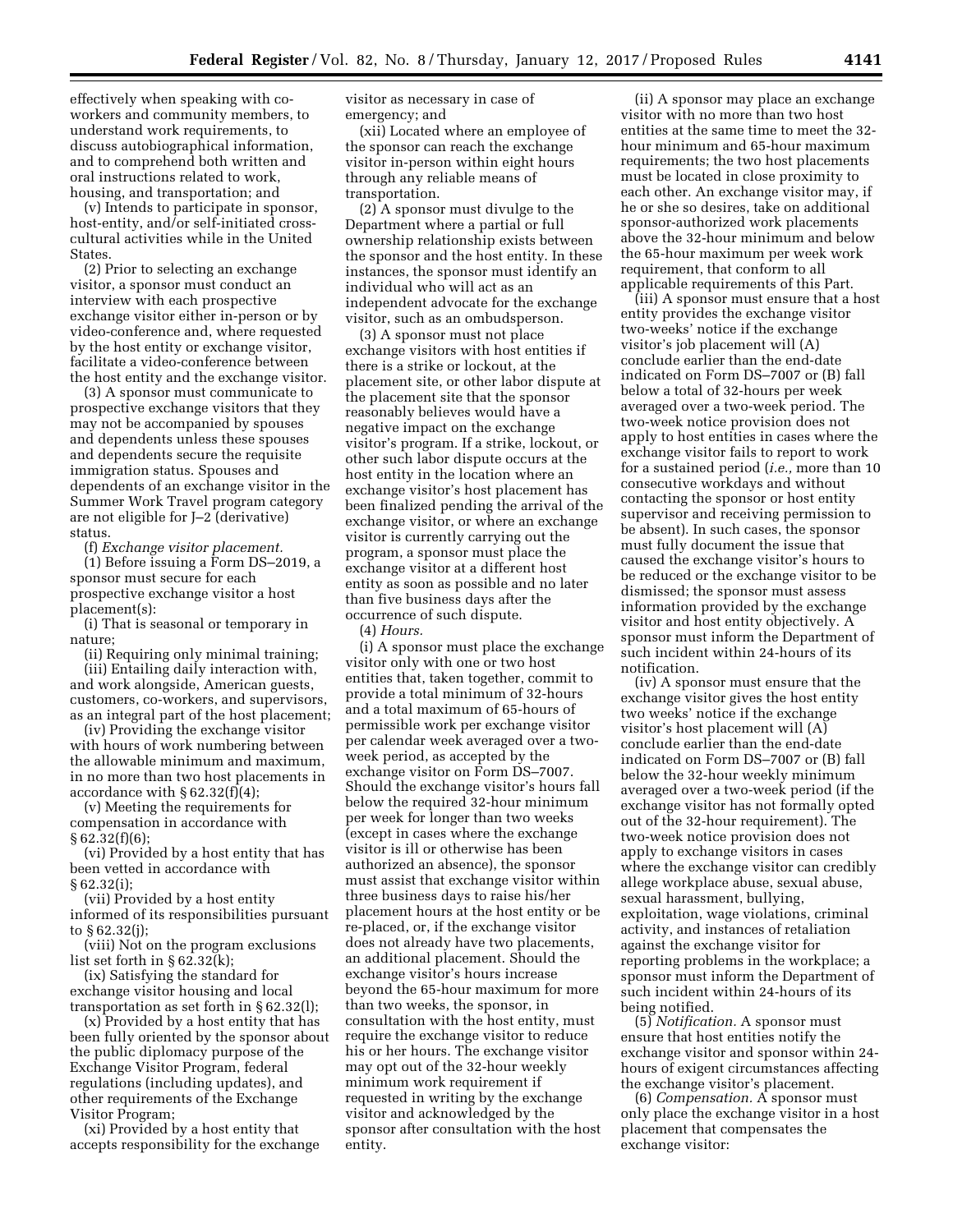effectively when speaking with co-workers and community members, to understand work requirements, to discuss autobiographical information, and to comprehend both written and oral instructions related to work, housing, and transportation; and

(v) Intends to participate in sponsor, host-entity, and/or self-initiated cross-cultural activities while in the United States.

(2) Prior to selecting an exchange visitor, a sponsor must conduct an interview with each prospective exchange visitor either in-person or by video-conference and, where requested by the host entity or exchange visitor, facilitate a video-conference between the host entity and the exchange visitor.

(3) A sponsor must communicate to prospective exchange visitors that they may not be accompanied by spouses and dependents unless these spouses and dependents secure the requisite immigration status. Spouses and dependents of an exchange visitor in the Summer Work Travel program category are not eligible for J–2 (derivative) status.

(f) *Exchange visitor placement.*

(1) Before issuing a Form DS–2019, a sponsor must secure for each prospective exchange visitor a host placement(s):

(i) That is seasonal or temporary in nature;

(ii) Requiring only minimal training;

(iii) Entailing daily interaction with, and work alongside, American guests, customers, co-workers, and supervisors, as an integral part of the host placement;

(iv) Providing the exchange visitor with hours of work numbering between the allowable minimum and maximum, in no more than two host placements in accordance with § 62.32(f)(4);

(v) Meeting the requirements for compensation in accordance with § 62.32(f)(6);

(vi) Provided by a host entity that has been vetted in accordance with § 62.32(i);

(vii) Provided by a host entity informed of its responsibilities pursuant to § 62.32(j);

(viii) Not on the program exclusions list set forth in § 62.32(k);

(ix) Satisfying the standard for exchange visitor housing and local transportation as set forth in § 62.32(l);

(x) Provided by a host entity that has been fully oriented by the sponsor about the public diplomacy purpose of the Exchange Visitor Program, federal regulations (including updates), and other requirements of the Exchange Visitor Program;

(xi) Provided by a host entity that accepts responsibility for the exchange visitor as necessary in case of emergency; and

(xii) Located where an employee of the sponsor can reach the exchange visitor in-person within eight hours through any reliable means of transportation.

(2) A sponsor must divulge to the Department where a partial or full ownership relationship exists between the sponsor and the host entity. In these instances, the sponsor must identify an individual who will act as an independent advocate for the exchange visitor, such as an ombudsperson.

(3) A sponsor must not place exchange visitors with host entities if there is a strike or lockout, at the placement site, or other labor dispute at the placement site that the sponsor reasonably believes would have a negative impact on the exchange visitor's program. If a strike, lockout, or other such labor dispute occurs at the host entity in the location where an exchange visitor's host placement has been finalized pending the arrival of the exchange visitor, or where an exchange visitor is currently carrying out the program, a sponsor must place the exchange visitor at a different host entity as soon as possible and no later than five business days after the occurrence of such dispute.

(4) *Hours.*

(i) A sponsor must place the exchange visitor only with one or two host entities that, taken together, commit to provide a total minimum of 32-hours and a total maximum of 65-hours of permissible work per exchange visitor per calendar week averaged over a two-week period, as accepted by the exchange visitor on Form DS–7007. Should the exchange visitor's hours fall below the required 32-hour minimum per week for longer than two weeks (except in cases where the exchange visitor is ill or otherwise has been authorized an absence), the sponsor must assist that exchange visitor within three business days to raise his/her placement hours at the host entity or be re-placed, or, if the exchange visitor does not already have two placements, an additional placement. Should the exchange visitor's hours increase beyond the 65-hour maximum for more than two weeks, the sponsor, in consultation with the host entity, must require the exchange visitor to reduce his or her hours. The exchange visitor may opt out of the 32-hour weekly minimum work requirement if requested in writing by the exchange visitor and acknowledged by the sponsor after consultation with the host entity.

(ii) A sponsor may place an exchange visitor with no more than two host entities at the same time to meet the 32-hour minimum and 65-hour maximum requirements; the two host placements must be located in close proximity to each other. An exchange visitor may, if he or she so desires, take on additional sponsor-authorized work placements above the 32-hour minimum and below the 65-hour maximum per week work requirement, that conform to all applicable requirements of this Part.

(iii) A sponsor must ensure that a host entity provides the exchange visitor two-weeks' notice if the exchange visitor's job placement will (A) conclude earlier than the end-date indicated on Form DS–7007 or (B) fall below a total of 32-hours per week averaged over a two-week period. The two-week notice provision does not apply to host entities in cases where the exchange visitor fails to report to work for a sustained period (*i.e.,* more than 10 consecutive workdays and without contacting the sponsor or host entity supervisor and receiving permission to be absent). In such cases, the sponsor must fully document the issue that caused the exchange visitor's hours to be reduced or the exchange visitor to be dismissed; the sponsor must assess information provided by the exchange visitor and host entity objectively. A sponsor must inform the Department of such incident within 24-hours of its notification.

(iv) A sponsor must ensure that the exchange visitor gives the host entity two weeks' notice if the exchange visitor's host placement will (A) conclude earlier than the end-date indicated on Form DS–7007 or (B) fall below the 32-hour weekly minimum averaged over a two-week period (if the exchange visitor has not formally opted out of the 32-hour requirement). The two-week notice provision does not apply to exchange visitors in cases where the exchange visitor can credibly allege workplace abuse, sexual abuse, sexual harassment, bullying, exploitation, wage violations, criminal activity, and instances of retaliation against the exchange visitor for reporting problems in the workplace; a sponsor must inform the Department of such incident within 24-hours of its being notified.

(5) *Notification.* A sponsor must ensure that host entities notify the exchange visitor and sponsor within 24-hours of exigent circumstances affecting the exchange visitor's placement.

(6) *Compensation.* A sponsor must only place the exchange visitor in a host placement that compensates the exchange visitor: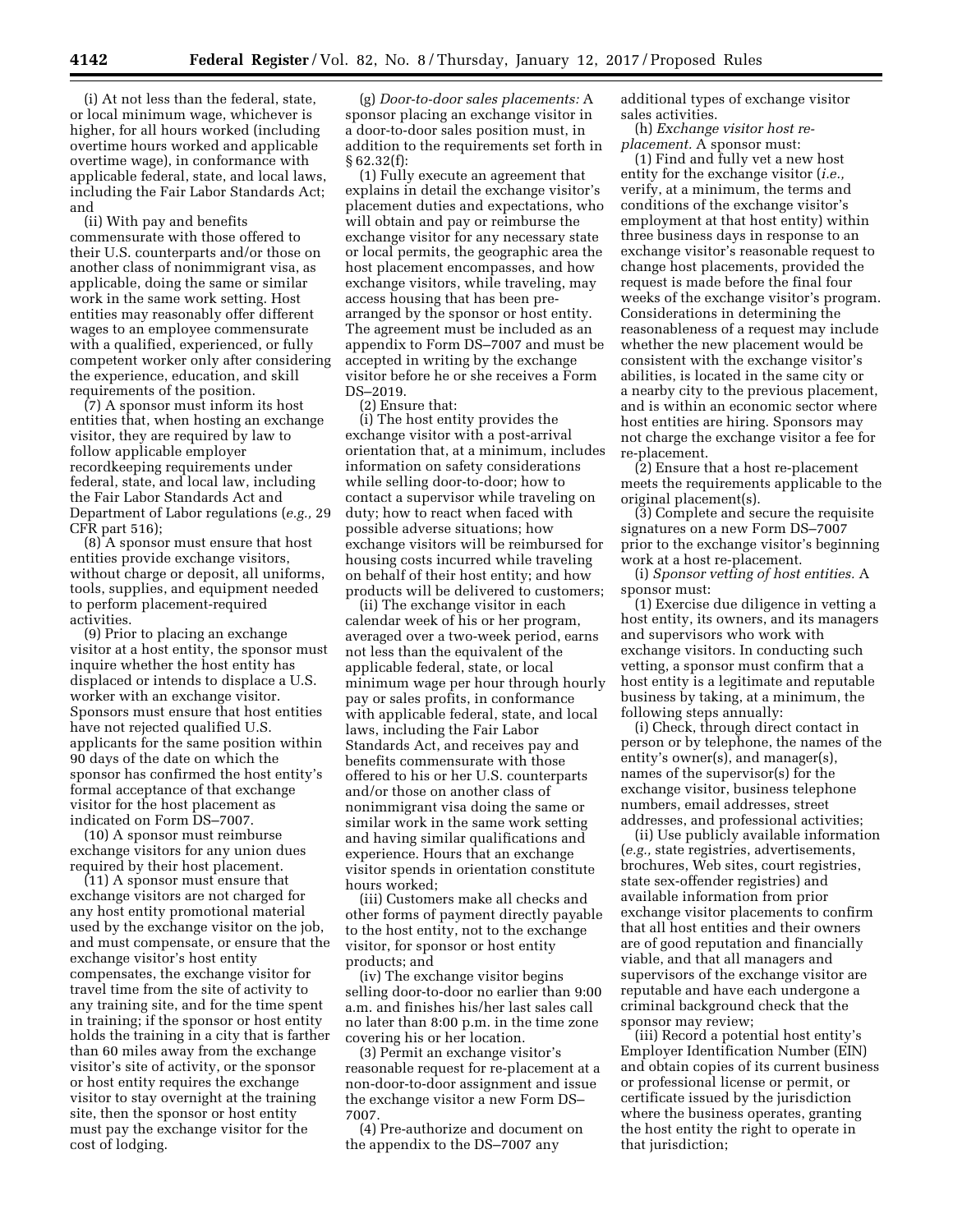(i) At not less than the federal, state, or local minimum wage, whichever is higher, for all hours worked (including overtime hours worked and applicable overtime wage), in conformance with applicable federal, state, and local laws, including the Fair Labor Standards Act; and

(ii) With pay and benefits commensurate with those offered to their U.S. counterparts and/or those on another class of nonimmigrant visa, as applicable, doing the same or similar work in the same work setting. Host entities may reasonably offer different wages to an employee commensurate with a qualified, experienced, or fully competent worker only after considering the experience, education, and skill requirements of the position.

(7) A sponsor must inform its host entities that, when hosting an exchange visitor, they are required by law to follow applicable employer recordkeeping requirements under federal, state, and local law, including the Fair Labor Standards Act and Department of Labor regulations (*e.g.,* 29 CFR part 516);

(8) A sponsor must ensure that host entities provide exchange visitors, without charge or deposit, all uniforms, tools, supplies, and equipment needed to perform placement-required activities.

(9) Prior to placing an exchange visitor at a host entity, the sponsor must inquire whether the host entity has displaced or intends to displace a U.S. worker with an exchange visitor. Sponsors must ensure that host entities have not rejected qualified U.S. applicants for the same position within 90 days of the date on which the sponsor has confirmed the host entity's formal acceptance of that exchange visitor for the host placement as indicated on Form DS–7007.

(10) A sponsor must reimburse exchange visitors for any union dues required by their host placement.

(11) A sponsor must ensure that exchange visitors are not charged for any host entity promotional material used by the exchange visitor on the job, and must compensate, or ensure that the exchange visitor's host entity compensates, the exchange visitor for travel time from the site of activity to any training site, and for the time spent in training; if the sponsor or host entity holds the training in a city that is farther than 60 miles away from the exchange visitor's site of activity, or the sponsor or host entity requires the exchange visitor to stay overnight at the training site, then the sponsor or host entity must pay the exchange visitor for the cost of lodging.

(g) *Door-to-door sales placements:* A sponsor placing an exchange visitor in a door-to-door sales position must, in addition to the requirements set forth in § 62.32(f):

(1) Fully execute an agreement that explains in detail the exchange visitor's placement duties and expectations, who will obtain and pay or reimburse the exchange visitor for any necessary state or local permits, the geographic area the host placement encompasses, and how exchange visitors, while traveling, may access housing that has been pre-arranged by the sponsor or host entity. The agreement must be included as an appendix to Form DS–7007 and must be accepted in writing by the exchange visitor before he or she receives a Form DS–2019.

(2) Ensure that:

(i) The host entity provides the exchange visitor with a post-arrival orientation that, at a minimum, includes information on safety considerations while selling door-to-door; how to contact a supervisor while traveling on duty; how to react when faced with possible adverse situations; how exchange visitors will be reimbursed for housing costs incurred while traveling on behalf of their host entity; and how products will be delivered to customers;

(ii) The exchange visitor in each calendar week of his or her program, averaged over a two-week period, earns not less than the equivalent of the applicable federal, state, or local minimum wage per hour through hourly pay or sales profits, in conformance with applicable federal, state, and local laws, including the Fair Labor Standards Act, and receives pay and benefits commensurate with those offered to his or her U.S. counterparts and/or those on another class of nonimmigrant visa doing the same or similar work in the same work setting and having similar qualifications and experience. Hours that an exchange visitor spends in orientation constitute hours worked;

(iii) Customers make all checks and other forms of payment directly payable to the host entity, not to the exchange visitor, for sponsor or host entity products; and

(iv) The exchange visitor begins selling door-to-door no earlier than 9:00 a.m. and finishes his/her last sales call no later than 8:00 p.m. in the time zone covering his or her location.

(3) Permit an exchange visitor's reasonable request for re-placement at a non-door-to-door assignment and issue the exchange visitor a new Form DS–7007.

(4) Pre-authorize and document on the appendix to the DS–7007 any additional types of exchange visitor sales activities.

(h) *Exchange visitor host re-placement.* A sponsor must:

(1) Find and fully vet a new host entity for the exchange visitor (*i.e.,* verify, at a minimum, the terms and conditions of the exchange visitor's employment at that host entity) within three business days in response to an exchange visitor's reasonable request to change host placements, provided the request is made before the final four weeks of the exchange visitor's program. Considerations in determining the reasonableness of a request may include whether the new placement would be consistent with the exchange visitor's abilities, is located in the same city or a nearby city to the previous placement, and is within an economic sector where host entities are hiring. Sponsors may not charge the exchange visitor a fee for re-placement.

(2) Ensure that a host re-placement meets the requirements applicable to the original placement(s).

(3) Complete and secure the requisite signatures on a new Form DS–7007 prior to the exchange visitor's beginning work at a host re-placement.

(i) *Sponsor vetting of host entities.* A sponsor must:

(1) Exercise due diligence in vetting a host entity, its owners, and its managers and supervisors who work with exchange visitors. In conducting such vetting, a sponsor must confirm that a host entity is a legitimate and reputable business by taking, at a minimum, the following steps annually:

(i) Check, through direct contact in person or by telephone, the names of the entity's owner(s), and manager(s), names of the supervisor(s) for the exchange visitor, business telephone numbers, email addresses, street addresses, and professional activities;

(ii) Use publicly available information (*e.g.,* state registries, advertisements, brochures, Web sites, court registries, state sex-offender registries) and available information from prior exchange visitor placements to confirm that all host entities and their owners are of good reputation and financially viable, and that all managers and supervisors of the exchange visitor are reputable and have each undergone a criminal background check that the sponsor may review;

(iii) Record a potential host entity's Employer Identification Number (EIN) and obtain copies of its current business or professional license or permit, or certificate issued by the jurisdiction where the business operates, granting the host entity the right to operate in that jurisdiction;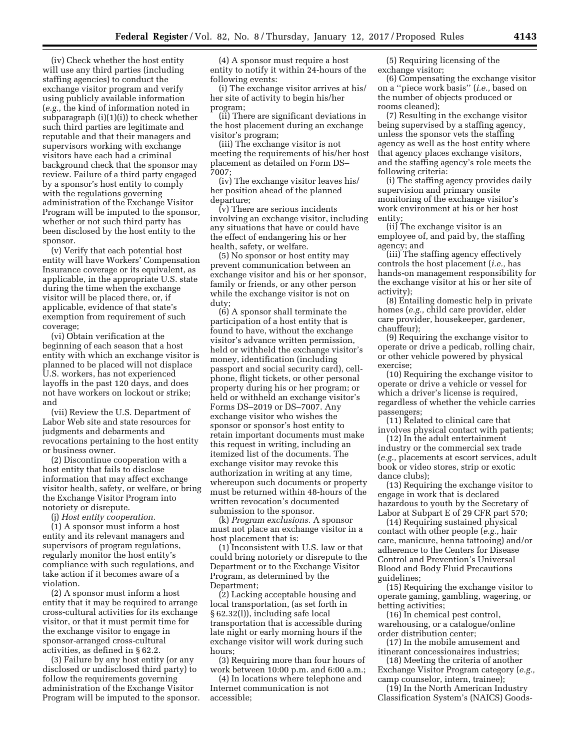(iv) Check whether the host entity will use any third parties (including staffing agencies) to conduct the exchange visitor program and verify using publicly available information (*e.g.,* the kind of information noted in subparagraph (i)(1)(i)) to check whether such third parties are legitimate and reputable and that their managers and supervisors working with exchange visitors have each had a criminal background check that the sponsor may review. Failure of a third party engaged by a sponsor's host entity to comply with the regulations governing administration of the Exchange Visitor Program will be imputed to the sponsor, whether or not such third party has been disclosed by the host entity to the sponsor.

(v) Verify that each potential host entity will have Workers' Compensation Insurance coverage or its equivalent, as applicable, in the appropriate U.S. state during the time when the exchange visitor will be placed there, or, if applicable, evidence of that state's exemption from requirement of such coverage;

(vi) Obtain verification at the beginning of each season that a host entity with which an exchange visitor is planned to be placed will not displace U.S. workers, has not experienced layoffs in the past 120 days, and does not have workers on lockout or strike; and

(vii) Review the U.S. Department of Labor Web site and state resources for judgments and debarments and revocations pertaining to the host entity or business owner.

(2) Discontinue cooperation with a host entity that fails to disclose information that may affect exchange visitor health, safety, or welfare, or bring the Exchange Visitor Program into notoriety or disrepute.

(j) *Host entity cooperation.*

(1) A sponsor must inform a host entity and its relevant managers and supervisors of program regulations, regularly monitor the host entity's compliance with such regulations, and take action if it becomes aware of a violation.

(2) A sponsor must inform a host entity that it may be required to arrange cross-cultural activities for its exchange visitor, or that it must permit time for the exchange visitor to engage in sponsor-arranged cross-cultural activities, as defined in § 62.2.

(3) Failure by any host entity (or any disclosed or undisclosed third party) to follow the requirements governing administration of the Exchange Visitor Program will be imputed to the sponsor.

(4) A sponsor must require a host entity to notify it within 24-hours of the following events:

(i) The exchange visitor arrives at his/her site of activity to begin his/her program;

(ii) There are significant deviations in the host placement during an exchange visitor's program;

(iii) The exchange visitor is not meeting the requirements of his/her host placement as detailed on Form DS–7007;

(iv) The exchange visitor leaves his/her position ahead of the planned departure;

(v) There are serious incidents involving an exchange visitor, including any situations that have or could have the effect of endangering his or her health, safety, or welfare.

(5) No sponsor or host entity may prevent communication between an exchange visitor and his or her sponsor, family or friends, or any other person while the exchange visitor is not on duty;

(6) A sponsor shall terminate the participation of a host entity that is found to have, without the exchange visitor's advance written permission, held or withheld the exchange visitor's money, identification (including passport and social security card), cell-phone, flight tickets, or other personal property during his or her program; or held or withheld an exchange visitor's Forms DS–2019 or DS–7007. Any exchange visitor who wishes the sponsor or sponsor's host entity to retain important documents must make this request in writing, including an itemized list of the documents. The exchange visitor may revoke this authorization in writing at any time, whereupon such documents or property must be returned within 48-hours of the written revocation's documented submission to the sponsor.

(k) *Program exclusions.* A sponsor must not place an exchange visitor in a host placement that is:

(1) Inconsistent with U.S. law or that could bring notoriety or disrepute to the Department or to the Exchange Visitor Program, as determined by the Department;

(2) Lacking acceptable housing and local transportation, (as set forth in § 62.32(l)), including safe local transportation that is accessible during late night or early morning hours if the exchange visitor will work during such hours;

(3) Requiring more than four hours of work between 10:00 p.m. and 6:00 a.m.;

(4) In locations where telephone and Internet communication is not accessible;

(5) Requiring licensing of the exchange visitor;

(6) Compensating the exchange visitor on a ''piece work basis'' (*i.e.,* based on the number of objects produced or rooms cleaned);

(7) Resulting in the exchange visitor being supervised by a staffing agency, unless the sponsor vets the staffing agency as well as the host entity where that agency places exchange visitors, and the staffing agency's role meets the following criteria:

(i) The staffing agency provides daily supervision and primary onsite monitoring of the exchange visitor's work environment at his or her host entity;

(ii) The exchange visitor is an employee of, and paid by, the staffing agency; and

(iii) The staffing agency effectively controls the host placement (*i.e.,* has hands-on management responsibility for the exchange visitor at his or her site of activity);

(8) Entailing domestic help in private homes (*e.g.,* child care provider, elder care provider, housekeeper, gardener, chauffeur);

(9) Requiring the exchange visitor to operate or drive a pedicab, rolling chair, or other vehicle powered by physical exercise;

(10) Requiring the exchange visitor to operate or drive a vehicle or vessel for which a driver's license is required, regardless of whether the vehicle carries passengers;

(11) Related to clinical care that involves physical contact with patients;

(12) In the adult entertainment industry or the commercial sex trade (*e.g.,* placements at escort services, adult book or video stores, strip or exotic dance clubs);

(13) Requiring the exchange visitor to engage in work that is declared hazardous to youth by the Secretary of Labor at Subpart E of 29 CFR part 570;

(14) Requiring sustained physical contact with other people (*e.g.,* hair care, manicure, henna tattooing) and/or adherence to the Centers for Disease Control and Prevention's Universal Blood and Body Fluid Precautions guidelines;

(15) Requiring the exchange visitor to operate gaming, gambling, wagering, or betting activities;

(16) In chemical pest control, warehousing, or a catalogue/online order distribution center;

(17) In the mobile amusement and itinerant concessionaires industries;

(18) Meeting the criteria of another Exchange Visitor Program category (*e.g.,* camp counselor, intern, trainee);

(19) In the North American Industry Classification System's (NAICS) Goods-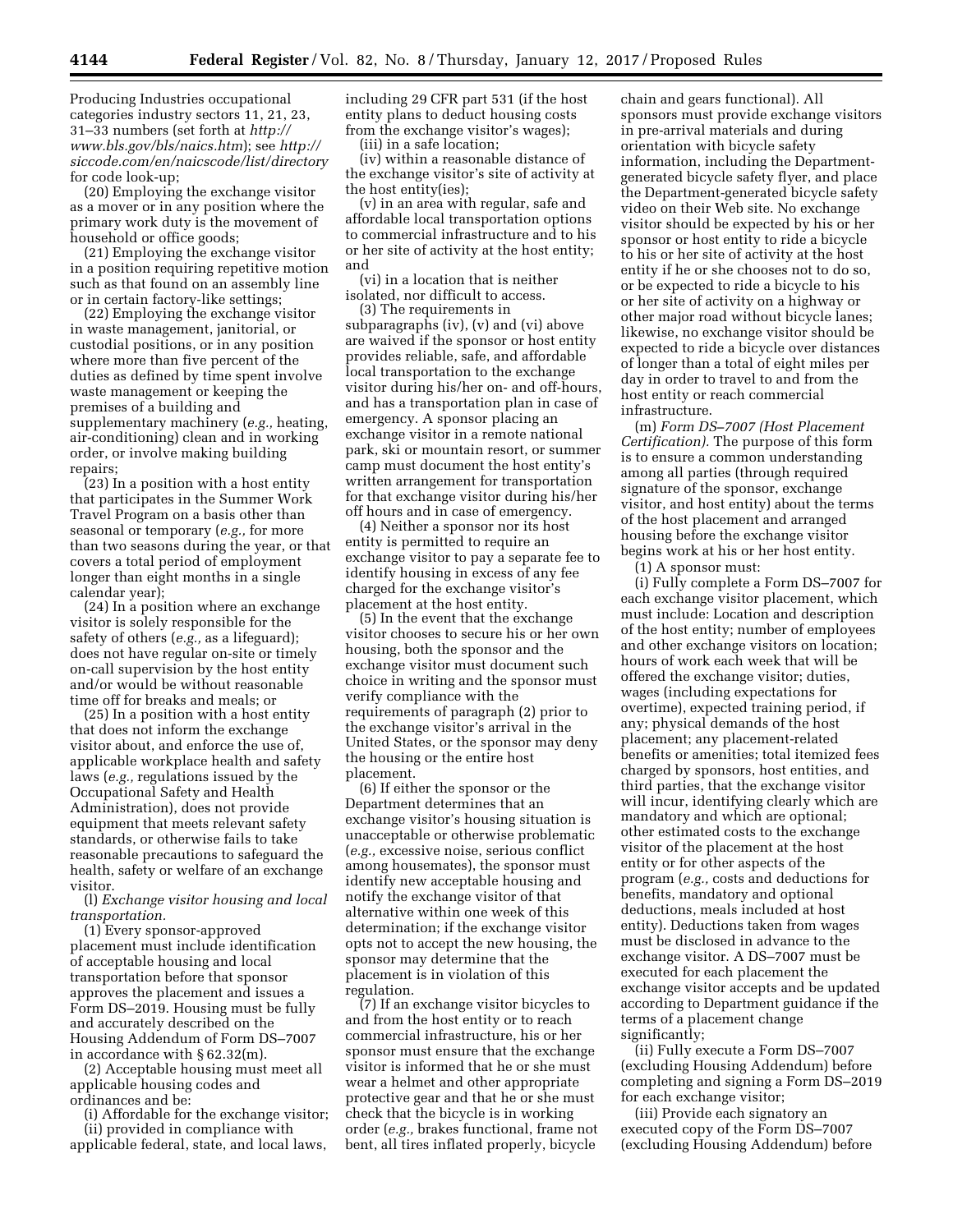Producing Industries occupational categories industry sectors 11, 21, 23, 31–33 numbers (set forth at *http://www.bls.gov/bls/naics.htm*); see *http://siccode.com/en/naicscode/list/directory* for code look-up;

(20) Employing the exchange visitor as a mover or in any position where the primary work duty is the movement of household or office goods;

(21) Employing the exchange visitor in a position requiring repetitive motion such as that found on an assembly line or in certain factory-like settings;

(22) Employing the exchange visitor in waste management, janitorial, or custodial positions, or in any position where more than five percent of the duties as defined by time spent involve waste management or keeping the premises of a building and supplementary machinery (*e.g.,* heating, air-conditioning) clean and in working order, or involve making building repairs;

(23) In a position with a host entity that participates in the Summer Work Travel Program on a basis other than seasonal or temporary (*e.g.,* for more than two seasons during the year, or that covers a total period of employment longer than eight months in a single calendar year);

(24) In a position where an exchange visitor is solely responsible for the safety of others (*e.g.,* as a lifeguard); does not have regular on-site or timely on-call supervision by the host entity and/or would be without reasonable time off for breaks and meals; or

(25) In a position with a host entity that does not inform the exchange visitor about, and enforce the use of, applicable workplace health and safety laws (*e.g.,* regulations issued by the Occupational Safety and Health Administration), does not provide equipment that meets relevant safety standards, or otherwise fails to take reasonable precautions to safeguard the health, safety or welfare of an exchange visitor.

(l) *Exchange visitor housing and local transportation.*

(1) Every sponsor-approved placement must include identification of acceptable housing and local transportation before that sponsor approves the placement and issues a Form DS–2019. Housing must be fully and accurately described on the Housing Addendum of Form DS–7007 in accordance with § 62.32(m).

(2) Acceptable housing must meet all applicable housing codes and ordinances and be:

(i) Affordable for the exchange visitor;

(ii) provided in compliance with applicable federal, state, and local laws, including 29 CFR part 531 (if the host entity plans to deduct housing costs from the exchange visitor's wages);

(iii) in a safe location;

(iv) within a reasonable distance of the exchange visitor's site of activity at the host entity(ies);

(v) in an area with regular, safe and affordable local transportation options to commercial infrastructure and to his or her site of activity at the host entity; and

(vi) in a location that is neither isolated, nor difficult to access.

(3) The requirements in subparagraphs (iv), (v) and (vi) above are waived if the sponsor or host entity provides reliable, safe, and affordable local transportation to the exchange visitor during his/her on- and off-hours, and has a transportation plan in case of emergency. A sponsor placing an exchange visitor in a remote national park, ski or mountain resort, or summer camp must document the host entity's written arrangement for transportation for that exchange visitor during his/her off hours and in case of emergency.

(4) Neither a sponsor nor its host entity is permitted to require an exchange visitor to pay a separate fee to identify housing in excess of any fee charged for the exchange visitor's placement at the host entity.

(5) In the event that the exchange visitor chooses to secure his or her own housing, both the sponsor and the exchange visitor must document such choice in writing and the sponsor must verify compliance with the requirements of paragraph (2) prior to the exchange visitor's arrival in the United States, or the sponsor may deny the housing or the entire host placement.

(6) If either the sponsor or the Department determines that an exchange visitor's housing situation is unacceptable or otherwise problematic (*e.g.,* excessive noise, serious conflict among housemates), the sponsor must identify new acceptable housing and notify the exchange visitor of that alternative within one week of this determination; if the exchange visitor opts not to accept the new housing, the sponsor may determine that the placement is in violation of this regulation.

(7) If an exchange visitor bicycles to and from the host entity or to reach commercial infrastructure, his or her sponsor must ensure that the exchange visitor is informed that he or she must wear a helmet and other appropriate protective gear and that he or she must check that the bicycle is in working order (*e.g.,* brakes functional, frame not bent, all tires inflated properly, bicycle chain and gears functional). All sponsors must provide exchange visitors in pre-arrival materials and during orientation with bicycle safety information, including the Department-generated bicycle safety flyer, and place the Department-generated bicycle safety video on their Web site. No exchange visitor should be expected by his or her sponsor or host entity to ride a bicycle to his or her site of activity at the host entity if he or she chooses not to do so, or be expected to ride a bicycle to his or her site of activity on a highway or other major road without bicycle lanes; likewise, no exchange visitor should be expected to ride a bicycle over distances of longer than a total of eight miles per day in order to travel to and from the host entity or reach commercial infrastructure.

(m) *Form DS–7007 (Host Placement Certification).* The purpose of this form is to ensure a common understanding among all parties (through required signature of the sponsor, exchange visitor, and host entity) about the terms of the host placement and arranged housing before the exchange visitor begins work at his or her host entity.

(1) A sponsor must:

(i) Fully complete a Form DS–7007 for each exchange visitor placement, which must include: Location and description of the host entity; number of employees and other exchange visitors on location; hours of work each week that will be offered the exchange visitor; duties, wages (including expectations for overtime), expected training period, if any; physical demands of the host placement; any placement-related benefits or amenities; total itemized fees charged by sponsors, host entities, and third parties, that the exchange visitor will incur, identifying clearly which are mandatory and which are optional; other estimated costs to the exchange visitor of the placement at the host entity or for other aspects of the program (*e.g.,* costs and deductions for benefits, mandatory and optional deductions, meals included at host entity). Deductions taken from wages must be disclosed in advance to the exchange visitor. A DS–7007 must be executed for each placement the exchange visitor accepts and be updated according to Department guidance if the terms of a placement change significantly;

(ii) Fully execute a Form DS–7007 (excluding Housing Addendum) before completing and signing a Form DS–2019 for each exchange visitor;

(iii) Provide each signatory an executed copy of the Form DS–7007 (excluding Housing Addendum) before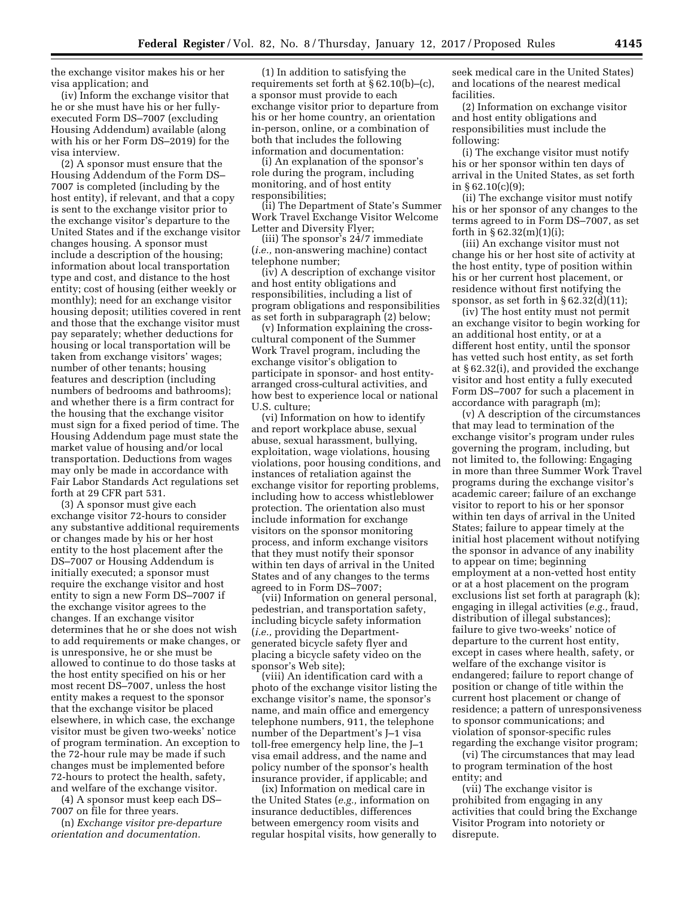the exchange visitor makes his or her visa application; and

(iv) Inform the exchange visitor that he or she must have his or her fully-executed Form DS–7007 (excluding Housing Addendum) available (along with his or her Form DS–2019) for the visa interview.

(2) A sponsor must ensure that the Housing Addendum of the Form DS–7007 is completed (including by the host entity), if relevant, and that a copy is sent to the exchange visitor prior to the exchange visitor's departure to the United States and if the exchange visitor changes housing. A sponsor must include a description of the housing; information about local transportation type and cost, and distance to the host entity; cost of housing (either weekly or monthly); need for an exchange visitor housing deposit; utilities covered in rent and those that the exchange visitor must pay separately; whether deductions for housing or local transportation will be taken from exchange visitors' wages; number of other tenants; housing features and description (including numbers of bedrooms and bathrooms); and whether there is a firm contract for the housing that the exchange visitor must sign for a fixed period of time. The Housing Addendum page must state the market value of housing and/or local transportation. Deductions from wages may only be made in accordance with Fair Labor Standards Act regulations set forth at 29 CFR part 531.

(3) A sponsor must give each exchange visitor 72-hours to consider any substantive additional requirements or changes made by his or her host entity to the host placement after the DS–7007 or Housing Addendum is initially executed; a sponsor must require the exchange visitor and host entity to sign a new Form DS–7007 if the exchange visitor agrees to the changes. If an exchange visitor determines that he or she does not wish to add requirements or make changes, or is unresponsive, he or she must be allowed to continue to do those tasks at the host entity specified on his or her most recent DS–7007, unless the host entity makes a request to the sponsor that the exchange visitor be placed elsewhere, in which case, the exchange visitor must be given two-weeks' notice of program termination. An exception to the 72-hour rule may be made if such changes must be implemented before 72-hours to protect the health, safety, and welfare of the exchange visitor.

(4) A sponsor must keep each DS–7007 on file for three years.

(n) *Exchange visitor pre-departure orientation and documentation.*

(1) In addition to satisfying the requirements set forth at § 62.10(b)–(c), a sponsor must provide to each exchange visitor prior to departure from his or her home country, an orientation in-person, online, or a combination of both that includes the following information and documentation:

(i) An explanation of the sponsor's role during the program, including monitoring, and of host entity responsibilities;

(ii) The Department of State's Summer Work Travel Exchange Visitor Welcome Letter and Diversity Flyer;

(iii) The sponsor's 24/7 immediate (*i.e.,* non-answering machine) contact telephone number;

(iv) A description of exchange visitor and host entity obligations and responsibilities, including a list of program obligations and responsibilities as set forth in subparagraph (2) below;

(v) Information explaining the cross-cultural component of the Summer Work Travel program, including the exchange visitor's obligation to participate in sponsor- and host entity-arranged cross-cultural activities, and how best to experience local or national U.S. culture;

(vi) Information on how to identify and report workplace abuse, sexual abuse, sexual harassment, bullying, exploitation, wage violations, housing violations, poor housing conditions, and instances of retaliation against the exchange visitor for reporting problems, including how to access whistleblower protection. The orientation also must include information for exchange visitors on the sponsor monitoring process, and inform exchange visitors that they must notify their sponsor within ten days of arrival in the United States and of any changes to the terms agreed to in Form DS–7007;

(vii) Information on general personal, pedestrian, and transportation safety, including bicycle safety information (*i.e.,* providing the Department-generated bicycle safety flyer and placing a bicycle safety video on the sponsor's Web site);

(viii) An identification card with a photo of the exchange visitor listing the exchange visitor's name, the sponsor's name, and main office and emergency telephone numbers, 911, the telephone number of the Department's J–1 visa toll-free emergency help line, the J–1 visa email address, and the name and policy number of the sponsor's health insurance provider, if applicable; and

(ix) Information on medical care in the United States (*e.g.,* information on insurance deductibles, differences between emergency room visits and regular hospital visits, how generally to seek medical care in the United States) and locations of the nearest medical facilities.

(2) Information on exchange visitor and host entity obligations and responsibilities must include the following:

(i) The exchange visitor must notify his or her sponsor within ten days of arrival in the United States, as set forth in § 62.10(c)(9);

(ii) The exchange visitor must notify his or her sponsor of any changes to the terms agreed to in Form DS–7007, as set forth in § 62.32(m)(1)(i);

(iii) An exchange visitor must not change his or her host site of activity at the host entity, type of position within his or her current host placement, or residence without first notifying the sponsor, as set forth in § 62.32(d)(11);

(iv) The host entity must not permit an exchange visitor to begin working for an additional host entity, or at a different host entity, until the sponsor has vetted such host entity, as set forth at § 62.32(i), and provided the exchange visitor and host entity a fully executed Form DS–7007 for such a placement in accordance with paragraph (m);

(v) A description of the circumstances that may lead to termination of the exchange visitor's program under rules governing the program, including, but not limited to, the following: Engaging in more than three Summer Work Travel programs during the exchange visitor's academic career; failure of an exchange visitor to report to his or her sponsor within ten days of arrival in the United States; failure to appear timely at the initial host placement without notifying the sponsor in advance of any inability to appear on time; beginning employment at a non-vetted host entity or at a host placement on the program exclusions list set forth at paragraph (k); engaging in illegal activities (*e.g.,* fraud, distribution of illegal substances); failure to give two-weeks' notice of departure to the current host entity, except in cases where health, safety, or welfare of the exchange visitor is endangered; failure to report change of position or change of title within the current host placement or change of residence; a pattern of unresponsiveness to sponsor communications; and violation of sponsor-specific rules regarding the exchange visitor program;

(vi) The circumstances that may lead to program termination of the host entity; and

(vii) The exchange visitor is prohibited from engaging in any activities that could bring the Exchange Visitor Program into notoriety or disrepute.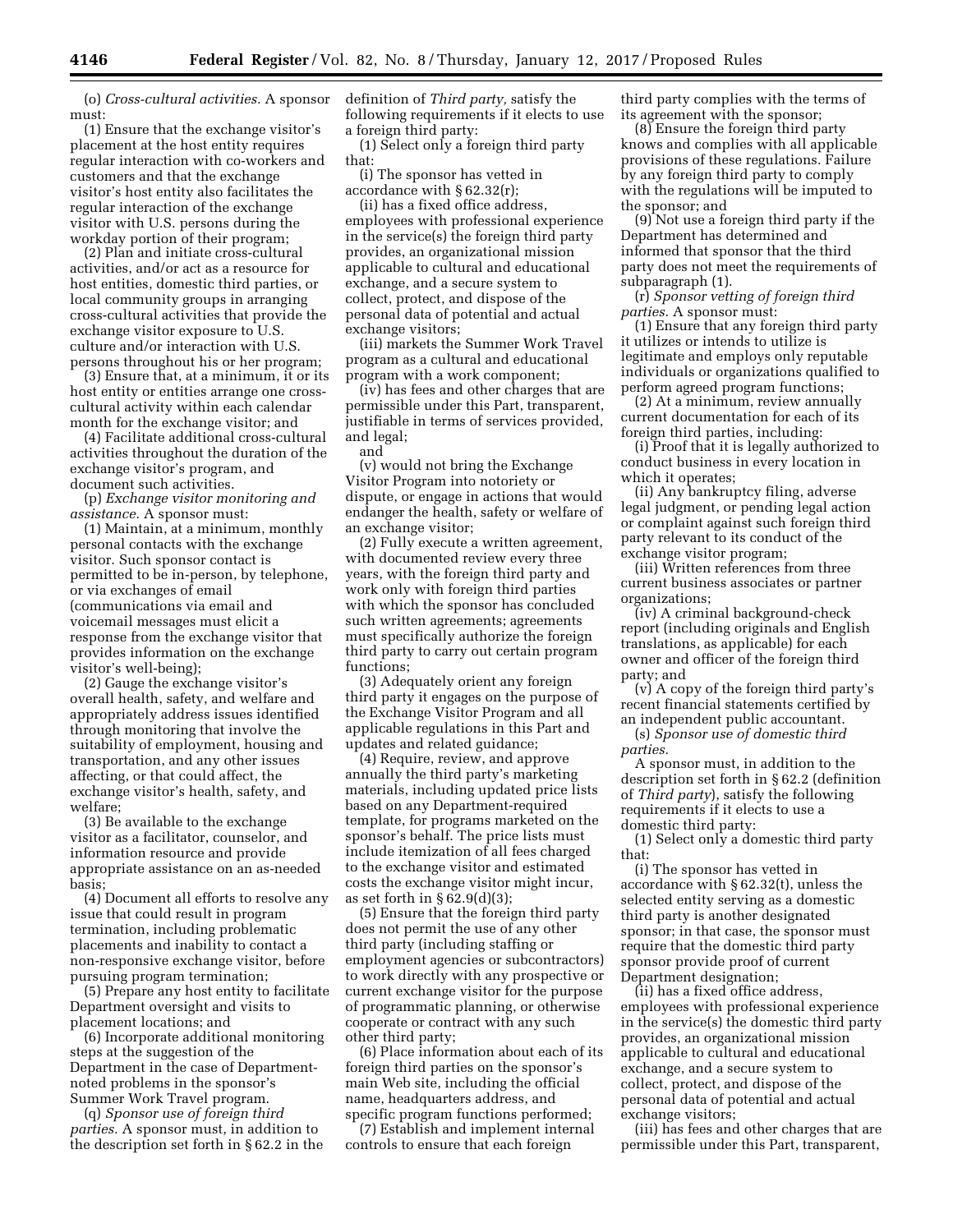(o) *Cross-cultural activities.* A sponsor must:

(1) Ensure that the exchange visitor's placement at the host entity requires regular interaction with co-workers and customers and that the exchange visitor's host entity also facilitates the regular interaction of the exchange visitor with U.S. persons during the workday portion of their program;

(2) Plan and initiate cross-cultural activities, and/or act as a resource for host entities, domestic third parties, or local community groups in arranging cross-cultural activities that provide the exchange visitor exposure to U.S. culture and/or interaction with U.S. persons throughout his or her program;

(3) Ensure that, at a minimum, it or its host entity or entities arrange one cross-cultural activity within each calendar month for the exchange visitor; and

(4) Facilitate additional cross-cultural activities throughout the duration of the exchange visitor's program, and document such activities.

(p) *Exchange visitor monitoring and assistance.* A sponsor must:

(1) Maintain, at a minimum, monthly personal contacts with the exchange visitor. Such sponsor contact is permitted to be in-person, by telephone, or via exchanges of email (communications via email and voicemail messages must elicit a response from the exchange visitor that provides information on the exchange visitor's well-being);

(2) Gauge the exchange visitor's overall health, safety, and welfare and appropriately address issues identified through monitoring that involve the suitability of employment, housing and transportation, and any other issues affecting, or that could affect, the exchange visitor's health, safety, and welfare;

(3) Be available to the exchange visitor as a facilitator, counselor, and information resource and provide appropriate assistance on an as-needed basis;

(4) Document all efforts to resolve any issue that could result in program termination, including problematic placements and inability to contact a non-responsive exchange visitor, before pursuing program termination;

(5) Prepare any host entity to facilitate Department oversight and visits to placement locations; and

(6) Incorporate additional monitoring steps at the suggestion of the Department in the case of Department-noted problems in the sponsor's Summer Work Travel program.

(q) *Sponsor use of foreign third parties.* A sponsor must, in addition to the description set forth in § 62.2 in the definition of *Third party,* satisfy the following requirements if it elects to use a foreign third party:

(1) Select only a foreign third party that:

(i) The sponsor has vetted in accordance with § 62.32(r);

(ii) has a fixed office address, employees with professional experience in the service(s) the foreign third party provides, an organizational mission applicable to cultural and educational exchange, and a secure system to collect, protect, and dispose of the personal data of potential and actual exchange visitors;

(iii) markets the Summer Work Travel program as a cultural and educational program with a work component;

(iv) has fees and other charges that are permissible under this Part, transparent, justifiable in terms of services provided, and legal;

and

(v) would not bring the Exchange Visitor Program into notoriety or dispute, or engage in actions that would endanger the health, safety or welfare of an exchange visitor;

(2) Fully execute a written agreement, with documented review every three years, with the foreign third party and work only with foreign third parties with which the sponsor has concluded such written agreements; agreements must specifically authorize the foreign third party to carry out certain program functions;

(3) Adequately orient any foreign third party it engages on the purpose of the Exchange Visitor Program and all applicable regulations in this Part and updates and related guidance;

(4) Require, review, and approve annually the third party's marketing materials, including updated price lists based on any Department-required template, for programs marketed on the sponsor's behalf. The price lists must include itemization of all fees charged to the exchange visitor and estimated costs the exchange visitor might incur, as set forth in § 62.9(d)(3);

(5) Ensure that the foreign third party does not permit the use of any other third party (including staffing or employment agencies or subcontractors) to work directly with any prospective or current exchange visitor for the purpose of programmatic planning, or otherwise cooperate or contract with any such other third party;

(6) Place information about each of its foreign third parties on the sponsor's main Web site, including the official name, headquarters address, and specific program functions performed;

(7) Establish and implement internal controls to ensure that each foreign third party complies with the terms of its agreement with the sponsor;

(8) Ensure the foreign third party knows and complies with all applicable provisions of these regulations. Failure by any foreign third party to comply with the regulations will be imputed to the sponsor; and

(9) Not use a foreign third party if the Department has determined and informed that sponsor that the third party does not meet the requirements of subparagraph (1).

(r) *Sponsor vetting of foreign third parties.* A sponsor must:

(1) Ensure that any foreign third party it utilizes or intends to utilize is legitimate and employs only reputable individuals or organizations qualified to perform agreed program functions;

(2) At a minimum, review annually current documentation for each of its foreign third parties, including:

(i) Proof that it is legally authorized to conduct business in every location in which it operates;

(ii) Any bankruptcy filing, adverse legal judgment, or pending legal action or complaint against such foreign third party relevant to its conduct of the exchange visitor program;

(iii) Written references from three current business associates or partner organizations;

(iv) A criminal background-check report (including originals and English translations, as applicable) for each owner and officer of the foreign third party; and

(v) A copy of the foreign third party's recent financial statements certified by an independent public accountant.

(s) *Sponsor use of domestic third parties.*

A sponsor must, in addition to the description set forth in § 62.2 (definition of *Third party*), satisfy the following requirements if it elects to use a domestic third party:

(1) Select only a domestic third party that:

(i) The sponsor has vetted in accordance with § 62.32(t), unless the selected entity serving as a domestic third party is another designated sponsor; in that case, the sponsor must require that the domestic third party sponsor provide proof of current Department designation;

(ii) has a fixed office address, employees with professional experience in the service(s) the domestic third party provides, an organizational mission applicable to cultural and educational exchange, and a secure system to collect, protect, and dispose of the personal data of potential and actual exchange visitors;

(iii) has fees and other charges that are permissible under this Part, transparent,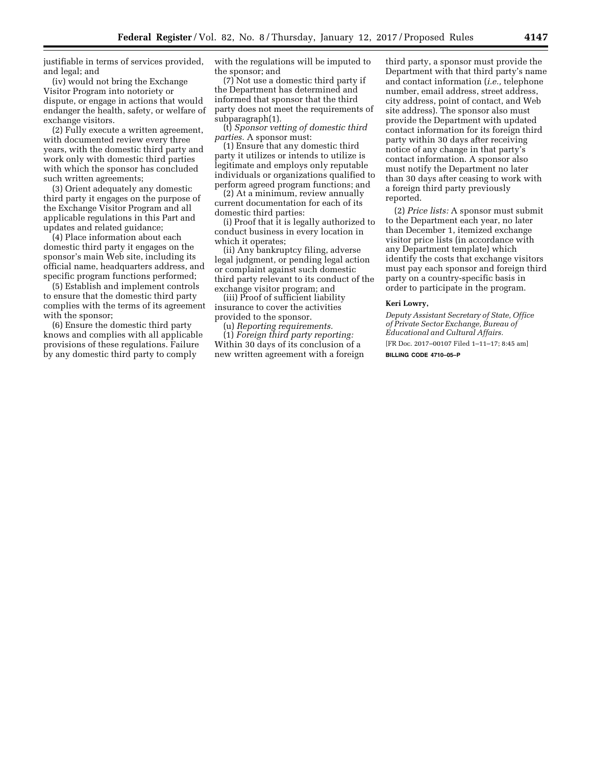justifiable in terms of services provided, and legal; and

(iv) would not bring the Exchange Visitor Program into notoriety or dispute, or engage in actions that would endanger the health, safety, or welfare of exchange visitors.

(2) Fully execute a written agreement, with documented review every three years, with the domestic third party and work only with domestic third parties with which the sponsor has concluded such written agreements;

(3) Orient adequately any domestic third party it engages on the purpose of the Exchange Visitor Program and all applicable regulations in this Part and updates and related guidance;

(4) Place information about each domestic third party it engages on the sponsor's main Web site, including its official name, headquarters address, and specific program functions performed;

(5) Establish and implement controls to ensure that the domestic third party complies with the terms of its agreement with the sponsor;

(6) Ensure the domestic third party knows and complies with all applicable provisions of these regulations. Failure by any domestic third party to comply with the regulations will be imputed to the sponsor; and

(7) Not use a domestic third party if the Department has determined and informed that sponsor that the third party does not meet the requirements of subparagraph(1).

(t) *Sponsor vetting of domestic third parties.* A sponsor must:

(1) Ensure that any domestic third party it utilizes or intends to utilize is legitimate and employs only reputable individuals or organizations qualified to perform agreed program functions; and

(2) At a minimum, review annually current documentation for each of its domestic third parties:

(i) Proof that it is legally authorized to conduct business in every location in which it operates;

(ii) Any bankruptcy filing, adverse legal judgment, or pending legal action or complaint against such domestic third party relevant to its conduct of the exchange visitor program; and

(iii) Proof of sufficient liability insurance to cover the activities provided to the sponsor.

(u) *Reporting requirements.*

(1) *Foreign third party reporting:* Within 30 days of its conclusion of a new written agreement with a foreign third party, a sponsor must provide the Department with that third party's name and contact information (*i.e.,* telephone number, email address, street address, city address, point of contact, and Web site address). The sponsor also must provide the Department with updated contact information for its foreign third party within 30 days after receiving notice of any change in that party's contact information. A sponsor also must notify the Department no later than 30 days after ceasing to work with a foreign third party previously reported.

(2) *Price lists:* A sponsor must submit to the Department each year, no later than December 1, itemized exchange visitor price lists (in accordance with any Department template) which identify the costs that exchange visitors must pay each sponsor and foreign third party on a country-specific basis in order to participate in the program.

**Keri Lowry,**

*Deputy Assistant Secretary of State, Office of Private Sector Exchange, Bureau of Educational and Cultural Affairs.*

[FR Doc. 2017–00107 Filed 1–11–17; 8:45 am]

**BILLING CODE 4710–05–P**